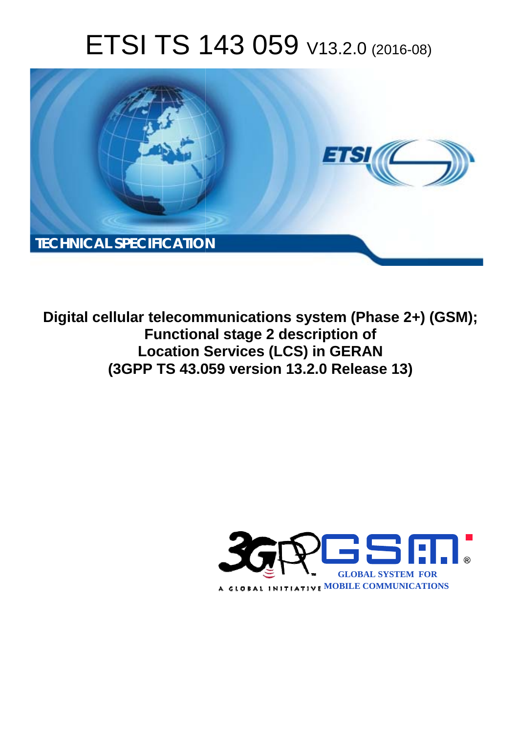# ETSI TS 143 059 V13.2.0 (2016-08)

TECHNICAL SPECIFICATION

**Digital cellular telecommunications system (Phase 2+) (GSM); Functional stage 2 description of Location Services (LCS) in GERAN (3GPP TS 43.059 version 13.2.0 Release 13)**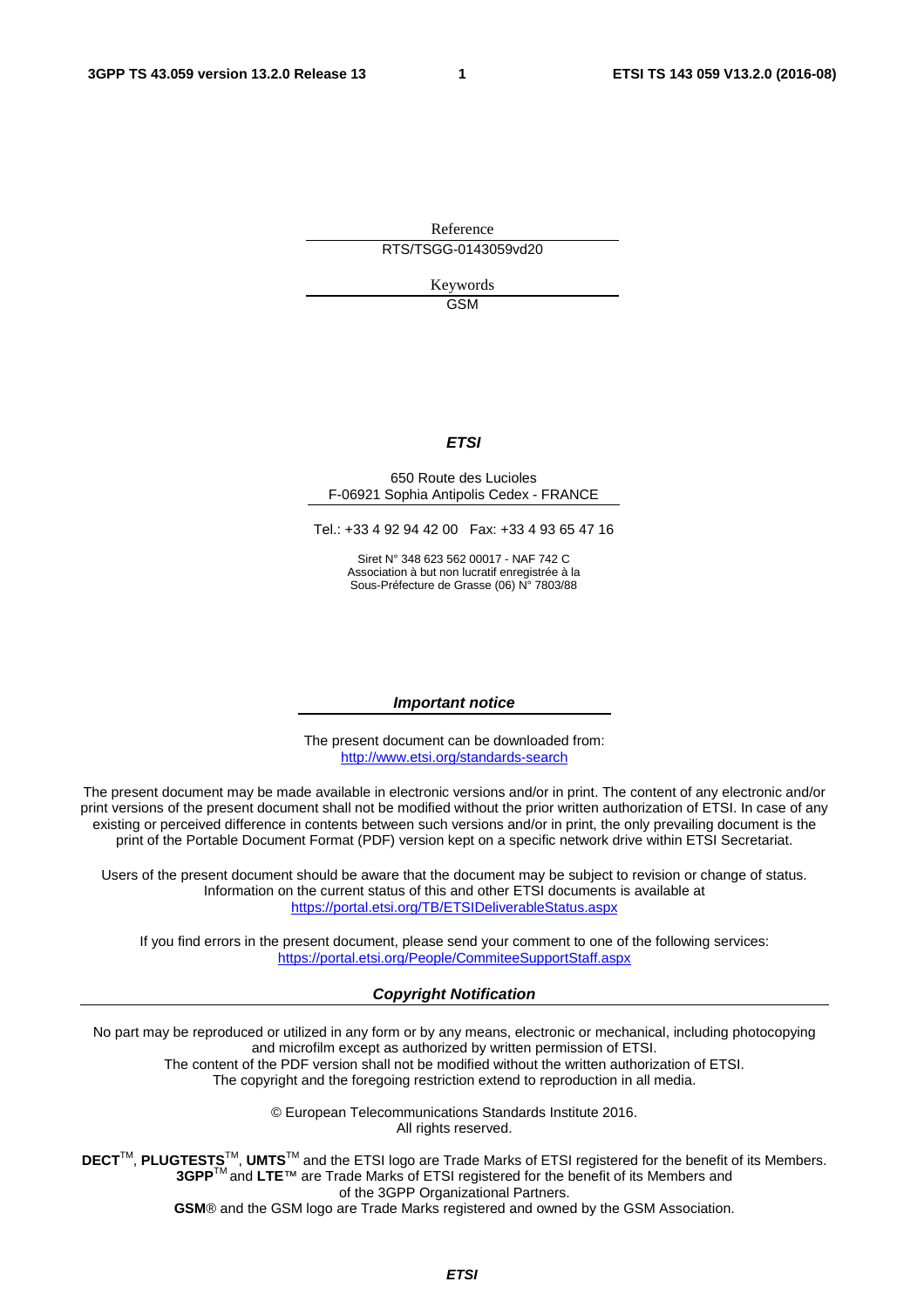Reference

RTS/TSGG-0143059vd20

Keywords

GSM

***ETSI***

650 Route des Lucioles
F-06921 Sophia Antipolis Cedex - FRANCE

Tel.: +33 4 92 94 42 00 Fax: +33 4 93 65 47 16

Siret N° 348 623 562 00017 - NAF 742 C
Association à but non lucratif enregistrée à la
Sous-Préfecture de Grasse (06) N° 7803/88

***Important notice***

The present document can be downloaded from:
http://www.etsi.org/standards-search

The present document may be made available in electronic versions and/or in print. The content of any electronic and/or print versions of the present document shall not be modified without the prior written authorization of ETSI. In case of any existing or perceived difference in contents between such versions and/or in print, the only prevailing document is the print of the Portable Document Format (PDF) version kept on a specific network drive within ETSI Secretariat.

Users of the present document should be aware that the document may be subject to revision or change of status. Information on the current status of this and other ETSI documents is available at
https://portal.etsi.org/TB/ETSIDeliverableStatus.aspx

If you find errors in the present document, please send your comment to one of the following services:
https://portal.etsi.org/People/CommiteeSupportStaff.aspx

***Copyright Notification***

No part may be reproduced or utilized in any form or by any means, electronic or mechanical, including photocopying and microfilm except as authorized by written permission of ETSI.
The content of the PDF version shall not be modified without the written authorization of ETSI.
The copyright and the foregoing restriction extend to reproduction in all media.

© European Telecommunications Standards Institute 2016.
All rights reserved.

**DECT**™, **PLUGTESTS**™, **UMTS**™ and the ETSI logo are Trade Marks of ETSI registered for the benefit of its Members.
**3GPP**™ and **LTE**™ are Trade Marks of ETSI registered for the benefit of its Members and of the 3GPP Organizational Partners.
**GSM**® and the GSM logo are Trade Marks registered and owned by the GSM Association.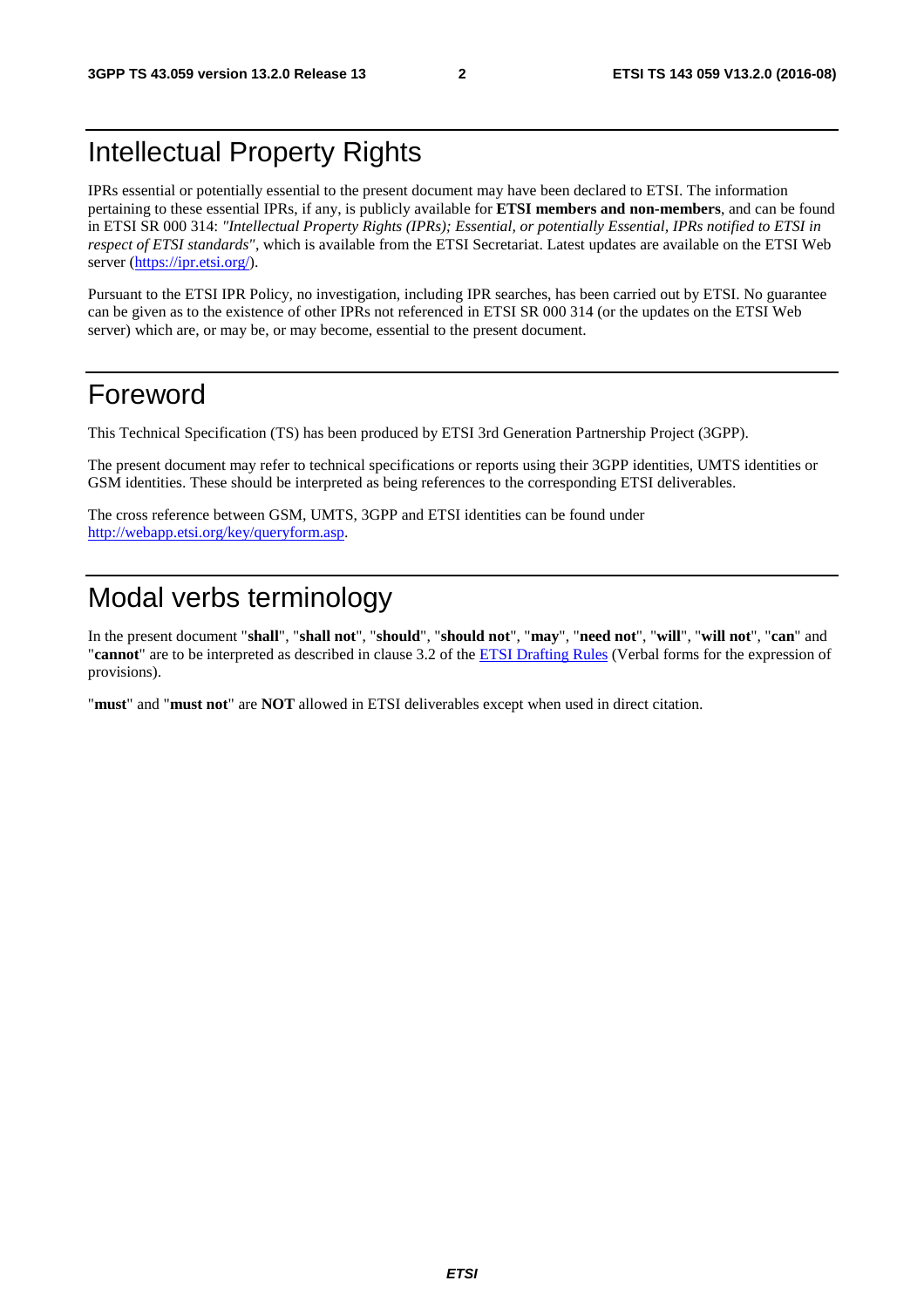# Intellectual Property Rights

IPRs essential or potentially essential to the present document may have been declared to ETSI. The information pertaining to these essential IPRs, if any, is publicly available for **ETSI members and non-members**, and can be found in ETSI SR 000 314: *"Intellectual Property Rights (IPRs); Essential, or potentially Essential, IPRs notified to ETSI in respect of ETSI standards"*, which is available from the ETSI Secretariat. Latest updates are available on the ETSI Web server (https://ipr.etsi.org/).

Pursuant to the ETSI IPR Policy, no investigation, including IPR searches, has been carried out by ETSI. No guarantee can be given as to the existence of other IPRs not referenced in ETSI SR 000 314 (or the updates on the ETSI Web server) which are, or may be, or may become, essential to the present document.

# Foreword

This Technical Specification (TS) has been produced by ETSI 3rd Generation Partnership Project (3GPP).

The present document may refer to technical specifications or reports using their 3GPP identities, UMTS identities or GSM identities. These should be interpreted as being references to the corresponding ETSI deliverables.

The cross reference between GSM, UMTS, 3GPP and ETSI identities can be found under http://webapp.etsi.org/key/queryform.asp.

# Modal verbs terminology

In the present document "**shall**", "**shall not**", "**should**", "**should not**", "**may**", "**need not**", "**will**", "**will not**", "**can**" and "**cannot**" are to be interpreted as described in clause 3.2 of the ETSI Drafting Rules (Verbal forms for the expression of provisions).

"**must**" and "**must not**" are **NOT** allowed in ETSI deliverables except when used in direct citation.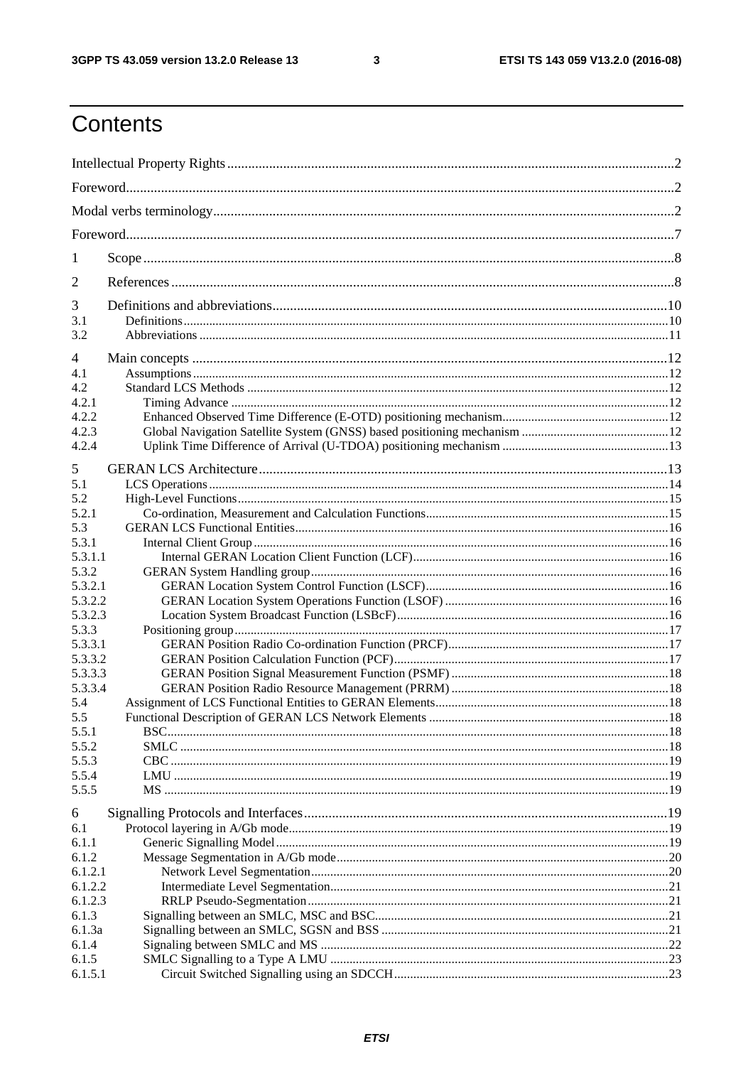# Contents

Intellectual Property Rights ....... 2
Foreword ....... 2
Modal verbs terminology ....... 2
Foreword ....... 7

1 Scope ....... 8
2 References ....... 8
3 Definitions and abbreviations ....... 10
3.1 Definitions ....... 10
3.2 Abbreviations ....... 11
4 Main concepts ....... 12
4.1 Assumptions ....... 12
4.2 Standard LCS Methods ....... 12
4.2.1 Timing Advance ....... 12
4.2.2 Enhanced Observed Time Difference (E-OTD) positioning mechanism ....... 12
4.2.3 Global Navigation Satellite System (GNSS) based positioning mechanism ....... 12
4.2.4 Uplink Time Difference of Arrival (U-TDOA) positioning mechanism ....... 13
5 GERAN LCS Architecture ....... 13
5.1 LCS Operations ....... 14
5.2 High-Level Functions ....... 15
5.2.1 Co-ordination, Measurement and Calculation Functions ....... 15
5.3 GERAN LCS Functional Entities ....... 16
5.3.1 Internal Client Group ....... 16
5.3.1.1 Internal GERAN Location Client Function (LCF) ....... 16
5.3.2 GERAN System Handling group ....... 16
5.3.2.1 GERAN Location System Control Function (LSCF) ....... 16
5.3.2.2 GERAN Location System Operations Function (LSOF) ....... 16
5.3.2.3 Location System Broadcast Function (LSBcF) ....... 16
5.3.3 Positioning group ....... 17
5.3.3.1 GERAN Position Radio Co-ordination Function (PRCF) ....... 17
5.3.3.2 GERAN Position Calculation Function (PCF) ....... 17
5.3.3.3 GERAN Position Signal Measurement Function (PSMF) ....... 18
5.3.3.4 GERAN Position Radio Resource Management (PRRM) ....... 18
5.4 Assignment of LCS Functional Entities to GERAN Elements ....... 18
5.5 Functional Description of GERAN LCS Network Elements ....... 18
5.5.1 BSC ....... 18
5.5.2 SMLC ....... 18
5.5.3 CBC ....... 19
5.5.4 LMU ....... 19
5.5.5 MS ....... 19
6 Signalling Protocols and Interfaces ....... 19
6.1 Protocol layering in A/Gb mode ....... 19
6.1.1 Generic Signalling Model ....... 19
6.1.2 Message Segmentation in A/Gb mode ....... 20
6.1.2.1 Network Level Segmentation ....... 20
6.1.2.2 Intermediate Level Segmentation ....... 21
6.1.2.3 RRLP Pseudo-Segmentation ....... 21
6.1.3 Signalling between an SMLC, MSC and BSC ....... 21
6.1.3a Signalling between an SMLC, SGSN and BSS ....... 21
6.1.4 Signaling between SMLC and MS ....... 22
6.1.5 SMLC Signalling to a Type A LMU ....... 23
6.1.5.1 Circuit Switched Signalling using an SDCCH ....... 23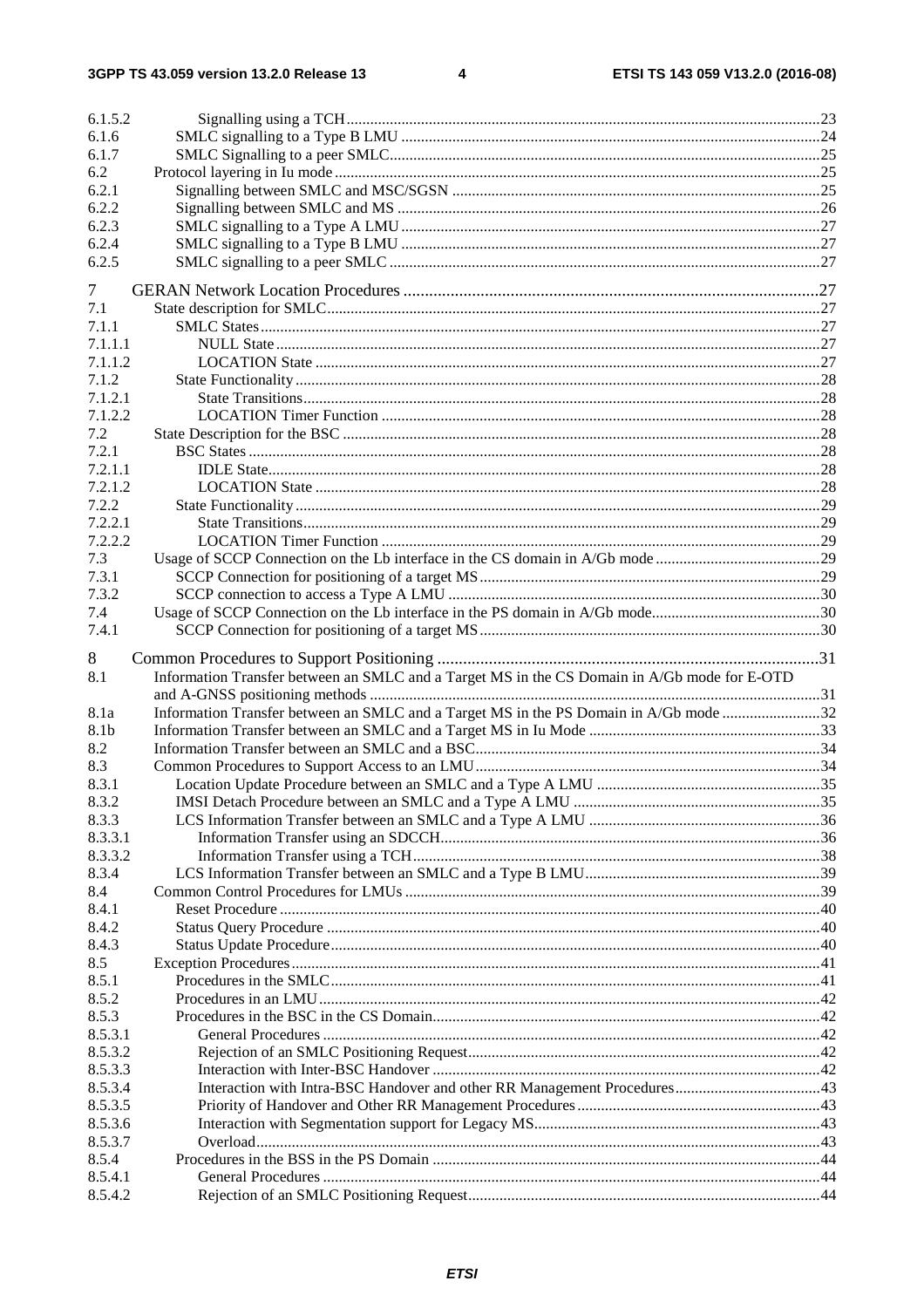6.1.5.2 Signalling using a TCH ..... 23
6.1.6 SMLC signalling to a Type B LMU ..... 24
6.1.7 SMLC Signalling to a peer SMLC ..... 25
6.2 Protocol layering in Iu mode ..... 25
6.2.1 Signalling between SMLC and MSC/SGSN ..... 25
6.2.2 Signalling between SMLC and MS ..... 26
6.2.3 SMLC signalling to a Type A LMU ..... 27
6.2.4 SMLC signalling to a Type B LMU ..... 27
6.2.5 SMLC signalling to a peer SMLC ..... 27

7 GERAN Network Location Procedures ..... 27
7.1 State description for SMLC ..... 27
7.1.1 SMLC States ..... 27
7.1.1.1 NULL State ..... 27
7.1.1.2 LOCATION State ..... 27
7.1.2 State Functionality ..... 28
7.1.2.1 State Transitions ..... 28
7.1.2.2 LOCATION Timer Function ..... 28
7.2 State Description for the BSC ..... 28
7.2.1 BSC States ..... 28
7.2.1.1 IDLE State ..... 28
7.2.1.2 LOCATION State ..... 28
7.2.2 State Functionality ..... 29
7.2.2.1 State Transitions ..... 29
7.2.2.2 LOCATION Timer Function ..... 29
7.3 Usage of SCCP Connection on the Lb interface in the CS domain in A/Gb mode ..... 29
7.3.1 SCCP Connection for positioning of a target MS ..... 29
7.3.2 SCCP connection to access a Type A LMU ..... 30
7.4 Usage of SCCP Connection on the Lb interface in the PS domain in A/Gb mode ..... 30
7.4.1 SCCP Connection for positioning of a target MS ..... 30

8 Common Procedures to Support Positioning ..... 31
8.1 Information Transfer between an SMLC and a Target MS in the CS Domain in A/Gb mode for E-OTD and A-GNSS positioning methods ..... 31
8.1a Information Transfer between an SMLC and a Target MS in the PS Domain in A/Gb mode ..... 32
8.1b Information Transfer between an SMLC and a Target MS in Iu Mode ..... 33
8.2 Information Transfer between an SMLC and a BSC ..... 34
8.3 Common Procedures to Support Access to an LMU ..... 34
8.3.1 Location Update Procedure between an SMLC and a Type A LMU ..... 35
8.3.2 IMSI Detach Procedure between an SMLC and a Type A LMU ..... 35
8.3.3 LCS Information Transfer between an SMLC and a Type A LMU ..... 36
8.3.3.1 Information Transfer using an SDCCH ..... 36
8.3.3.2 Information Transfer using a TCH ..... 38
8.3.4 LCS Information Transfer between an SMLC and a Type B LMU ..... 39
8.4 Common Control Procedures for LMUs ..... 39
8.4.1 Reset Procedure ..... 40
8.4.2 Status Query Procedure ..... 40
8.4.3 Status Update Procedure ..... 40
8.5 Exception Procedures ..... 41
8.5.1 Procedures in the SMLC ..... 41
8.5.2 Procedures in an LMU ..... 42
8.5.3 Procedures in the BSC in the CS Domain ..... 42
8.5.3.1 General Procedures ..... 42
8.5.3.2 Rejection of an SMLC Positioning Request ..... 42
8.5.3.3 Interaction with Inter-BSC Handover ..... 42
8.5.3.4 Interaction with Intra-BSC Handover and other RR Management Procedures ..... 43
8.5.3.5 Priority of Handover and Other RR Management Procedures ..... 43
8.5.3.6 Interaction with Segmentation support for Legacy MS ..... 43
8.5.3.7 Overload ..... 43
8.5.4 Procedures in the BSS in the PS Domain ..... 44
8.5.4.1 General Procedures ..... 44
8.5.4.2 Rejection of an SMLC Positioning Request ..... 44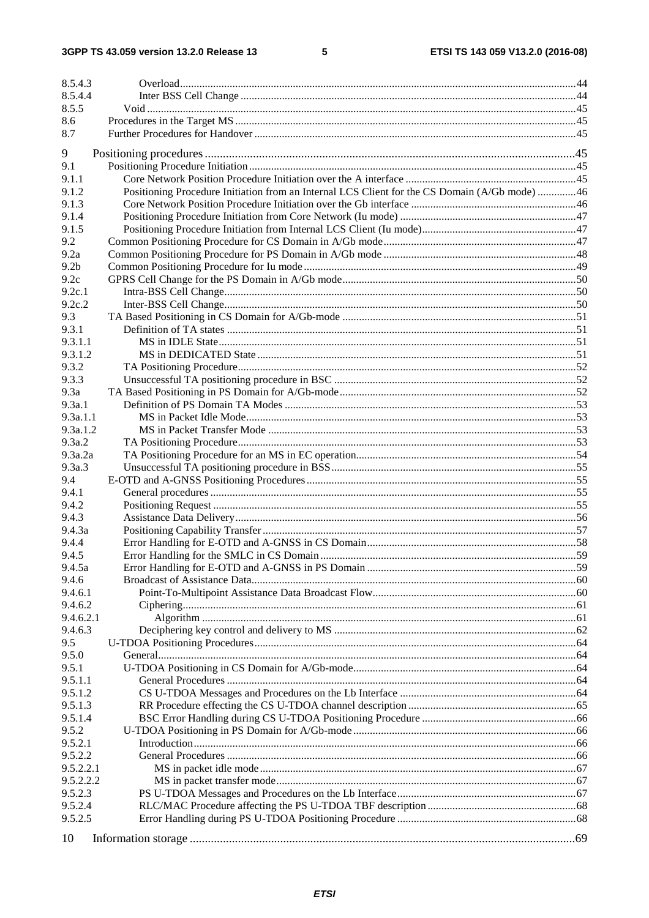8.5.4.3 Overload ....................................................................................................................................44
8.5.4.4 Inter BSS Cell Change ..........................................................................................................44
8.5.5 Void ............................................................................................................................................45
8.6 Procedures in the Target MS ............................................................................................................45
8.7 Further Procedures for Handover .....................................................................................................45

9 Positioning procedures ..........................................................................................................................45
9.1 Positioning Procedure Initiation .......................................................................................................45
9.1.1 Core Network Position Procedure Initiation over the A interface ...............................................45
9.1.2 Positioning Procedure Initiation from an Internal LCS Client for the CS Domain (A/Gb mode) ..............46
9.1.3 Core Network Position Procedure Initiation over the Gb interface ..............................................46
9.1.4 Positioning Procedure Initiation from Core Network (Iu mode) .................................................47
9.1.5 Positioning Procedure Initiation from Internal LCS Client (Iu mode).........................................47
9.2 Common Positioning Procedure for CS Domain in A/Gb mode ......................................................47
9.2a Common Positioning Procedure for PS Domain in A/Gb mode .......................................................48
9.2b Common Positioning Procedure for Iu mode ...................................................................................49
9.2c GPRS Cell Change for the PS Domain in A/Gb mode .....................................................................50
9.2c.1 Intra-BSS Cell Change...............................................................................................................50
9.2c.2 Inter-BSS Cell Change...............................................................................................................50
9.3 TA Based Positioning in CS Domain for A/Gb-mode .....................................................................51
9.3.1 Definition of TA states ...............................................................................................................51
9.3.1.1 MS in IDLE State..................................................................................................................51
9.3.1.2 MS in DEDICATED State....................................................................................................51
9.3.2 TA Positioning Procedure...........................................................................................................52
9.3.3 Unsuccessful TA positioning procedure in BSC .........................................................................52
9.3a TA Based Positioning in PS Domain for A/Gb-mode......................................................................52
9.3a.1 Definition of PS Domain TA Modes ..........................................................................................53
9.3a.1.1 MS in Packet Idle Mode........................................................................................................53
9.3a.1.2 MS in Packet Transfer Mode .................................................................................................53
9.3a.2 TA Positioning Procedure...........................................................................................................53
9.3a.2a TA Positioning Procedure for an MS in EC operation................................................................54
9.3a.3 Unsuccessful TA positioning procedure in BSS.........................................................................55
9.4 E-OTD and A-GNSS Positioning Procedures ..................................................................................55
9.4.1 General procedures .....................................................................................................................55
9.4.2 Positioning Request ....................................................................................................................55
9.4.3 Assistance Data Delivery............................................................................................................56
9.4.3a Positioning Capability Transfer ..................................................................................................57
9.4.4 Error Handling for E-OTD and A-GNSS in CS Domain.............................................................58
9.4.5 Error Handling for the SMLC in CS Domain..............................................................................59
9.4.5a Error Handling for E-OTD and A-GNSS in PS Domain .............................................................59
9.4.6 Broadcast of Assistance Data......................................................................................................60
9.4.6.1 Point-To-Multipoint Assistance Data Broadcast Flow...........................................................60
9.4.6.2 Ciphering..............................................................................................................................61
9.4.6.2.1 Algorithm .......................................................................................................................61
9.4.6.3 Deciphering key control and delivery to MS ........................................................................62
9.5 U-TDOA Positioning Procedures.....................................................................................................64
9.5.0 General........................................................................................................................................64
9.5.1 U-TDOA Positioning in CS Domain for A/Gb-mode..................................................................64
9.5.1.1 General Procedures ...............................................................................................................64
9.5.1.2 CS U-TDOA Messages and Procedures on the Lb Interface .................................................64
9.5.1.3 RR Procedure effecting the CS U-TDOA channel description ..............................................65
9.5.1.4 BSC Error Handling during CS U-TDOA Positioning Procedure .........................................66
9.5.2 U-TDOA Positioning in PS Domain for A/Gb-mode..................................................................66
9.5.2.1 Introduction...........................................................................................................................66
9.5.2.2 General Procedures ...............................................................................................................66
9.5.2.2.1 MS in packet idle mode...................................................................................................67
9.5.2.2.2 MS in packet transfer mode.............................................................................................67
9.5.2.3 PS U-TDOA Messages and Procedures on the Lb Interface..................................................67
9.5.2.4 RLC/MAC Procedure affecting the PS U-TDOA TBF description.......................................68
9.5.2.5 Error Handling during PS U-TDOA Positioning Procedure ..................................................68

10 Information storage ...............................................................................................................................69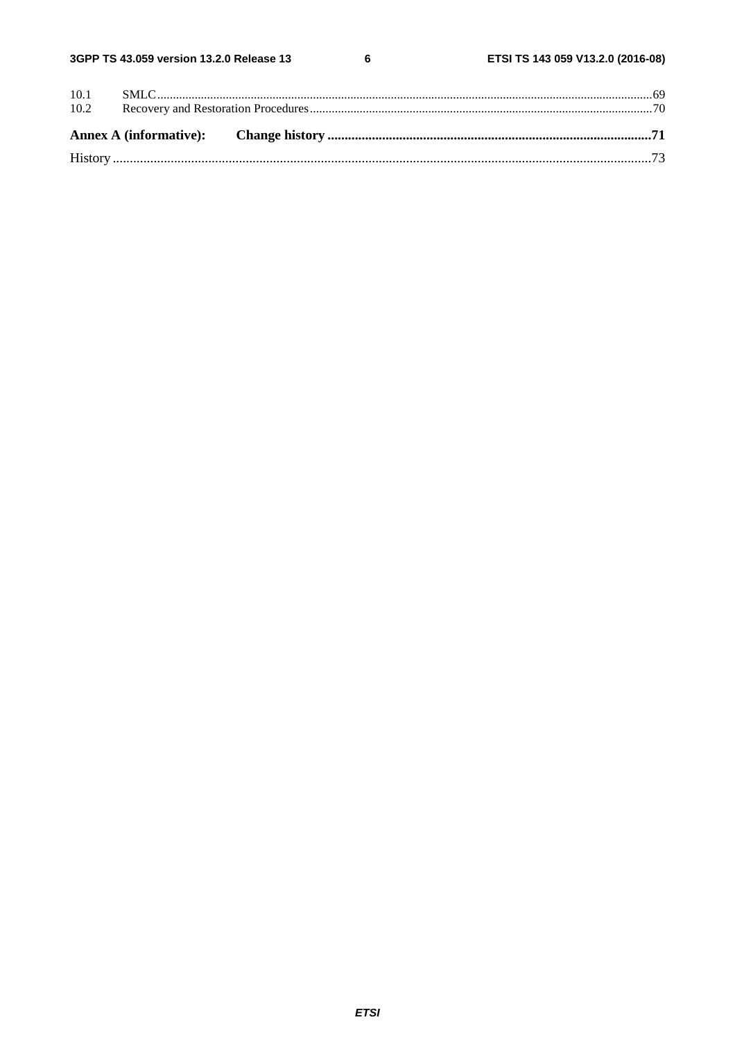10.1 SMLC ..... 69
10.2 Recovery and Restoration Procedures ..... 70

**Annex A (informative): Change history ..... 71**

History ..... 73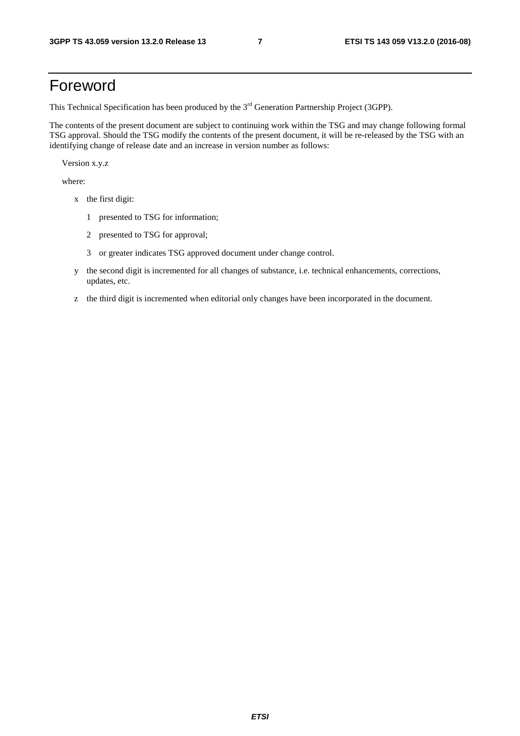# Foreword

This Technical Specification has been produced by the 3rd Generation Partnership Project (3GPP).

The contents of the present document are subject to continuing work within the TSG and may change following formal TSG approval. Should the TSG modify the contents of the present document, it will be re-released by the TSG with an identifying change of release date and an increase in version number as follows:

Version x.y.z

where:

- x the first digit:
  - 1 presented to TSG for information;
  - 2 presented to TSG for approval;
  - 3 or greater indicates TSG approved document under change control.
- y the second digit is incremented for all changes of substance, i.e. technical enhancements, corrections, updates, etc.
- z the third digit is incremented when editorial only changes have been incorporated in the document.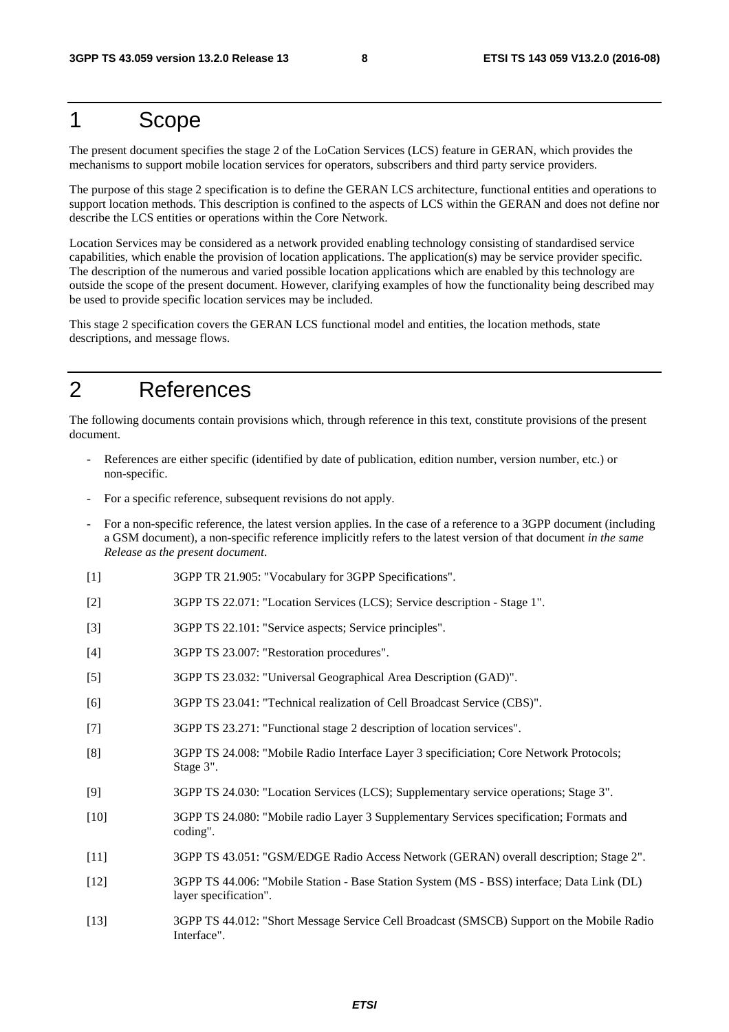# 1 Scope

The present document specifies the stage 2 of the LoCation Services (LCS) feature in GERAN, which provides the mechanisms to support mobile location services for operators, subscribers and third party service providers.

The purpose of this stage 2 specification is to define the GERAN LCS architecture, functional entities and operations to support location methods. This description is confined to the aspects of LCS within the GERAN and does not define nor describe the LCS entities or operations within the Core Network.

Location Services may be considered as a network provided enabling technology consisting of standardised service capabilities, which enable the provision of location applications. The application(s) may be service provider specific. The description of the numerous and varied possible location applications which are enabled by this technology are outside the scope of the present document. However, clarifying examples of how the functionality being described may be used to provide specific location services may be included.

This stage 2 specification covers the GERAN LCS functional model and entities, the location methods, state descriptions, and message flows.

# 2 References

The following documents contain provisions which, through reference in this text, constitute provisions of the present document.

- References are either specific (identified by date of publication, edition number, version number, etc.) or non-specific.
- For a specific reference, subsequent revisions do not apply.
- For a non-specific reference, the latest version applies. In the case of a reference to a 3GPP document (including a GSM document), a non-specific reference implicitly refers to the latest version of that document *in the same Release as the present document*.

[1] 3GPP TR 21.905: "Vocabulary for 3GPP Specifications".

[2] 3GPP TS 22.071: "Location Services (LCS); Service description - Stage 1".

[3] 3GPP TS 22.101: "Service aspects; Service principles".

[4] 3GPP TS 23.007: "Restoration procedures".

[5] 3GPP TS 23.032: "Universal Geographical Area Description (GAD)".

[6] 3GPP TS 23.041: "Technical realization of Cell Broadcast Service (CBS)".

[7] 3GPP TS 23.271: "Functional stage 2 description of location services".

[8] 3GPP TS 24.008: "Mobile Radio Interface Layer 3 specificiation; Core Network Protocols; Stage 3".

[9] 3GPP TS 24.030: "Location Services (LCS); Supplementary service operations; Stage 3".

[10] 3GPP TS 24.080: "Mobile radio Layer 3 Supplementary Services specification; Formats and coding".

[11] 3GPP TS 43.051: "GSM/EDGE Radio Access Network (GERAN) overall description; Stage 2".

[12] 3GPP TS 44.006: "Mobile Station - Base Station System (MS - BSS) interface; Data Link (DL) layer specification".

[13] 3GPP TS 44.012: "Short Message Service Cell Broadcast (SMSCB) Support on the Mobile Radio Interface".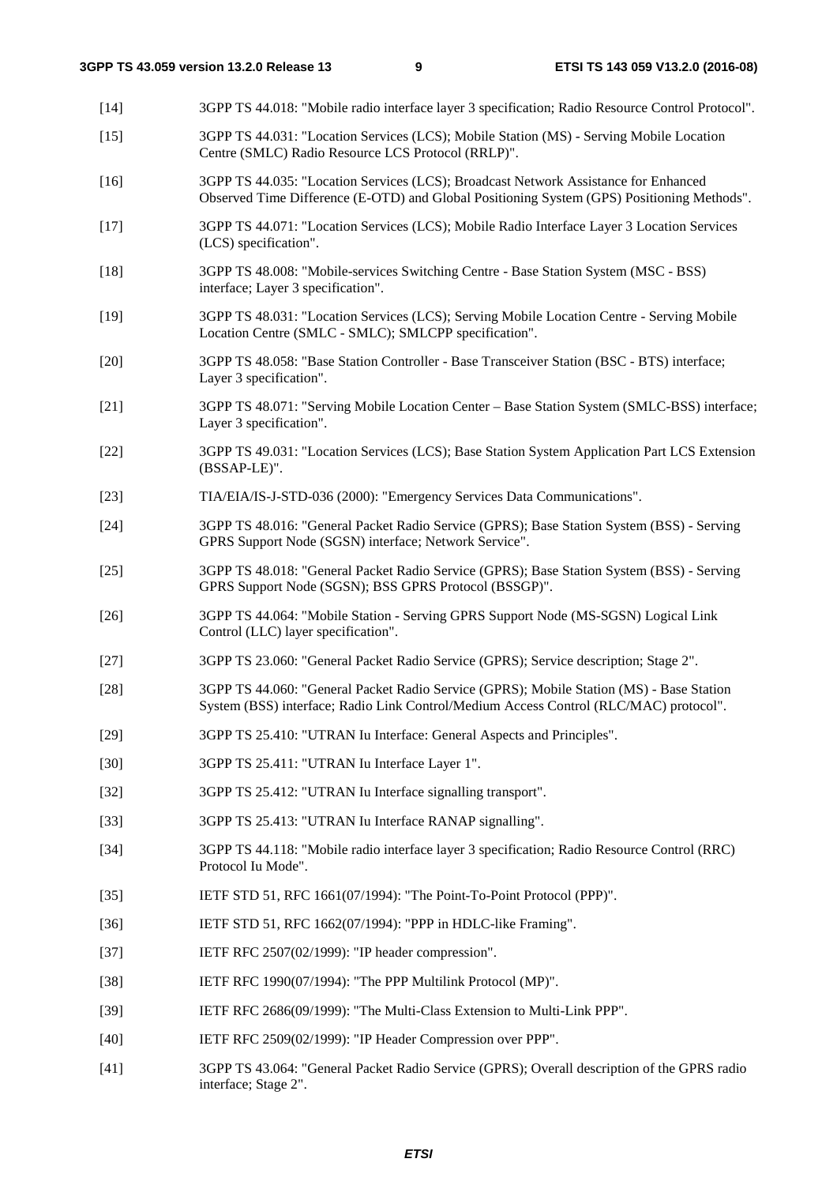[14] 3GPP TS 44.018: "Mobile radio interface layer 3 specification; Radio Resource Control Protocol".

[15] 3GPP TS 44.031: "Location Services (LCS); Mobile Station (MS) - Serving Mobile Location Centre (SMLC) Radio Resource LCS Protocol (RRLP)".

[16] 3GPP TS 44.035: "Location Services (LCS); Broadcast Network Assistance for Enhanced Observed Time Difference (E-OTD) and Global Positioning System (GPS) Positioning Methods".

[17] 3GPP TS 44.071: "Location Services (LCS); Mobile Radio Interface Layer 3 Location Services (LCS) specification".

[18] 3GPP TS 48.008: "Mobile-services Switching Centre - Base Station System (MSC - BSS) interface; Layer 3 specification".

[19] 3GPP TS 48.031: "Location Services (LCS); Serving Mobile Location Centre - Serving Mobile Location Centre (SMLC - SMLC); SMLCPP specification".

[20] 3GPP TS 48.058: "Base Station Controller - Base Transceiver Station (BSC - BTS) interface; Layer 3 specification".

[21] 3GPP TS 48.071: "Serving Mobile Location Center – Base Station System (SMLC-BSS) interface; Layer 3 specification".

[22] 3GPP TS 49.031: "Location Services (LCS); Base Station System Application Part LCS Extension (BSSAP-LE)".

[23] TIA/EIA/IS-J-STD-036 (2000): "Emergency Services Data Communications".

[24] 3GPP TS 48.016: "General Packet Radio Service (GPRS); Base Station System (BSS) - Serving GPRS Support Node (SGSN) interface; Network Service".

[25] 3GPP TS 48.018: "General Packet Radio Service (GPRS); Base Station System (BSS) - Serving GPRS Support Node (SGSN); BSS GPRS Protocol (BSSGP)".

[26] 3GPP TS 44.064: "Mobile Station - Serving GPRS Support Node (MS-SGSN) Logical Link Control (LLC) layer specification".

[27] 3GPP TS 23.060: "General Packet Radio Service (GPRS); Service description; Stage 2".

[28] 3GPP TS 44.060: "General Packet Radio Service (GPRS); Mobile Station (MS) - Base Station System (BSS) interface; Radio Link Control/Medium Access Control (RLC/MAC) protocol".

[29] 3GPP TS 25.410: "UTRAN Iu Interface: General Aspects and Principles".

[30] 3GPP TS 25.411: "UTRAN Iu Interface Layer 1".

[32] 3GPP TS 25.412: "UTRAN Iu Interface signalling transport".

[33] 3GPP TS 25.413: "UTRAN Iu Interface RANAP signalling".

[34] 3GPP TS 44.118: "Mobile radio interface layer 3 specification; Radio Resource Control (RRC) Protocol Iu Mode".

[35] IETF STD 51, RFC 1661(07/1994): "The Point-To-Point Protocol (PPP)".

[36] IETF STD 51, RFC 1662(07/1994): "PPP in HDLC-like Framing".

[37] IETF RFC 2507(02/1999): "IP header compression".

[38] IETF RFC 1990(07/1994): "The PPP Multilink Protocol (MP)".

[39] IETF RFC 2686(09/1999): "The Multi-Class Extension to Multi-Link PPP".

[40] IETF RFC 2509(02/1999): "IP Header Compression over PPP".

[41] 3GPP TS 43.064: "General Packet Radio Service (GPRS); Overall description of the GPRS radio interface; Stage 2".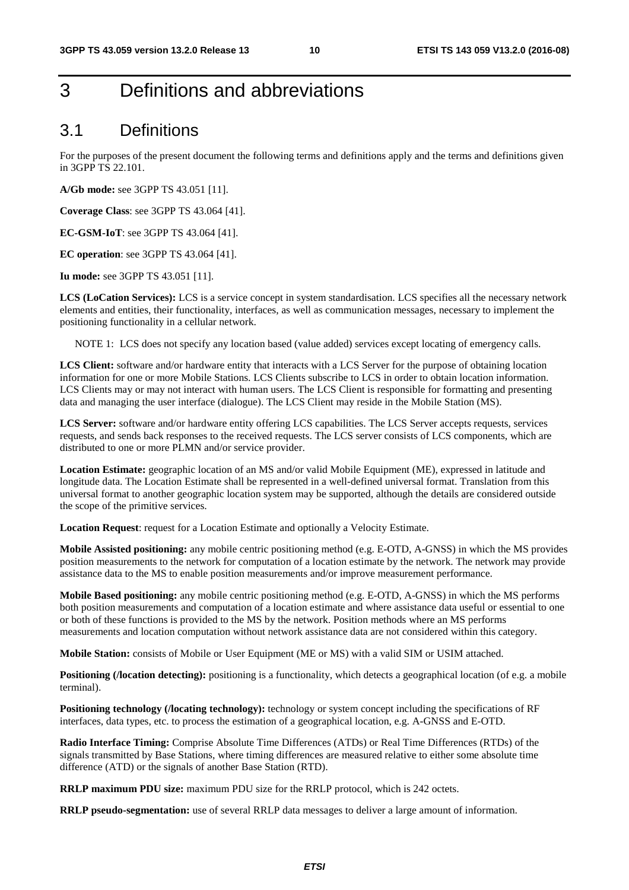# 3 Definitions and abbreviations

## 3.1 Definitions

For the purposes of the present document the following terms and definitions apply and the terms and definitions given in 3GPP TS 22.101.

**A/Gb mode:** see 3GPP TS 43.051 [11].

**Coverage Class**: see 3GPP TS 43.064 [41].

**EC-GSM-IoT**: see 3GPP TS 43.064 [41].

**EC operation**: see 3GPP TS 43.064 [41].

**Iu mode:** see 3GPP TS 43.051 [11].

**LCS (LoCation Services):** LCS is a service concept in system standardisation. LCS specifies all the necessary network elements and entities, their functionality, interfaces, as well as communication messages, necessary to implement the positioning functionality in a cellular network.

NOTE 1: LCS does not specify any location based (value added) services except locating of emergency calls.

**LCS Client:** software and/or hardware entity that interacts with a LCS Server for the purpose of obtaining location information for one or more Mobile Stations. LCS Clients subscribe to LCS in order to obtain location information. LCS Clients may or may not interact with human users. The LCS Client is responsible for formatting and presenting data and managing the user interface (dialogue). The LCS Client may reside in the Mobile Station (MS).

**LCS Server:** software and/or hardware entity offering LCS capabilities. The LCS Server accepts requests, services requests, and sends back responses to the received requests. The LCS server consists of LCS components, which are distributed to one or more PLMN and/or service provider.

**Location Estimate:** geographic location of an MS and/or valid Mobile Equipment (ME), expressed in latitude and longitude data. The Location Estimate shall be represented in a well-defined universal format. Translation from this universal format to another geographic location system may be supported, although the details are considered outside the scope of the primitive services.

**Location Request**: request for a Location Estimate and optionally a Velocity Estimate.

**Mobile Assisted positioning:** any mobile centric positioning method (e.g. E-OTD, A-GNSS) in which the MS provides position measurements to the network for computation of a location estimate by the network. The network may provide assistance data to the MS to enable position measurements and/or improve measurement performance.

**Mobile Based positioning:** any mobile centric positioning method (e.g. E-OTD, A-GNSS) in which the MS performs both position measurements and computation of a location estimate and where assistance data useful or essential to one or both of these functions is provided to the MS by the network. Position methods where an MS performs measurements and location computation without network assistance data are not considered within this category.

**Mobile Station:** consists of Mobile or User Equipment (ME or MS) with a valid SIM or USIM attached.

**Positioning (/location detecting):** positioning is a functionality, which detects a geographical location (of e.g. a mobile terminal).

**Positioning technology (/locating technology):** technology or system concept including the specifications of RF interfaces, data types, etc. to process the estimation of a geographical location, e.g. A-GNSS and E-OTD.

**Radio Interface Timing:** Comprise Absolute Time Differences (ATDs) or Real Time Differences (RTDs) of the signals transmitted by Base Stations, where timing differences are measured relative to either some absolute time difference (ATD) or the signals of another Base Station (RTD).

**RRLP maximum PDU size:** maximum PDU size for the RRLP protocol, which is 242 octets.

**RRLP pseudo-segmentation:** use of several RRLP data messages to deliver a large amount of information.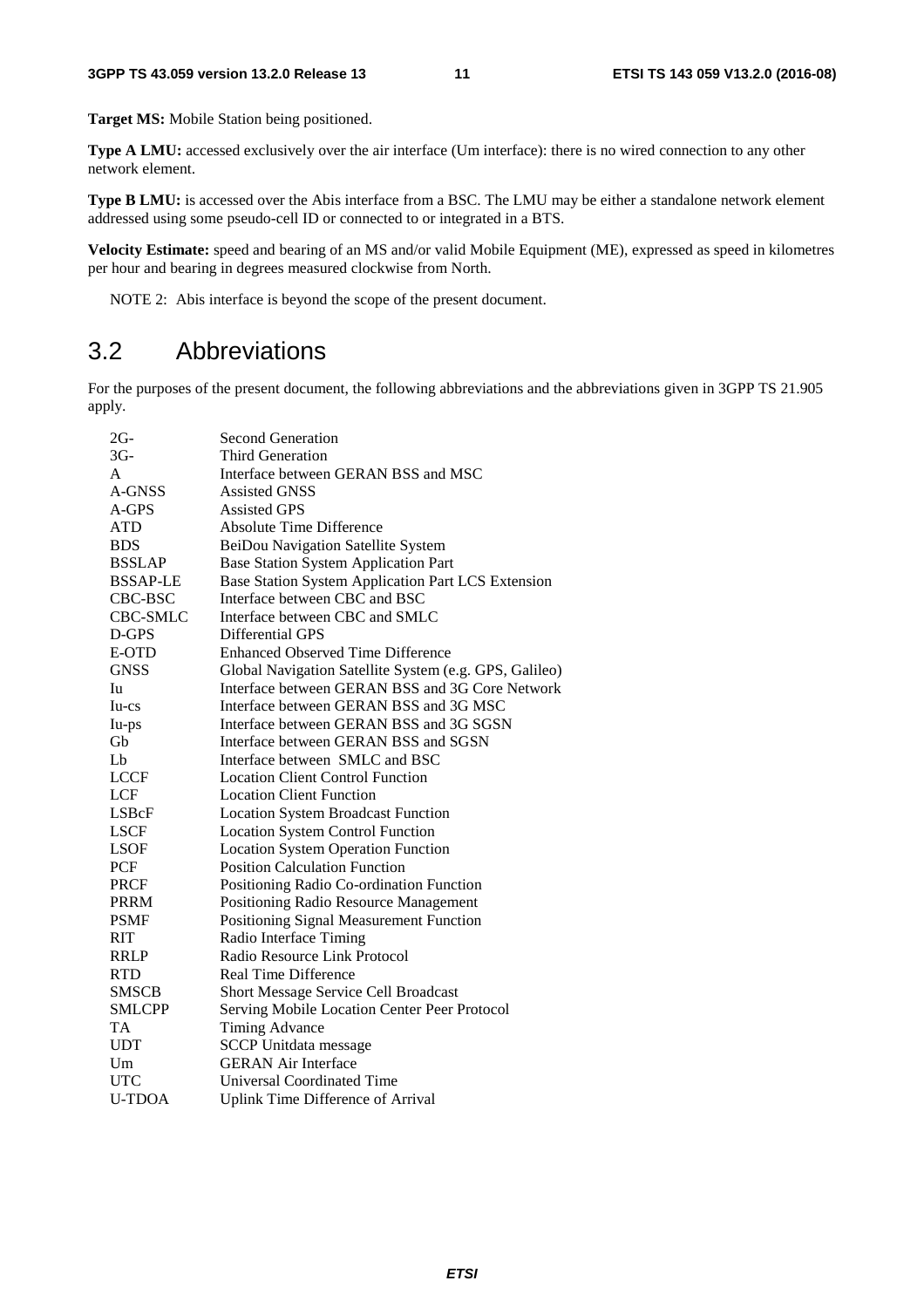**Target MS:** Mobile Station being positioned.

**Type A LMU:** accessed exclusively over the air interface (Um interface): there is no wired connection to any other network element.

**Type B LMU:** is accessed over the Abis interface from a BSC. The LMU may be either a standalone network element addressed using some pseudo-cell ID or connected to or integrated in a BTS.

**Velocity Estimate:** speed and bearing of an MS and/or valid Mobile Equipment (ME), expressed as speed in kilometres per hour and bearing in degrees measured clockwise from North.

NOTE 2: Abis interface is beyond the scope of the present document.

## 3.2 Abbreviations

For the purposes of the present document, the following abbreviations and the abbreviations given in 3GPP TS 21.905 apply.

| | |
|---|---|
| 2G- | Second Generation |
| 3G- | Third Generation |
| A | Interface between GERAN BSS and MSC |
| A-GNSS | Assisted GNSS |
| A-GPS | Assisted GPS |
| ATD | Absolute Time Difference |
| BDS | BeiDou Navigation Satellite System |
| BSSLAP | Base Station System Application Part |
| BSSAP-LE | Base Station System Application Part LCS Extension |
| CBC-BSC | Interface between CBC and BSC |
| CBC-SMLC | Interface between CBC and SMLC |
| D-GPS | Differential GPS |
| E-OTD | Enhanced Observed Time Difference |
| GNSS | Global Navigation Satellite System (e.g. GPS, Galileo) |
| Iu | Interface between GERAN BSS and 3G Core Network |
| Iu-cs | Interface between GERAN BSS and 3G MSC |
| Iu-ps | Interface between GERAN BSS and 3G SGSN |
| Gb | Interface between GERAN BSS and SGSN |
| Lb | Interface between SMLC and BSC |
| LCCF | Location Client Control Function |
| LCF | Location Client Function |
| LSBcF | Location System Broadcast Function |
| LSCF | Location System Control Function |
| LSOF | Location System Operation Function |
| PCF | Position Calculation Function |
| PRCF | Positioning Radio Co-ordination Function |
| PRRM | Positioning Radio Resource Management |
| PSMF | Positioning Signal Measurement Function |
| RIT | Radio Interface Timing |
| RRLP | Radio Resource Link Protocol |
| RTD | Real Time Difference |
| SMSCB | Short Message Service Cell Broadcast |
| SMLCPP | Serving Mobile Location Center Peer Protocol |
| TA | Timing Advance |
| UDT | SCCP Unitdata message |
| Um | GERAN Air Interface |
| UTC | Universal Coordinated Time |
| U-TDOA | Uplink Time Difference of Arrival |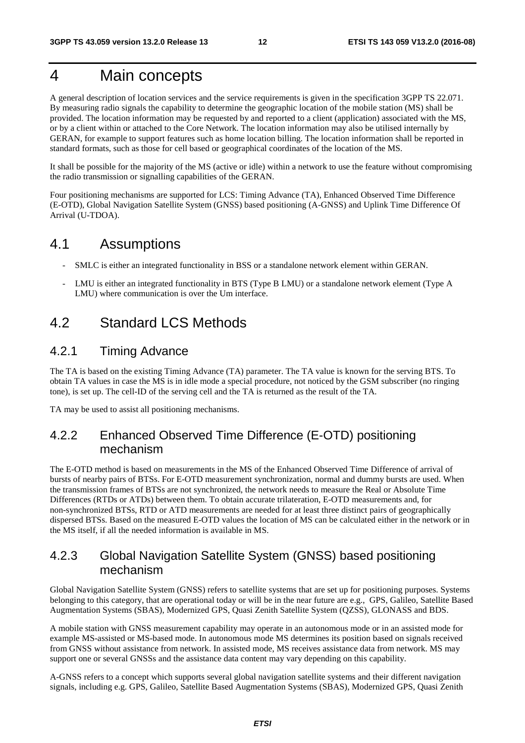# 4 Main concepts

A general description of location services and the service requirements is given in the specification 3GPP TS 22.071. By measuring radio signals the capability to determine the geographic location of the mobile station (MS) shall be provided. The location information may be requested by and reported to a client (application) associated with the MS, or by a client within or attached to the Core Network. The location information may also be utilised internally by GERAN, for example to support features such as home location billing. The location information shall be reported in standard formats, such as those for cell based or geographical coordinates of the location of the MS.

It shall be possible for the majority of the MS (active or idle) within a network to use the feature without compromising the radio transmission or signalling capabilities of the GERAN.

Four positioning mechanisms are supported for LCS: Timing Advance (TA), Enhanced Observed Time Difference (E-OTD), Global Navigation Satellite System (GNSS) based positioning (A-GNSS) and Uplink Time Difference Of Arrival (U-TDOA).

## 4.1 Assumptions

- SMLC is either an integrated functionality in BSS or a standalone network element within GERAN.
- LMU is either an integrated functionality in BTS (Type B LMU) or a standalone network element (Type A LMU) where communication is over the Um interface.

## 4.2 Standard LCS Methods

### 4.2.1 Timing Advance

The TA is based on the existing Timing Advance (TA) parameter. The TA value is known for the serving BTS. To obtain TA values in case the MS is in idle mode a special procedure, not noticed by the GSM subscriber (no ringing tone), is set up. The cell-ID of the serving cell and the TA is returned as the result of the TA.

TA may be used to assist all positioning mechanisms.

### 4.2.2 Enhanced Observed Time Difference (E-OTD) positioning mechanism

The E-OTD method is based on measurements in the MS of the Enhanced Observed Time Difference of arrival of bursts of nearby pairs of BTSs. For E-OTD measurement synchronization, normal and dummy bursts are used. When the transmission frames of BTSs are not synchronized, the network needs to measure the Real or Absolute Time Differences (RTDs or ATDs) between them. To obtain accurate trilateration, E-OTD measurements and, for non-synchronized BTSs, RTD or ATD measurements are needed for at least three distinct pairs of geographically dispersed BTSs. Based on the measured E-OTD values the location of MS can be calculated either in the network or in the MS itself, if all the needed information is available in MS.

### 4.2.3 Global Navigation Satellite System (GNSS) based positioning mechanism

Global Navigation Satellite System (GNSS) refers to satellite systems that are set up for positioning purposes. Systems belonging to this category, that are operational today or will be in the near future are e.g., GPS, Galileo, Satellite Based Augmentation Systems (SBAS), Modernized GPS, Quasi Zenith Satellite System (QZSS), GLONASS and BDS.

A mobile station with GNSS measurement capability may operate in an autonomous mode or in an assisted mode for example MS-assisted or MS-based mode. In autonomous mode MS determines its position based on signals received from GNSS without assistance from network. In assisted mode, MS receives assistance data from network. MS may support one or several GNSSs and the assistance data content may vary depending on this capability.

A-GNSS refers to a concept which supports several global navigation satellite systems and their different navigation signals, including e.g. GPS, Galileo, Satellite Based Augmentation Systems (SBAS), Modernized GPS, Quasi Zenith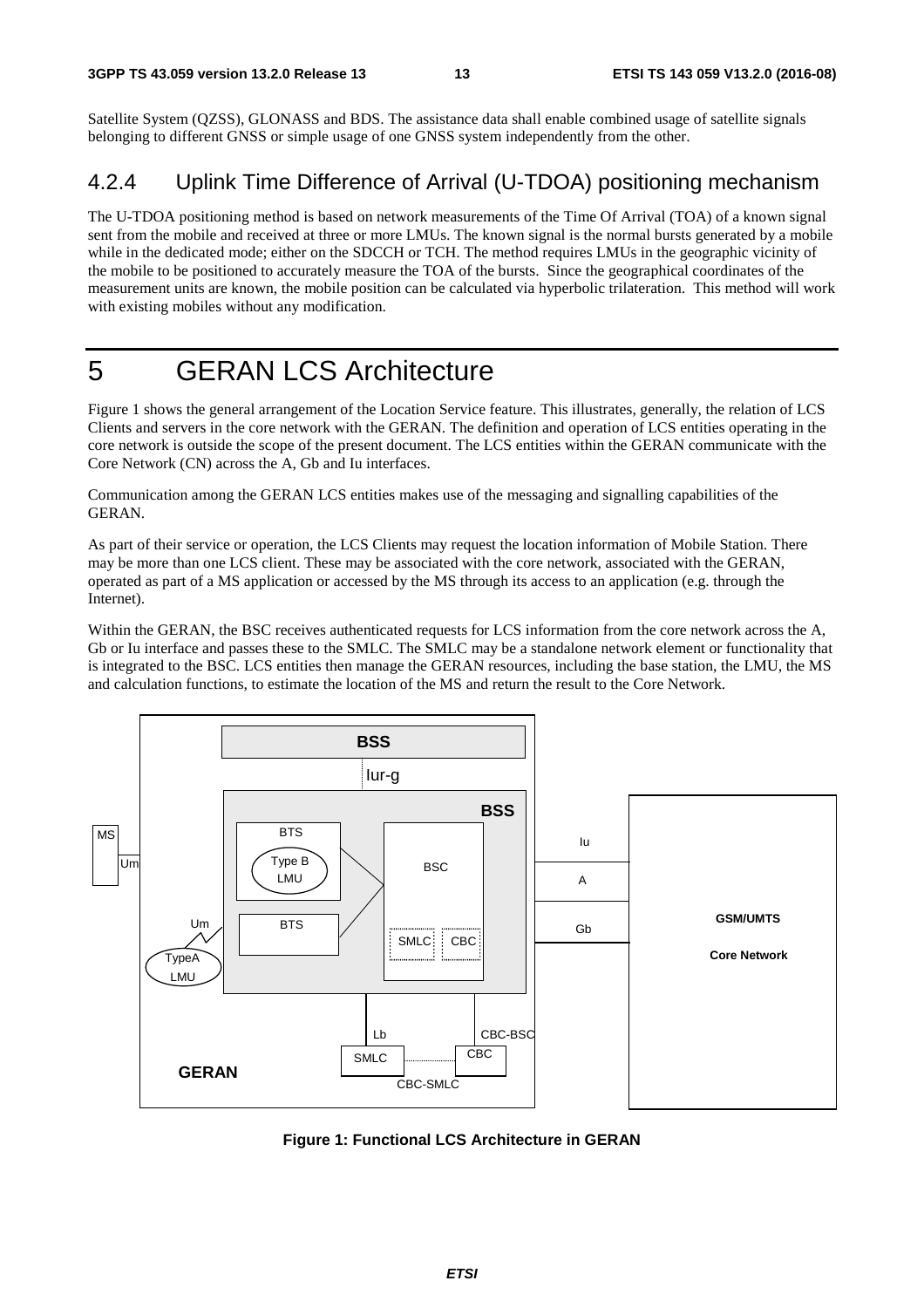Satellite System (QZSS), GLONASS and BDS. The assistance data shall enable combined usage of satellite signals belonging to different GNSS or simple usage of one GNSS system independently from the other.

### 4.2.4 Uplink Time Difference of Arrival (U-TDOA) positioning mechanism

The U-TDOA positioning method is based on network measurements of the Time Of Arrival (TOA) of a known signal sent from the mobile and received at three or more LMUs. The known signal is the normal bursts generated by a mobile while in the dedicated mode; either on the SDCCH or TCH. The method requires LMUs in the geographic vicinity of the mobile to be positioned to accurately measure the TOA of the bursts. Since the geographical coordinates of the measurement units are known, the mobile position can be calculated via hyperbolic trilateration. This method will work with existing mobiles without any modification.

# 5 GERAN LCS Architecture

Figure 1 shows the general arrangement of the Location Service feature. This illustrates, generally, the relation of LCS Clients and servers in the core network with the GERAN. The definition and operation of LCS entities operating in the core network is outside the scope of the present document. The LCS entities within the GERAN communicate with the Core Network (CN) across the A, Gb and Iu interfaces.

Communication among the GERAN LCS entities makes use of the messaging and signalling capabilities of the GERAN.

As part of their service or operation, the LCS Clients may request the location information of Mobile Station. There may be more than one LCS client. These may be associated with the core network, associated with the GERAN, operated as part of a MS application or accessed by the MS through its access to an application (e.g. through the Internet).

Within the GERAN, the BSC receives authenticated requests for LCS information from the core network across the A, Gb or Iu interface and passes these to the SMLC. The SMLC may be a standalone network element or functionality that is integrated to the BSC. LCS entities then manage the GERAN resources, including the base station, the LMU, the MS and calculation functions, to estimate the location of the MS and return the result to the Core Network.

**Figure 1: Functional LCS Architecture in GERAN**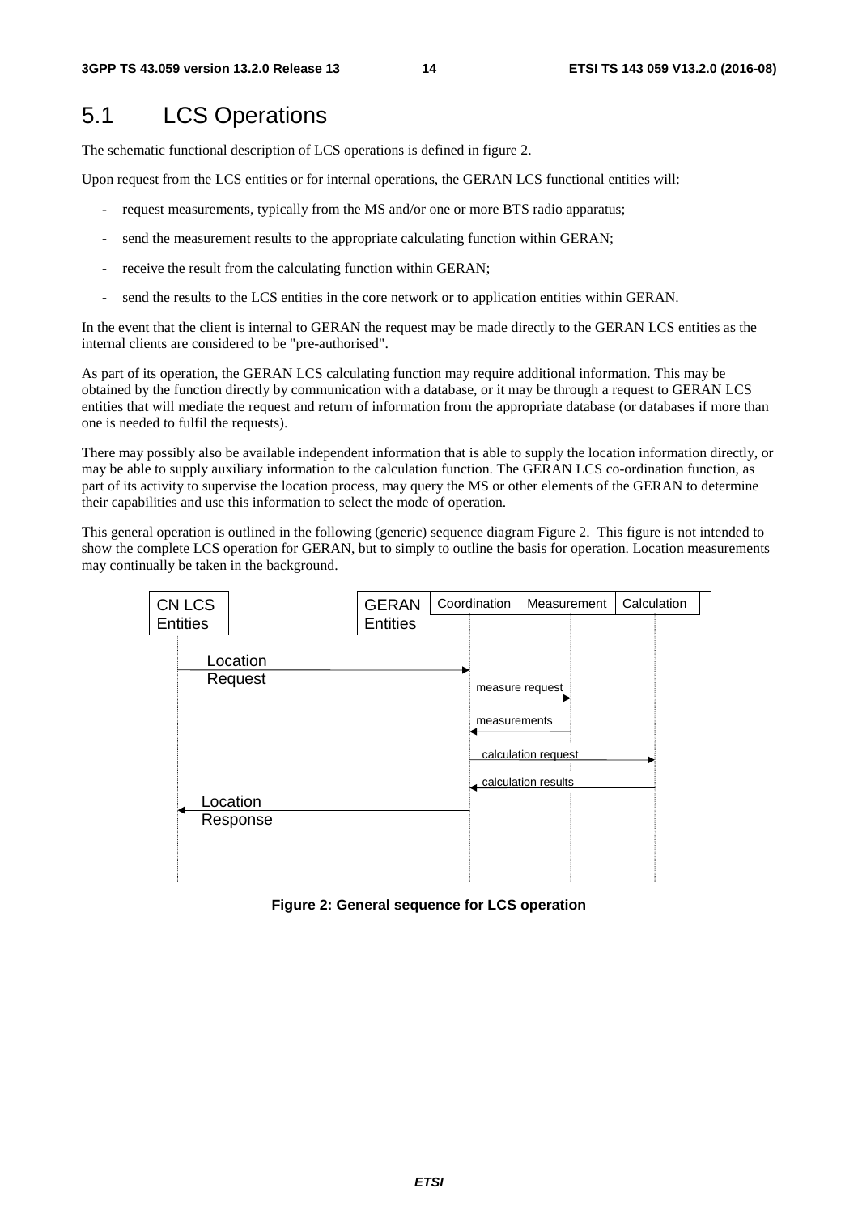## 5.1 LCS Operations

The schematic functional description of LCS operations is defined in figure 2.

Upon request from the LCS entities or for internal operations, the GERAN LCS functional entities will:

- request measurements, typically from the MS and/or one or more BTS radio apparatus;
- send the measurement results to the appropriate calculating function within GERAN;
- receive the result from the calculating function within GERAN;
- send the results to the LCS entities in the core network or to application entities within GERAN.

In the event that the client is internal to GERAN the request may be made directly to the GERAN LCS entities as the internal clients are considered to be "pre-authorised".

As part of its operation, the GERAN LCS calculating function may require additional information. This may be obtained by the function directly by communication with a database, or it may be through a request to GERAN LCS entities that will mediate the request and return of information from the appropriate database (or databases if more than one is needed to fulfil the requests).

There may possibly also be available independent information that is able to supply the location information directly, or may be able to supply auxiliary information to the calculation function. The GERAN LCS co-ordination function, as part of its activity to supervise the location process, may query the MS or other elements of the GERAN to determine their capabilities and use this information to select the mode of operation.

This general operation is outlined in the following (generic) sequence diagram Figure 2. This figure is not intended to show the complete LCS operation for GERAN, but to simply to outline the basis for operation. Location measurements may continually be taken in the background.

CN LCS Entities | GERAN Entities: Coordination | Measurement | Calculation

Location Request

measure request

measurements

calculation request

calculation results

Location Response

**Figure 2: General sequence for LCS operation**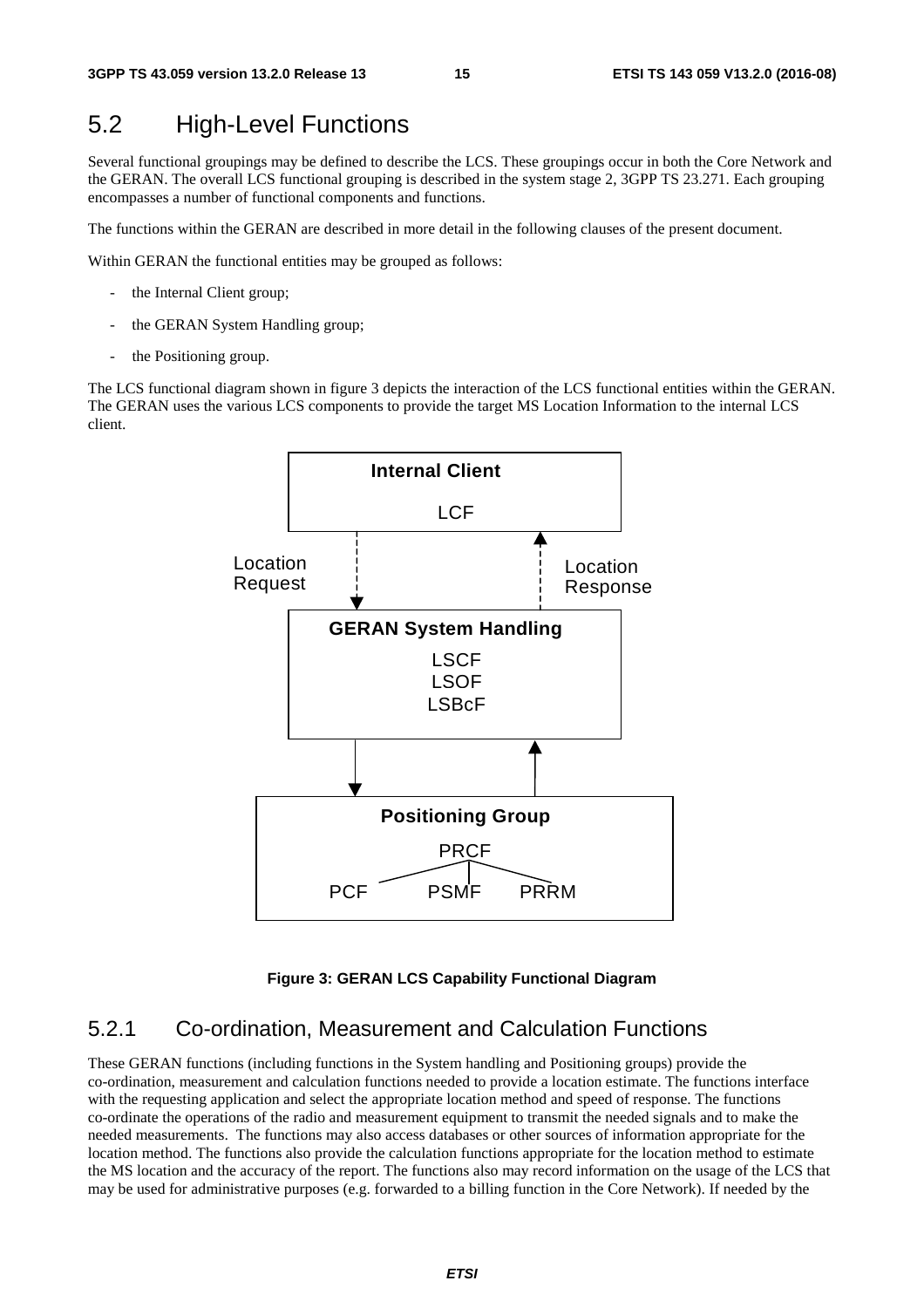## 5.2 High-Level Functions

Several functional groupings may be defined to describe the LCS. These groupings occur in both the Core Network and the GERAN. The overall LCS functional grouping is described in the system stage 2, 3GPP TS 23.271. Each grouping encompasses a number of functional components and functions.

The functions within the GERAN are described in more detail in the following clauses of the present document.

Within GERAN the functional entities may be grouped as follows:

- the Internal Client group;
- the GERAN System Handling group;
- the Positioning group.

The LCS functional diagram shown in figure 3 depicts the interaction of the LCS functional entities within the GERAN. The GERAN uses the various LCS components to provide the target MS Location Information to the internal LCS client.

Internal Client
LCF

Location Request

Location Response

GERAN System Handling
LSCF
LSOF
LSBcF

Positioning Group
PRCF
PCF PSMF PRRM

**Figure 3: GERAN LCS Capability Functional Diagram**

### 5.2.1 Co-ordination, Measurement and Calculation Functions

These GERAN functions (including functions in the System handling and Positioning groups) provide the co-ordination, measurement and calculation functions needed to provide a location estimate. The functions interface with the requesting application and select the appropriate location method and speed of response. The functions co-ordinate the operations of the radio and measurement equipment to transmit the needed signals and to make the needed measurements. The functions may also access databases or other sources of information appropriate for the location method. The functions also provide the calculation functions appropriate for the location method to estimate the MS location and the accuracy of the report. The functions also may record information on the usage of the LCS that may be used for administrative purposes (e.g. forwarded to a billing function in the Core Network). If needed by the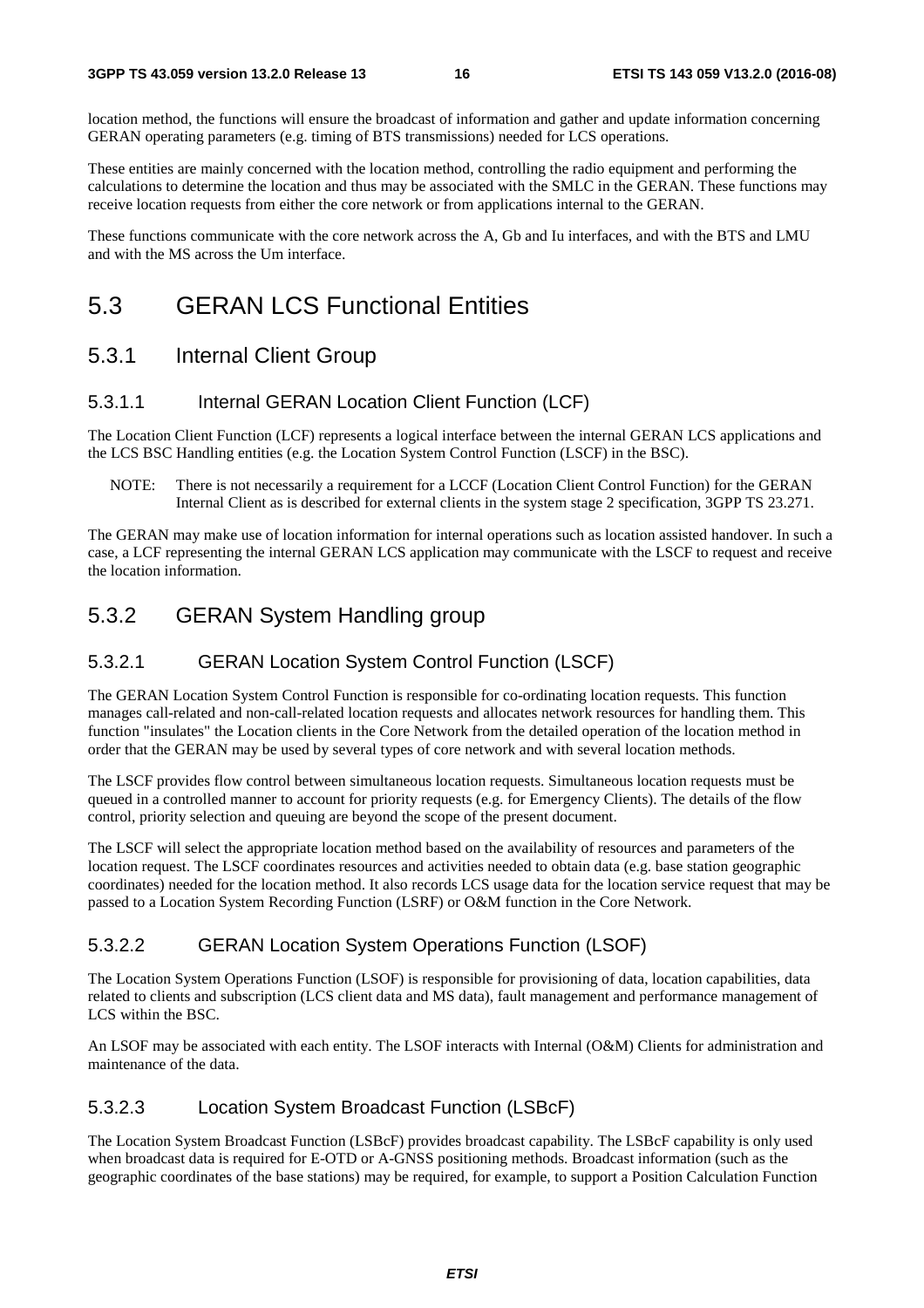location method, the functions will ensure the broadcast of information and gather and update information concerning GERAN operating parameters (e.g. timing of BTS transmissions) needed for LCS operations.

These entities are mainly concerned with the location method, controlling the radio equipment and performing the calculations to determine the location and thus may be associated with the SMLC in the GERAN. These functions may receive location requests from either the core network or from applications internal to the GERAN.

These functions communicate with the core network across the A, Gb and Iu interfaces, and with the BTS and LMU and with the MS across the Um interface.

# 5.3 GERAN LCS Functional Entities

## 5.3.1 Internal Client Group

### 5.3.1.1 Internal GERAN Location Client Function (LCF)

The Location Client Function (LCF) represents a logical interface between the internal GERAN LCS applications and the LCS BSC Handling entities (e.g. the Location System Control Function (LSCF) in the BSC).

NOTE: There is not necessarily a requirement for a LCCF (Location Client Control Function) for the GERAN Internal Client as is described for external clients in the system stage 2 specification, 3GPP TS 23.271.

The GERAN may make use of location information for internal operations such as location assisted handover. In such a case, a LCF representing the internal GERAN LCS application may communicate with the LSCF to request and receive the location information.

## 5.3.2 GERAN System Handling group

### 5.3.2.1 GERAN Location System Control Function (LSCF)

The GERAN Location System Control Function is responsible for co-ordinating location requests. This function manages call-related and non-call-related location requests and allocates network resources for handling them. This function "insulates" the Location clients in the Core Network from the detailed operation of the location method in order that the GERAN may be used by several types of core network and with several location methods.

The LSCF provides flow control between simultaneous location requests. Simultaneous location requests must be queued in a controlled manner to account for priority requests (e.g. for Emergency Clients). The details of the flow control, priority selection and queuing are beyond the scope of the present document.

The LSCF will select the appropriate location method based on the availability of resources and parameters of the location request. The LSCF coordinates resources and activities needed to obtain data (e.g. base station geographic coordinates) needed for the location method. It also records LCS usage data for the location service request that may be passed to a Location System Recording Function (LSRF) or O&M function in the Core Network.

### 5.3.2.2 GERAN Location System Operations Function (LSOF)

The Location System Operations Function (LSOF) is responsible for provisioning of data, location capabilities, data related to clients and subscription (LCS client data and MS data), fault management and performance management of LCS within the BSC.

An LSOF may be associated with each entity. The LSOF interacts with Internal (O&M) Clients for administration and maintenance of the data.

### 5.3.2.3 Location System Broadcast Function (LSBcF)

The Location System Broadcast Function (LSBcF) provides broadcast capability. The LSBcF capability is only used when broadcast data is required for E-OTD or A-GNSS positioning methods. Broadcast information (such as the geographic coordinates of the base stations) may be required, for example, to support a Position Calculation Function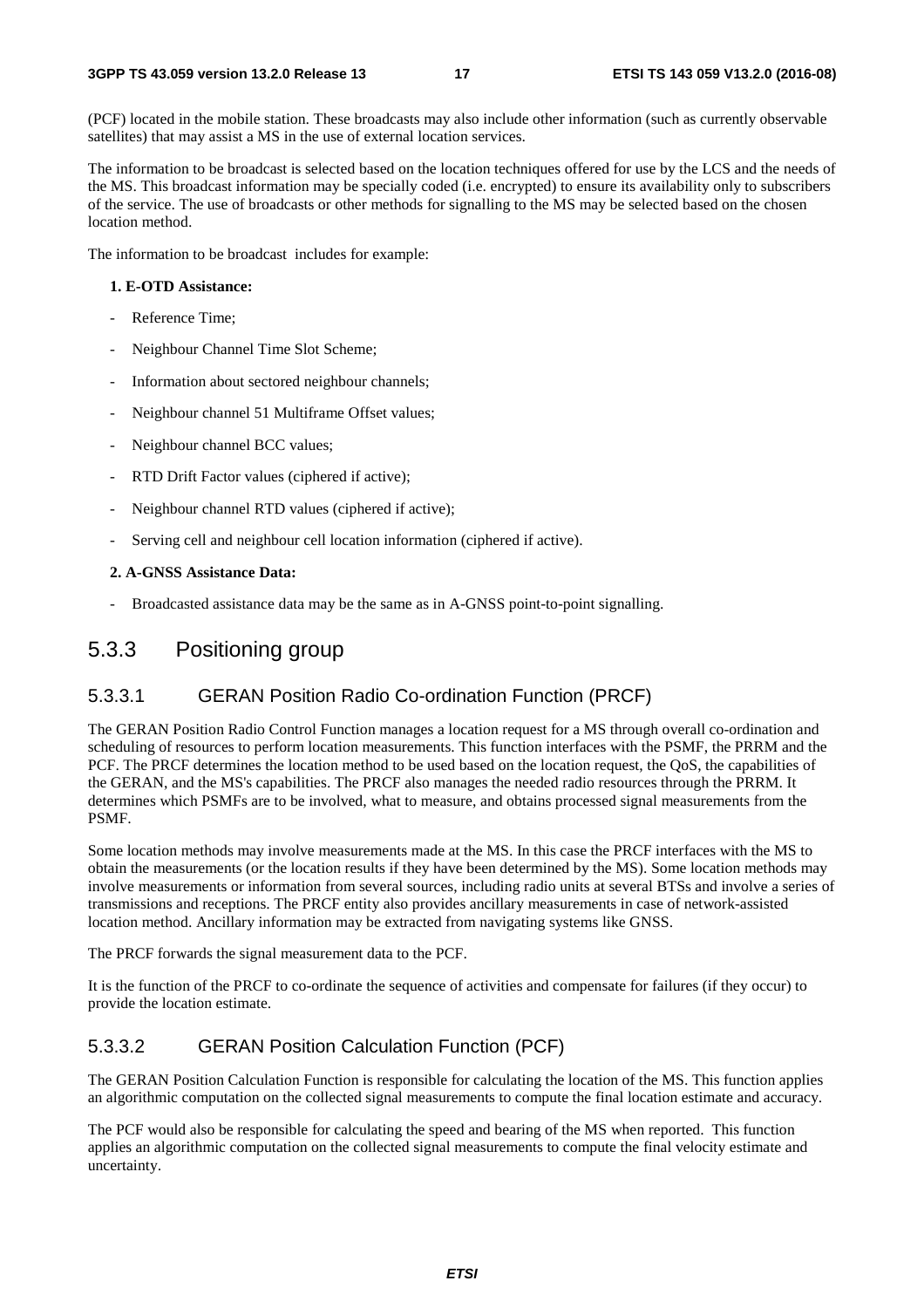(PCF) located in the mobile station. These broadcasts may also include other information (such as currently observable satellites) that may assist a MS in the use of external location services.

The information to be broadcast is selected based on the location techniques offered for use by the LCS and the needs of the MS. This broadcast information may be specially coded (i.e. encrypted) to ensure its availability only to subscribers of the service. The use of broadcasts or other methods for signalling to the MS may be selected based on the chosen location method.

The information to be broadcast includes for example:

**1. E-OTD Assistance:**

- Reference Time;
- Neighbour Channel Time Slot Scheme;
- Information about sectored neighbour channels;
- Neighbour channel 51 Multiframe Offset values;
- Neighbour channel BCC values;
- RTD Drift Factor values (ciphered if active);
- Neighbour channel RTD values (ciphered if active);
- Serving cell and neighbour cell location information (ciphered if active).

**2. A-GNSS Assistance Data:**

- Broadcasted assistance data may be the same as in A-GNSS point-to-point signalling.

## 5.3.3 Positioning group

### 5.3.3.1 GERAN Position Radio Co-ordination Function (PRCF)

The GERAN Position Radio Control Function manages a location request for a MS through overall co-ordination and scheduling of resources to perform location measurements. This function interfaces with the PSMF, the PRRM and the PCF. The PRCF determines the location method to be used based on the location request, the QoS, the capabilities of the GERAN, and the MS's capabilities. The PRCF also manages the needed radio resources through the PRRM. It determines which PSMFs are to be involved, what to measure, and obtains processed signal measurements from the PSMF.

Some location methods may involve measurements made at the MS. In this case the PRCF interfaces with the MS to obtain the measurements (or the location results if they have been determined by the MS). Some location methods may involve measurements or information from several sources, including radio units at several BTSs and involve a series of transmissions and receptions. The PRCF entity also provides ancillary measurements in case of network-assisted location method. Ancillary information may be extracted from navigating systems like GNSS.

The PRCF forwards the signal measurement data to the PCF.

It is the function of the PRCF to co-ordinate the sequence of activities and compensate for failures (if they occur) to provide the location estimate.

### 5.3.3.2 GERAN Position Calculation Function (PCF)

The GERAN Position Calculation Function is responsible for calculating the location of the MS. This function applies an algorithmic computation on the collected signal measurements to compute the final location estimate and accuracy.

The PCF would also be responsible for calculating the speed and bearing of the MS when reported. This function applies an algorithmic computation on the collected signal measurements to compute the final velocity estimate and uncertainty.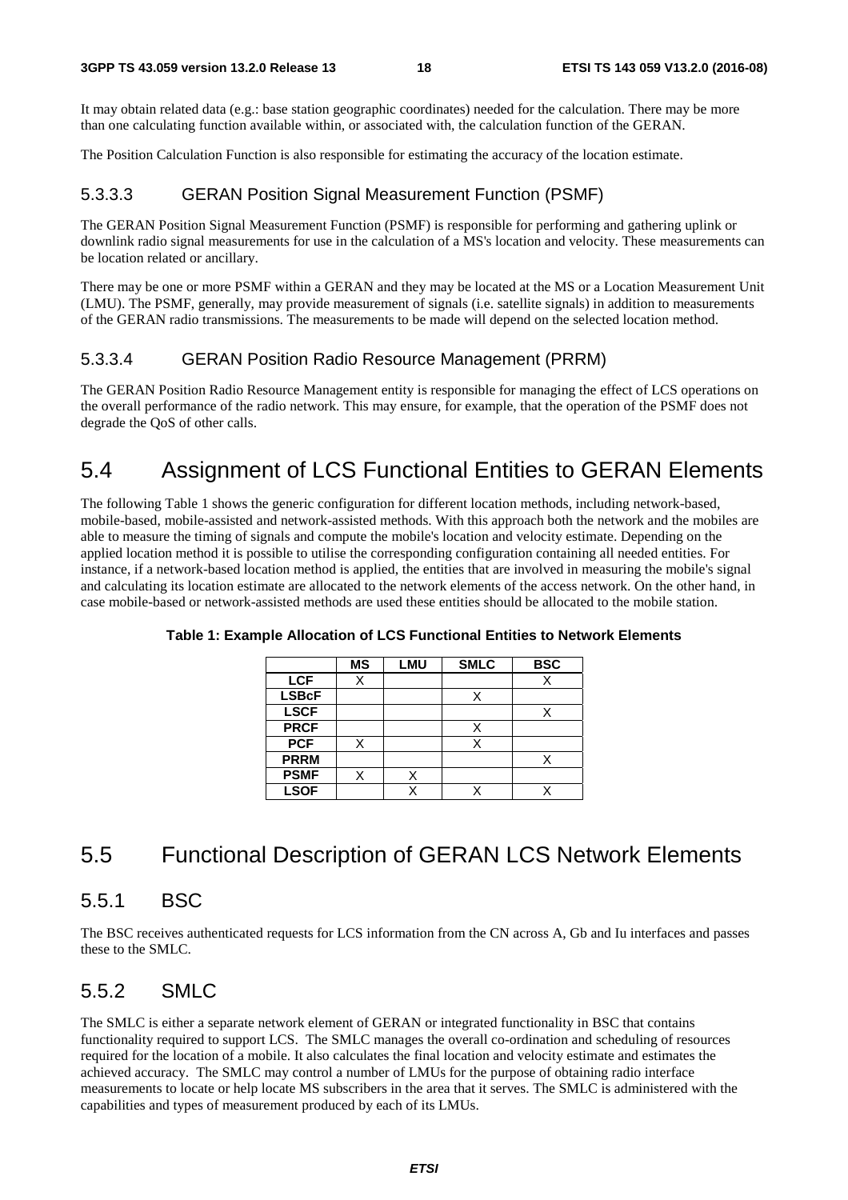It may obtain related data (e.g.: base station geographic coordinates) needed for the calculation. There may be more than one calculating function available within, or associated with, the calculation function of the GERAN.

The Position Calculation Function is also responsible for estimating the accuracy of the location estimate.

#### 5.3.3.3 GERAN Position Signal Measurement Function (PSMF)

The GERAN Position Signal Measurement Function (PSMF) is responsible for performing and gathering uplink or downlink radio signal measurements for use in the calculation of a MS's location and velocity. These measurements can be location related or ancillary.

There may be one or more PSMF within a GERAN and they may be located at the MS or a Location Measurement Unit (LMU). The PSMF, generally, may provide measurement of signals (i.e. satellite signals) in addition to measurements of the GERAN radio transmissions. The measurements to be made will depend on the selected location method.

#### 5.3.3.4 GERAN Position Radio Resource Management (PRRM)

The GERAN Position Radio Resource Management entity is responsible for managing the effect of LCS operations on the overall performance of the radio network. This may ensure, for example, that the operation of the PSMF does not degrade the QoS of other calls.

## 5.4 Assignment of LCS Functional Entities to GERAN Elements

The following Table 1 shows the generic configuration for different location methods, including network-based, mobile-based, mobile-assisted and network-assisted methods. With this approach both the network and the mobiles are able to measure the timing of signals and compute the mobile's location and velocity estimate. Depending on the applied location method it is possible to utilise the corresponding configuration containing all needed entities. For instance, if a network-based location method is applied, the entities that are involved in measuring the mobile's signal and calculating its location estimate are allocated to the network elements of the access network. On the other hand, in case mobile-based or network-assisted methods are used these entities should be allocated to the mobile station.

**Table 1: Example Allocation of LCS Functional Entities to Network Elements**

| | **MS** | **LMU** | **SMLC** | **BSC** |
|---|---|---|---|---|
| **LCF** | X | | | X |
| **LSBcF** | | | X | |
| **LSCF** | | | | X |
| **PRCF** | | | X | |
| **PCF** | X | | X | |
| **PRRM** | | | | X |
| **PSMF** | X | X | | |
| **LSOF** | | X | X | X |

## 5.5 Functional Description of GERAN LCS Network Elements

### 5.5.1 BSC

The BSC receives authenticated requests for LCS information from the CN across A, Gb and Iu interfaces and passes these to the SMLC.

### 5.5.2 SMLC

The SMLC is either a separate network element of GERAN or integrated functionality in BSC that contains functionality required to support LCS. The SMLC manages the overall co-ordination and scheduling of resources required for the location of a mobile. It also calculates the final location and velocity estimate and estimates the achieved accuracy. The SMLC may control a number of LMUs for the purpose of obtaining radio interface measurements to locate or help locate MS subscribers in the area that it serves. The SMLC is administered with the capabilities and types of measurement produced by each of its LMUs.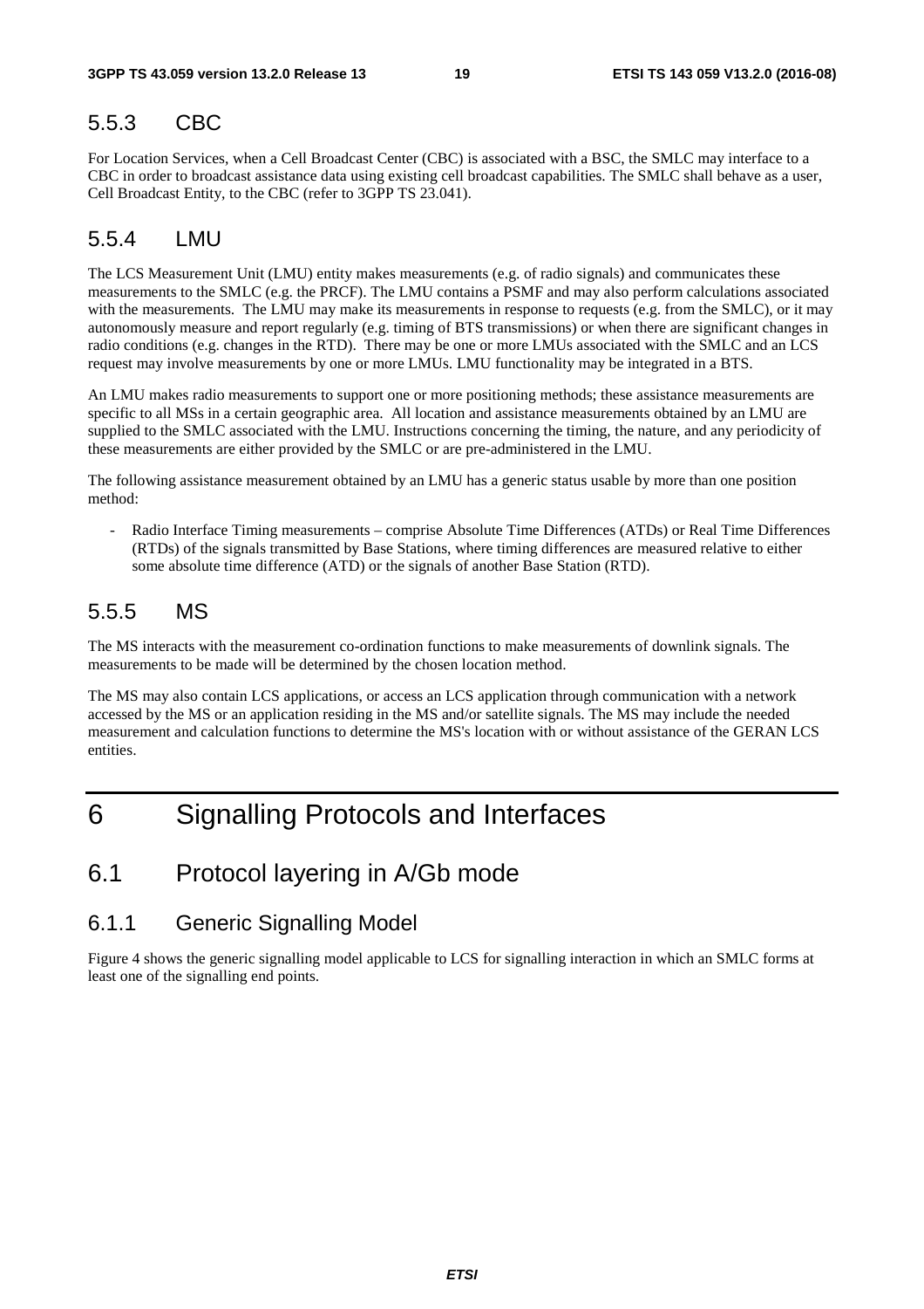### 5.5.3 CBC

For Location Services, when a Cell Broadcast Center (CBC) is associated with a BSC, the SMLC may interface to a CBC in order to broadcast assistance data using existing cell broadcast capabilities. The SMLC shall behave as a user, Cell Broadcast Entity, to the CBC (refer to 3GPP TS 23.041).

### 5.5.4 LMU

The LCS Measurement Unit (LMU) entity makes measurements (e.g. of radio signals) and communicates these measurements to the SMLC (e.g. the PRCF). The LMU contains a PSMF and may also perform calculations associated with the measurements. The LMU may make its measurements in response to requests (e.g. from the SMLC), or it may autonomously measure and report regularly (e.g. timing of BTS transmissions) or when there are significant changes in radio conditions (e.g. changes in the RTD). There may be one or more LMUs associated with the SMLC and an LCS request may involve measurements by one or more LMUs. LMU functionality may be integrated in a BTS.

An LMU makes radio measurements to support one or more positioning methods; these assistance measurements are specific to all MSs in a certain geographic area. All location and assistance measurements obtained by an LMU are supplied to the SMLC associated with the LMU. Instructions concerning the timing, the nature, and any periodicity of these measurements are either provided by the SMLC or are pre-administered in the LMU.

The following assistance measurement obtained by an LMU has a generic status usable by more than one position method:

- Radio Interface Timing measurements – comprise Absolute Time Differences (ATDs) or Real Time Differences (RTDs) of the signals transmitted by Base Stations, where timing differences are measured relative to either some absolute time difference (ATD) or the signals of another Base Station (RTD).

### 5.5.5 MS

The MS interacts with the measurement co-ordination functions to make measurements of downlink signals. The measurements to be made will be determined by the chosen location method.

The MS may also contain LCS applications, or access an LCS application through communication with a network accessed by the MS or an application residing in the MS and/or satellite signals. The MS may include the needed measurement and calculation functions to determine the MS's location with or without assistance of the GERAN LCS entities.

# 6 Signalling Protocols and Interfaces

## 6.1 Protocol layering in A/Gb mode

### 6.1.1 Generic Signalling Model

Figure 4 shows the generic signalling model applicable to LCS for signalling interaction in which an SMLC forms at least one of the signalling end points.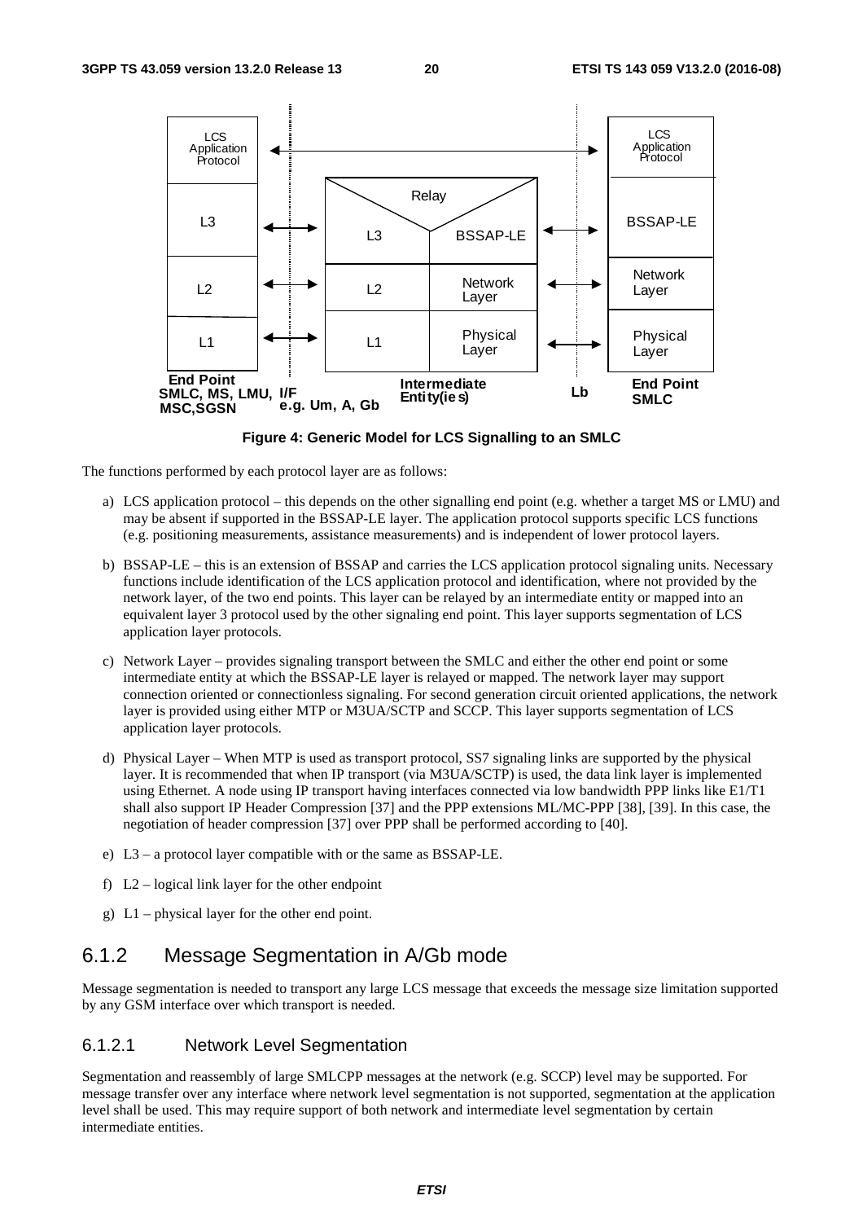**Figure 4: Generic Model for LCS Signalling to an SMLC**

The functions performed by each protocol layer are as follows:

a) LCS application protocol – this depends on the other signalling end point (e.g. whether a target MS or LMU) and may be absent if supported in the BSSAP-LE layer. The application protocol supports specific LCS functions (e.g. positioning measurements, assistance measurements) and is independent of lower protocol layers.

b) BSSAP-LE – this is an extension of BSSAP and carries the LCS application protocol signaling units. Necessary functions include identification of the LCS application protocol and identification, where not provided by the network layer, of the two end points. This layer can be relayed by an intermediate entity or mapped into an equivalent layer 3 protocol used by the other signaling end point. This layer supports segmentation of LCS application layer protocols.

c) Network Layer – provides signaling transport between the SMLC and either the other end point or some intermediate entity at which the BSSAP-LE layer is relayed or mapped. The network layer may support connection oriented or connectionless signaling. For second generation circuit oriented applications, the network layer is provided using either MTP or M3UA/SCTP and SCCP. This layer supports segmentation of LCS application layer protocols.

d) Physical Layer – When MTP is used as transport protocol, SS7 signaling links are supported by the physical layer. It is recommended that when IP transport (via M3UA/SCTP) is used, the data link layer is implemented using Ethernet. A node using IP transport having interfaces connected via low bandwidth PPP links like E1/T1 shall also support IP Header Compression [37] and the PPP extensions ML/MC-PPP [38], [39]. In this case, the negotiation of header compression [37] over PPP shall be performed according to [40].

e) L3 – a protocol layer compatible with or the same as BSSAP-LE.

f) L2 – logical link layer for the other endpoint

g) L1 – physical layer for the other end point.

## 6.1.2 Message Segmentation in A/Gb mode

Message segmentation is needed to transport any large LCS message that exceeds the message size limitation supported by any GSM interface over which transport is needed.

### 6.1.2.1 Network Level Segmentation

Segmentation and reassembly of large SMLCPP messages at the network (e.g. SCCP) level may be supported. For message transfer over any interface where network level segmentation is not supported, segmentation at the application level shall be used. This may require support of both network and intermediate level segmentation by certain intermediate entities.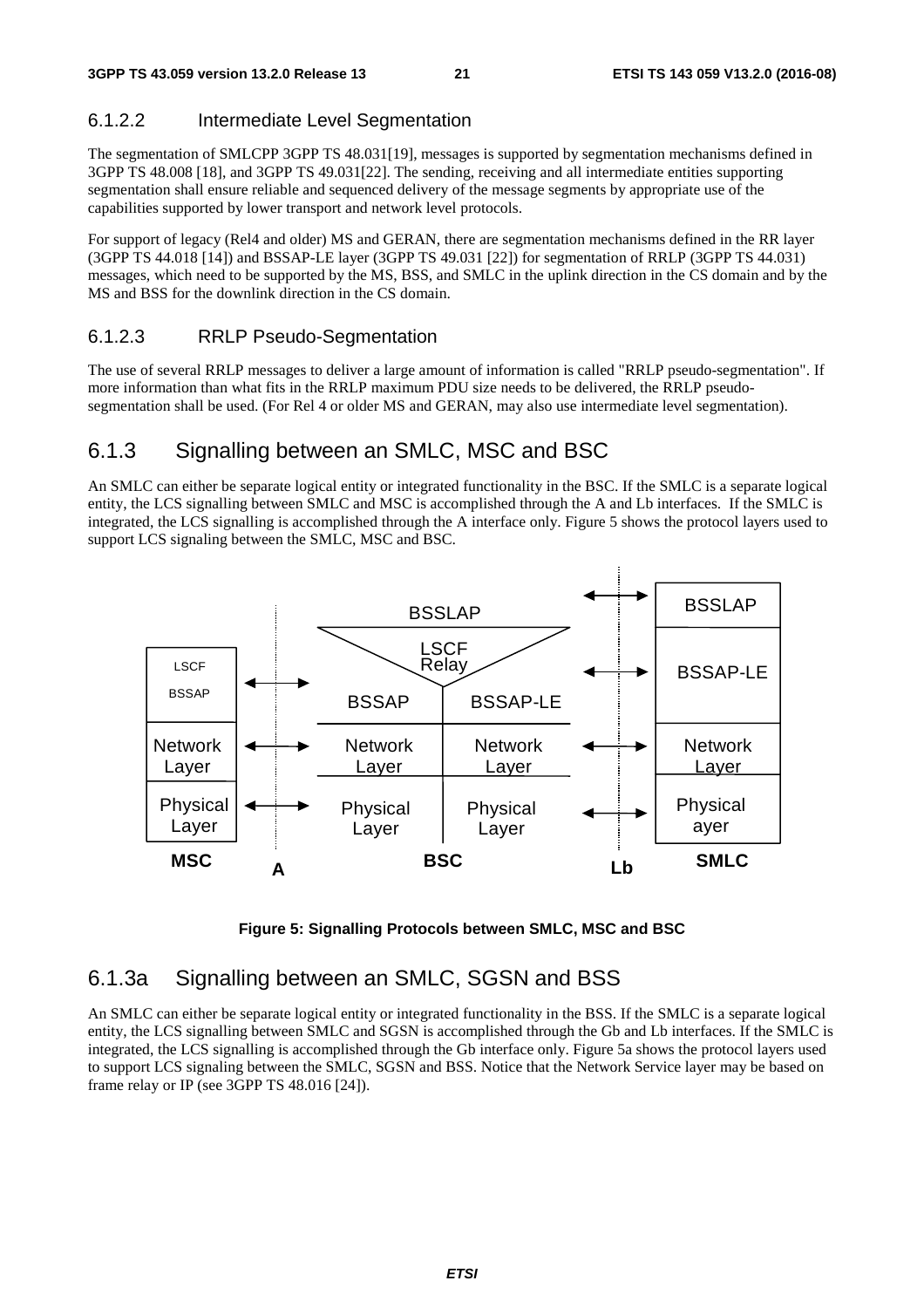### 6.1.2.2 Intermediate Level Segmentation

The segmentation of SMLCPP 3GPP TS 48.031[19], messages is supported by segmentation mechanisms defined in 3GPP TS 48.008 [18], and 3GPP TS 49.031[22]. The sending, receiving and all intermediate entities supporting segmentation shall ensure reliable and sequenced delivery of the message segments by appropriate use of the capabilities supported by lower transport and network level protocols.

For support of legacy (Rel4 and older) MS and GERAN, there are segmentation mechanisms defined in the RR layer (3GPP TS 44.018 [14]) and BSSAP-LE layer (3GPP TS 49.031 [22]) for segmentation of RRLP (3GPP TS 44.031) messages, which need to be supported by the MS, BSS, and SMLC in the uplink direction in the CS domain and by the MS and BSS for the downlink direction in the CS domain.

### 6.1.2.3 RRLP Pseudo-Segmentation

The use of several RRLP messages to deliver a large amount of information is called "RRLP pseudo-segmentation". If more information than what fits in the RRLP maximum PDU size needs to be delivered, the RRLP pseudo-segmentation shall be used. (For Rel 4 or older MS and GERAN, may also use intermediate level segmentation).

## 6.1.3 Signalling between an SMLC, MSC and BSC

An SMLC can either be separate logical entity or integrated functionality in the BSC. If the SMLC is a separate logical entity, the LCS signalling between SMLC and MSC is accomplished through the A and Lb interfaces. If the SMLC is integrated, the LCS signalling is accomplished through the A interface only. Figure 5 shows the protocol layers used to support LCS signaling between the SMLC, MSC and BSC.

**Figure 5: Signalling Protocols between SMLC, MSC and BSC**

## 6.1.3a Signalling between an SMLC, SGSN and BSS

An SMLC can either be separate logical entity or integrated functionality in the BSS. If the SMLC is a separate logical entity, the LCS signalling between SMLC and SGSN is accomplished through the Gb and Lb interfaces. If the SMLC is integrated, the LCS signalling is accomplished through the Gb interface only. Figure 5a shows the protocol layers used to support LCS signaling between the SMLC, SGSN and BSS. Notice that the Network Service layer may be based on frame relay or IP (see 3GPP TS 48.016 [24]).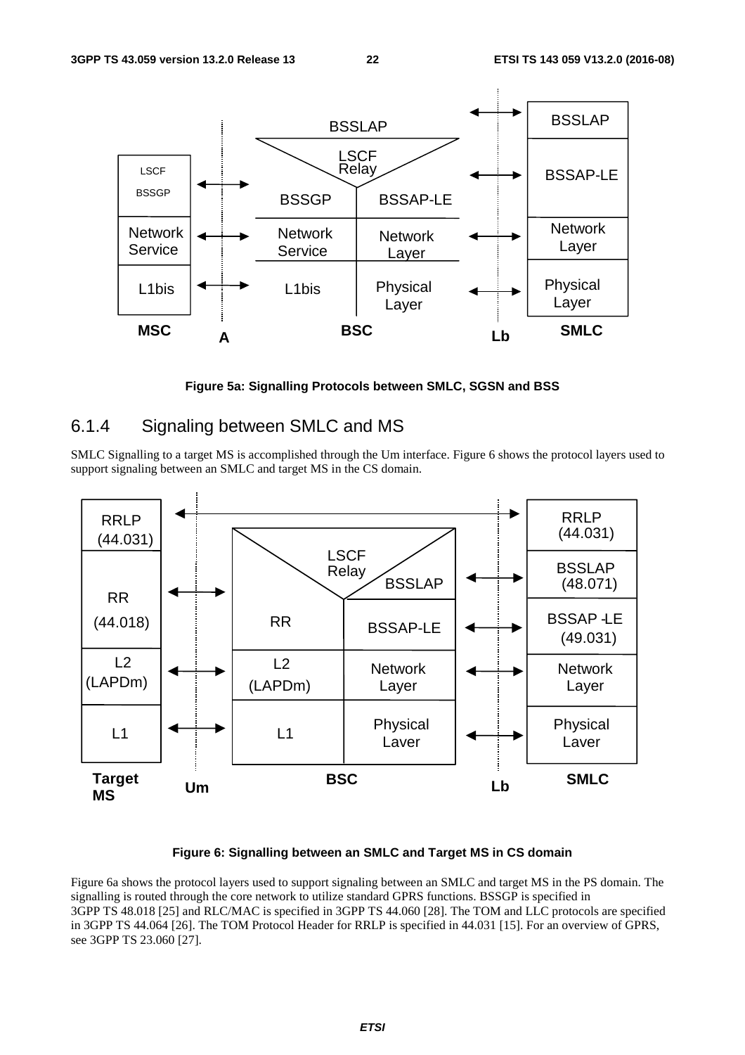Figure 5a: Signalling Protocols between SMLC, SGSN and BSS

### 6.1.4 Signaling between SMLC and MS

SMLC Signalling to a target MS is accomplished through the Um interface. Figure 6 shows the protocol layers used to support signaling between an SMLC and target MS in the CS domain.

Figure 6: Signalling between an SMLC and Target MS in CS domain

Figure 6a shows the protocol layers used to support signaling between an SMLC and target MS in the PS domain. The signalling is routed through the core network to utilize standard GPRS functions. BSSGP is specified in 3GPP TS 48.018 [25] and RLC/MAC is specified in 3GPP TS 44.060 [28]. The TOM and LLC protocols are specified in 3GPP TS 44.064 [26]. The TOM Protocol Header for RRLP is specified in 44.031 [15]. For an overview of GPRS, see 3GPP TS 23.060 [27].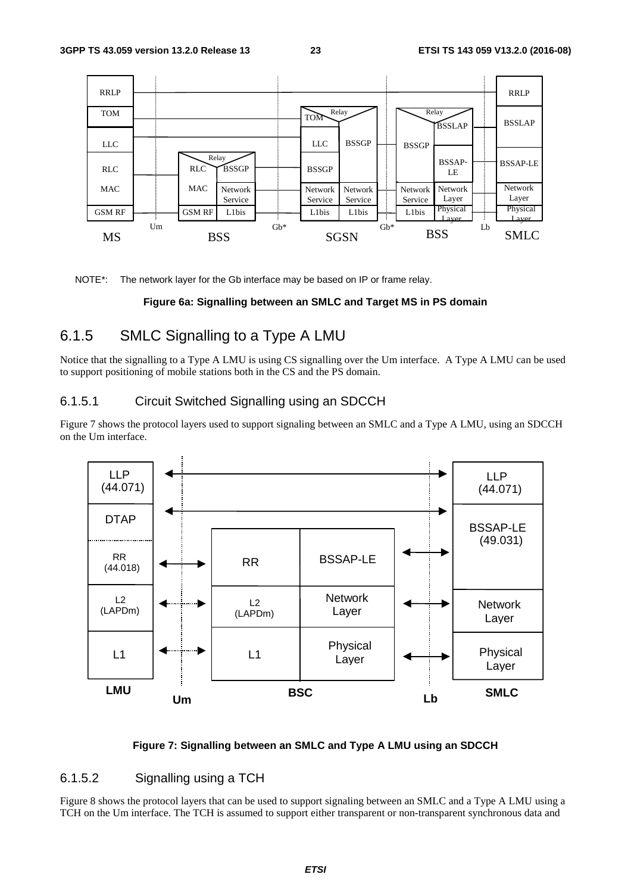NOTE*: The network layer for the Gb interface may be based on IP or frame relay.

**Figure 6a: Signalling between an SMLC and Target MS in PS domain**

### 6.1.5 SMLC Signalling to a Type A LMU

Notice that the signalling to a Type A LMU is using CS signalling over the Um interface. A Type A LMU can be used to support positioning of mobile stations both in the CS and the PS domain.

#### 6.1.5.1 Circuit Switched Signalling using an SDCCH

Figure 7 shows the protocol layers used to support signaling between an SMLC and a Type A LMU, using an SDCCH on the Um interface.

**Figure 7: Signalling between an SMLC and Type A LMU using an SDCCH**

#### 6.1.5.2 Signalling using a TCH

Figure 8 shows the protocol layers that can be used to support signaling between an SMLC and a Type A LMU using a TCH on the Um interface. The TCH is assumed to support either transparent or non-transparent synchronous data and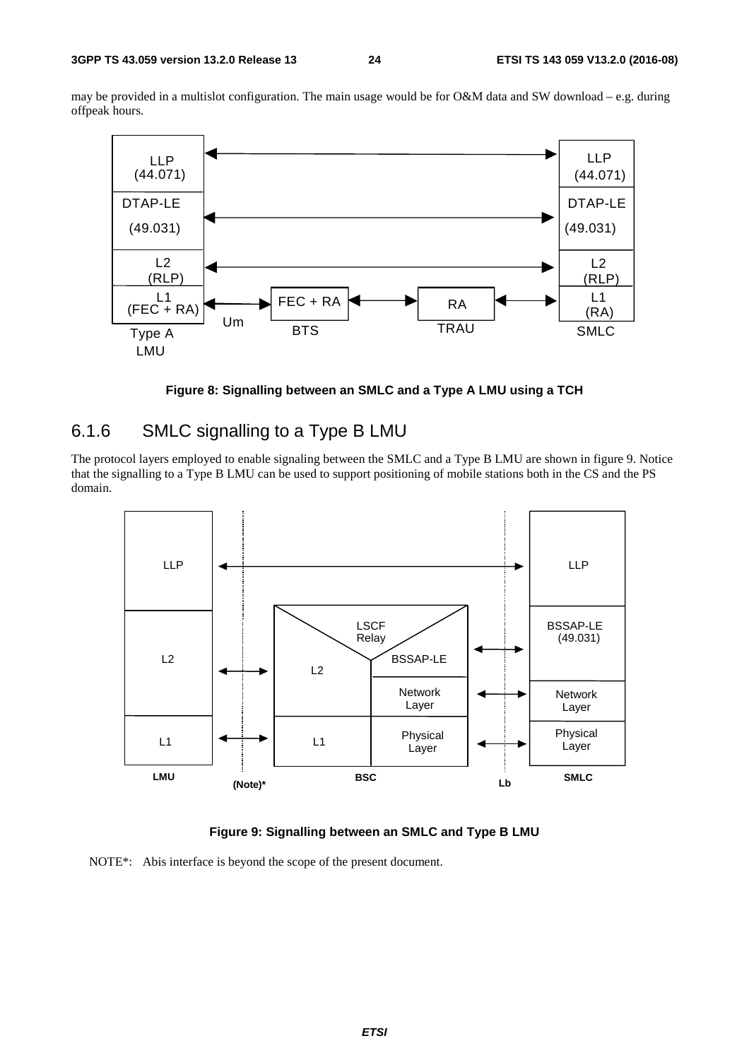may be provided in a multislot configuration. The main usage would be for O&M data and SW download – e.g. during offpeak hours.

**Figure 8: Signalling between an SMLC and a Type A LMU using a TCH**

## 6.1.6 SMLC signalling to a Type B LMU

The protocol layers employed to enable signaling between the SMLC and a Type B LMU are shown in figure 9. Notice that the signalling to a Type B LMU can be used to support positioning of mobile stations both in the CS and the PS domain.

**Figure 9: Signalling between an SMLC and Type B LMU**

NOTE*: Abis interface is beyond the scope of the present document.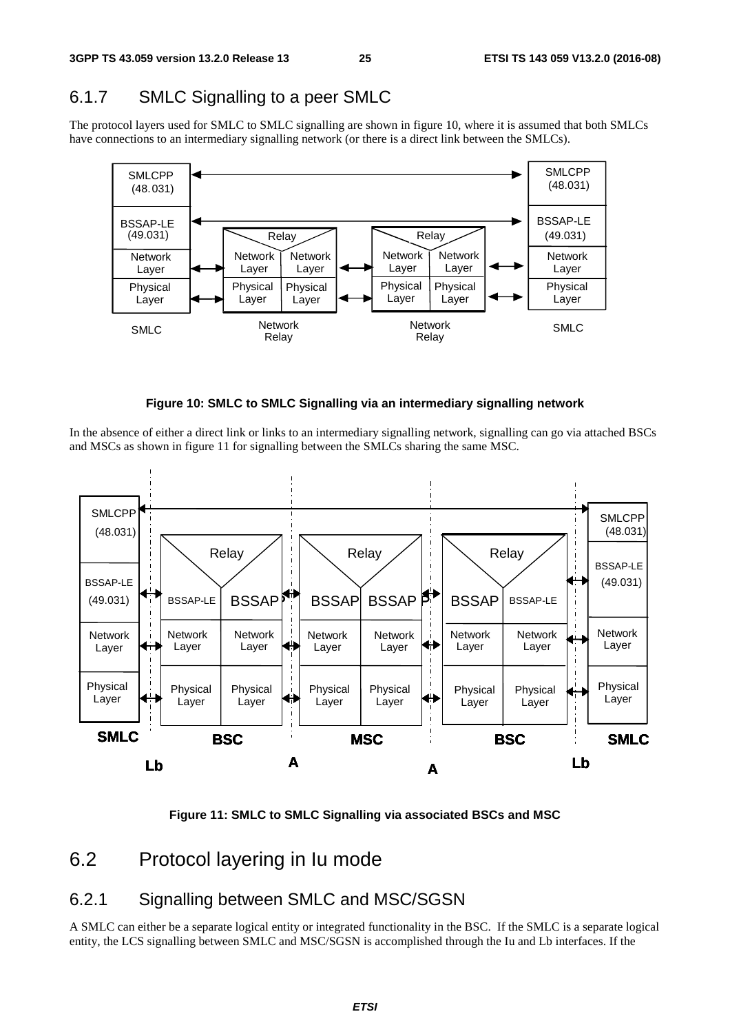## 6.1.7 SMLC Signalling to a peer SMLC

The protocol layers used for SMLC to SMLC signalling are shown in figure 10, where it is assumed that both SMLCs have connections to an intermediary signalling network (or there is a direct link between the SMLCs).

**Figure 10: SMLC to SMLC Signalling via an intermediary signalling network**

In the absence of either a direct link or links to an intermediary signalling network, signalling can go via attached BSCs and MSCs as shown in figure 11 for signalling between the SMLCs sharing the same MSC.

**Figure 11: SMLC to SMLC Signalling via associated BSCs and MSC**

# 6.2 Protocol layering in Iu mode

## 6.2.1 Signalling between SMLC and MSC/SGSN

A SMLC can either be a separate logical entity or integrated functionality in the BSC. If the SMLC is a separate logical entity, the LCS signalling between SMLC and MSC/SGSN is accomplished through the Iu and Lb interfaces. If the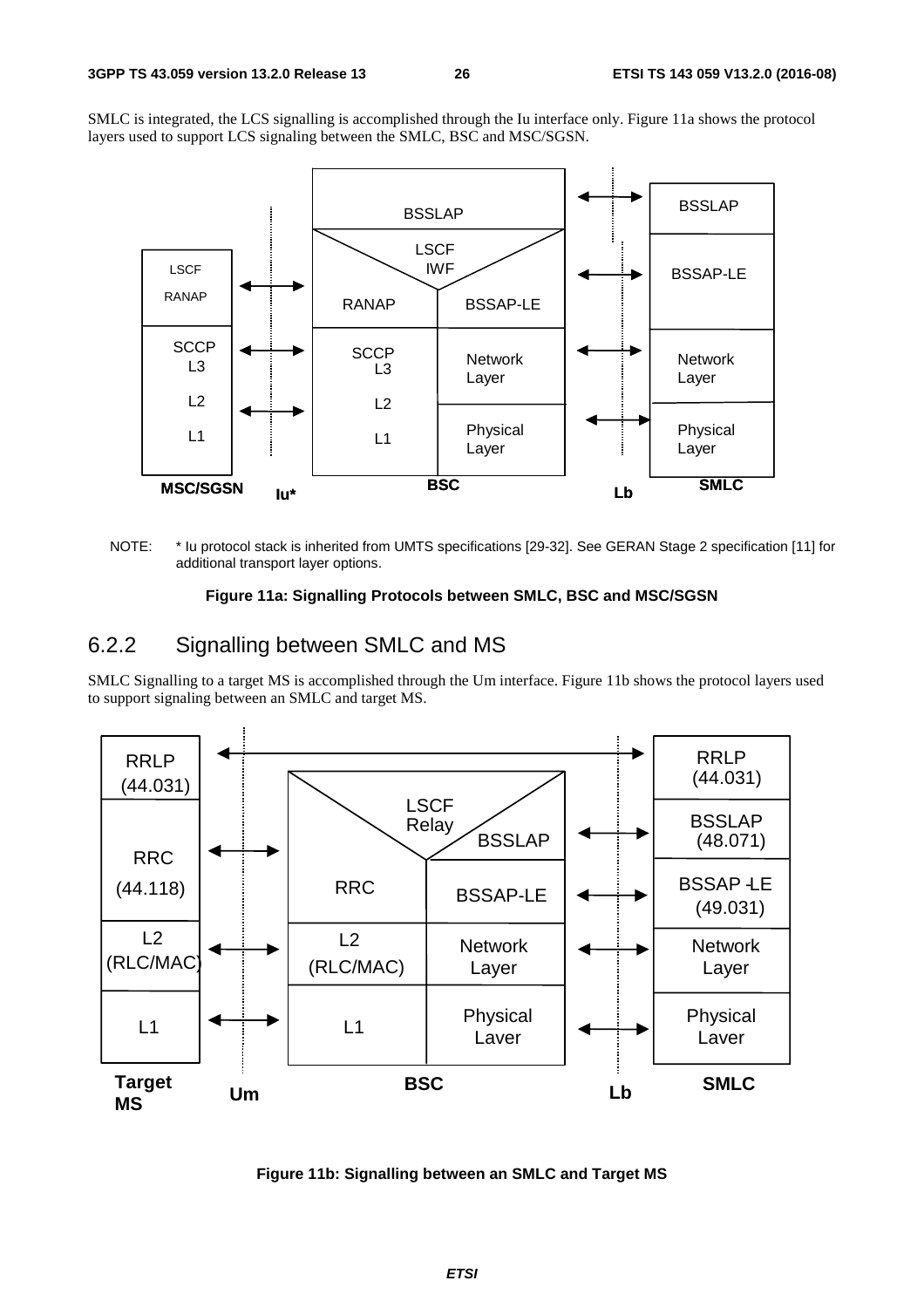SMLC is integrated, the LCS signalling is accomplished through the Iu interface only. Figure 11a shows the protocol layers used to support LCS signaling between the SMLC, BSC and MSC/SGSN.

NOTE: * Iu protocol stack is inherited from UMTS specifications [29-32]. See GERAN Stage 2 specification [11] for additional transport layer options.

**Figure 11a: Signalling Protocols between SMLC, BSC and MSC/SGSN**

## 6.2.2 Signalling between SMLC and MS

SMLC Signalling to a target MS is accomplished through the Um interface. Figure 11b shows the protocol layers used to support signaling between an SMLC and target MS.

**Figure 11b: Signalling between an SMLC and Target MS**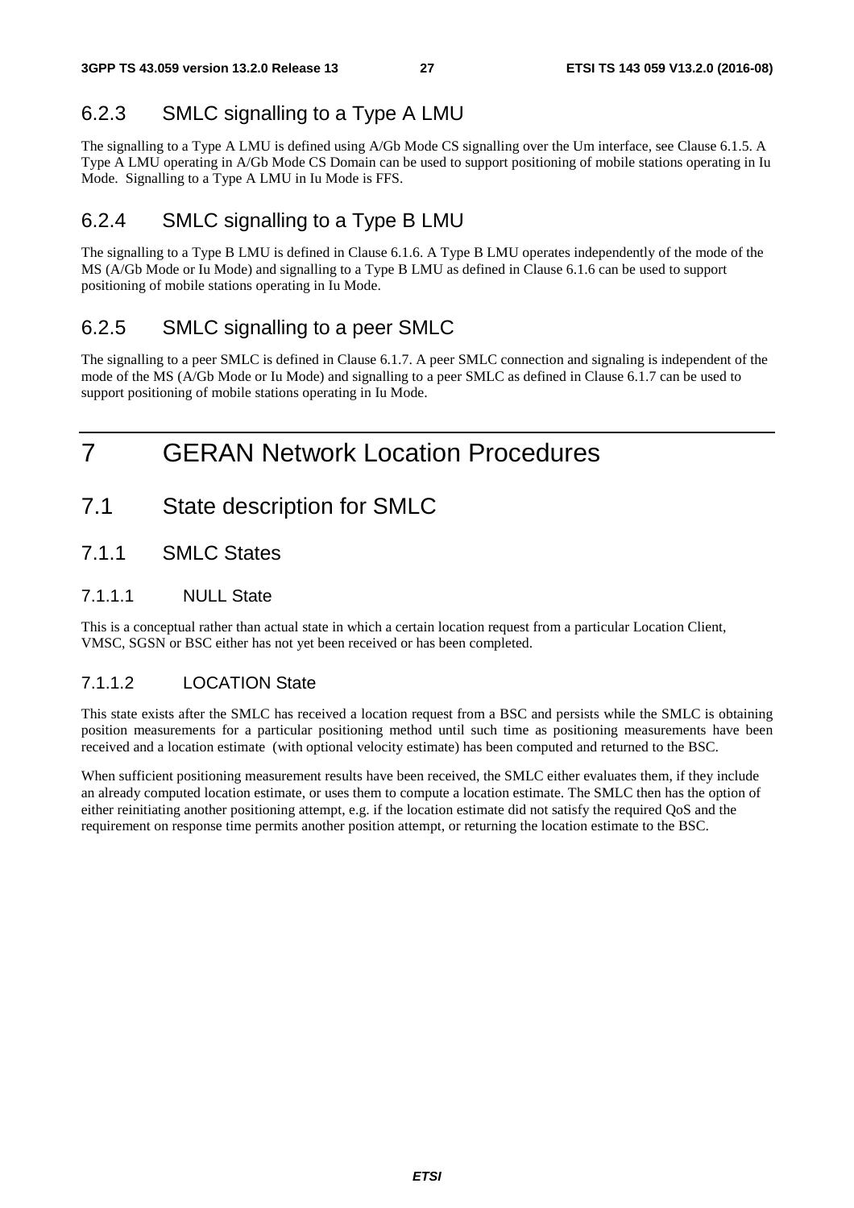### 6.2.3 SMLC signalling to a Type A LMU

The signalling to a Type A LMU is defined using A/Gb Mode CS signalling over the Um interface, see Clause 6.1.5. A Type A LMU operating in A/Gb Mode CS Domain can be used to support positioning of mobile stations operating in Iu Mode. Signalling to a Type A LMU in Iu Mode is FFS.

### 6.2.4 SMLC signalling to a Type B LMU

The signalling to a Type B LMU is defined in Clause 6.1.6. A Type B LMU operates independently of the mode of the MS (A/Gb Mode or Iu Mode) and signalling to a Type B LMU as defined in Clause 6.1.6 can be used to support positioning of mobile stations operating in Iu Mode.

### 6.2.5 SMLC signalling to a peer SMLC

The signalling to a peer SMLC is defined in Clause 6.1.7. A peer SMLC connection and signaling is independent of the mode of the MS (A/Gb Mode or Iu Mode) and signalling to a peer SMLC as defined in Clause 6.1.7 can be used to support positioning of mobile stations operating in Iu Mode.

# 7 GERAN Network Location Procedures

## 7.1 State description for SMLC

### 7.1.1 SMLC States

#### 7.1.1.1 NULL State

This is a conceptual rather than actual state in which a certain location request from a particular Location Client, VMSC, SGSN or BSC either has not yet been received or has been completed.

#### 7.1.1.2 LOCATION State

This state exists after the SMLC has received a location request from a BSC and persists while the SMLC is obtaining position measurements for a particular positioning method until such time as positioning measurements have been received and a location estimate (with optional velocity estimate) has been computed and returned to the BSC.

When sufficient positioning measurement results have been received, the SMLC either evaluates them, if they include an already computed location estimate, or uses them to compute a location estimate. The SMLC then has the option of either reinitiating another positioning attempt, e.g. if the location estimate did not satisfy the required QoS and the requirement on response time permits another position attempt, or returning the location estimate to the BSC.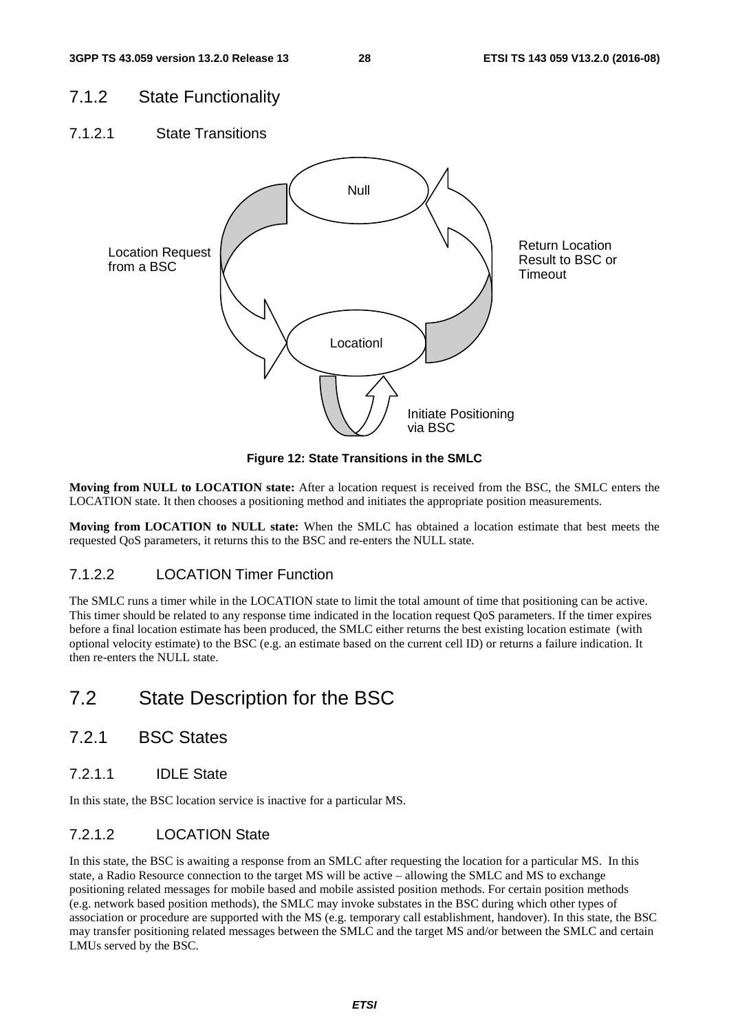### 7.1.2 State Functionality

#### 7.1.2.1 State Transitions

Figure 12: State Transitions in the SMLC

**Moving from NULL to LOCATION state:** After a location request is received from the BSC, the SMLC enters the LOCATION state. It then chooses a positioning method and initiates the appropriate position measurements.

**Moving from LOCATION to NULL state:** When the SMLC has obtained a location estimate that best meets the requested QoS parameters, it returns this to the BSC and re-enters the NULL state.

#### 7.1.2.2 LOCATION Timer Function

The SMLC runs a timer while in the LOCATION state to limit the total amount of time that positioning can be active. This timer should be related to any response time indicated in the location request QoS parameters. If the timer expires before a final location estimate has been produced, the SMLC either returns the best existing location estimate (with optional velocity estimate) to the BSC (e.g. an estimate based on the current cell ID) or returns a failure indication. It then re-enters the NULL state.

## 7.2 State Description for the BSC

### 7.2.1 BSC States

#### 7.2.1.1 IDLE State

In this state, the BSC location service is inactive for a particular MS.

#### 7.2.1.2 LOCATION State

In this state, the BSC is awaiting a response from an SMLC after requesting the location for a particular MS. In this state, a Radio Resource connection to the target MS will be active – allowing the SMLC and MS to exchange positioning related messages for mobile based and mobile assisted position methods. For certain position methods (e.g. network based position methods), the SMLC may invoke substates in the BSC during which other types of association or procedure are supported with the MS (e.g. temporary call establishment, handover). In this state, the BSC may transfer positioning related messages between the SMLC and the target MS and/or between the SMLC and certain LMUs served by the BSC.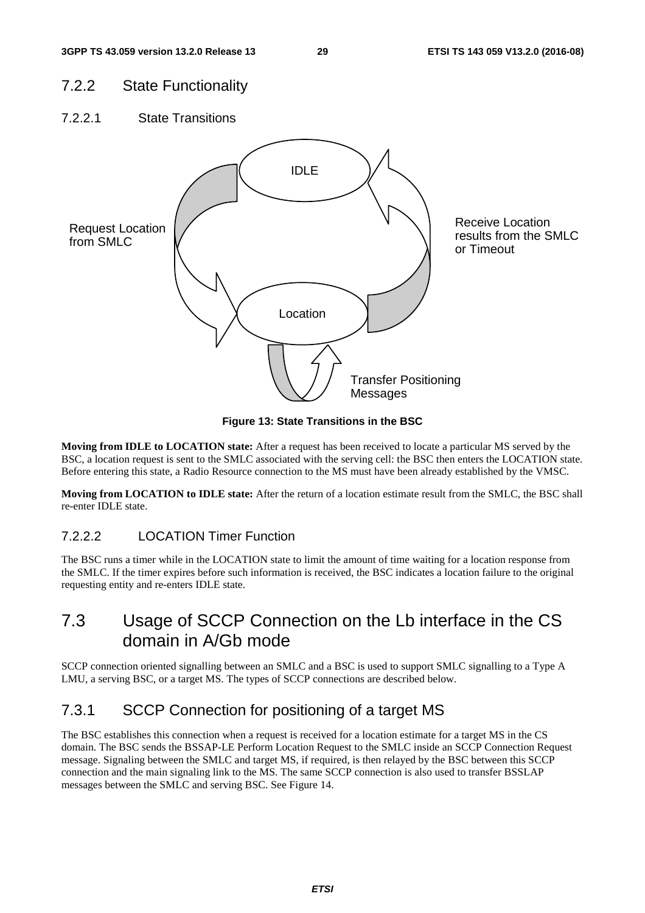### 7.2.2 State Functionality

#### 7.2.2.1 State Transitions

**Figure 13: State Transitions in the BSC**

**Moving from IDLE to LOCATION state:** After a request has been received to locate a particular MS served by the BSC, a location request is sent to the SMLC associated with the serving cell: the BSC then enters the LOCATION state. Before entering this state, a Radio Resource connection to the MS must have been already established by the VMSC.

**Moving from LOCATION to IDLE state:** After the return of a location estimate result from the SMLC, the BSC shall re-enter IDLE state.

#### 7.2.2.2 LOCATION Timer Function

The BSC runs a timer while in the LOCATION state to limit the amount of time waiting for a location response from the SMLC. If the timer expires before such information is received, the BSC indicates a location failure to the original requesting entity and re-enters IDLE state.

## 7.3 Usage of SCCP Connection on the Lb interface in the CS domain in A/Gb mode

SCCP connection oriented signalling between an SMLC and a BSC is used to support SMLC signalling to a Type A LMU, a serving BSC, or a target MS. The types of SCCP connections are described below.

### 7.3.1 SCCP Connection for positioning of a target MS

The BSC establishes this connection when a request is received for a location estimate for a target MS in the CS domain. The BSC sends the BSSAP-LE Perform Location Request to the SMLC inside an SCCP Connection Request message. Signaling between the SMLC and target MS, if required, is then relayed by the BSC between this SCCP connection and the main signaling link to the MS. The same SCCP connection is also used to transfer BSSLAP messages between the SMLC and serving BSC. See Figure 14.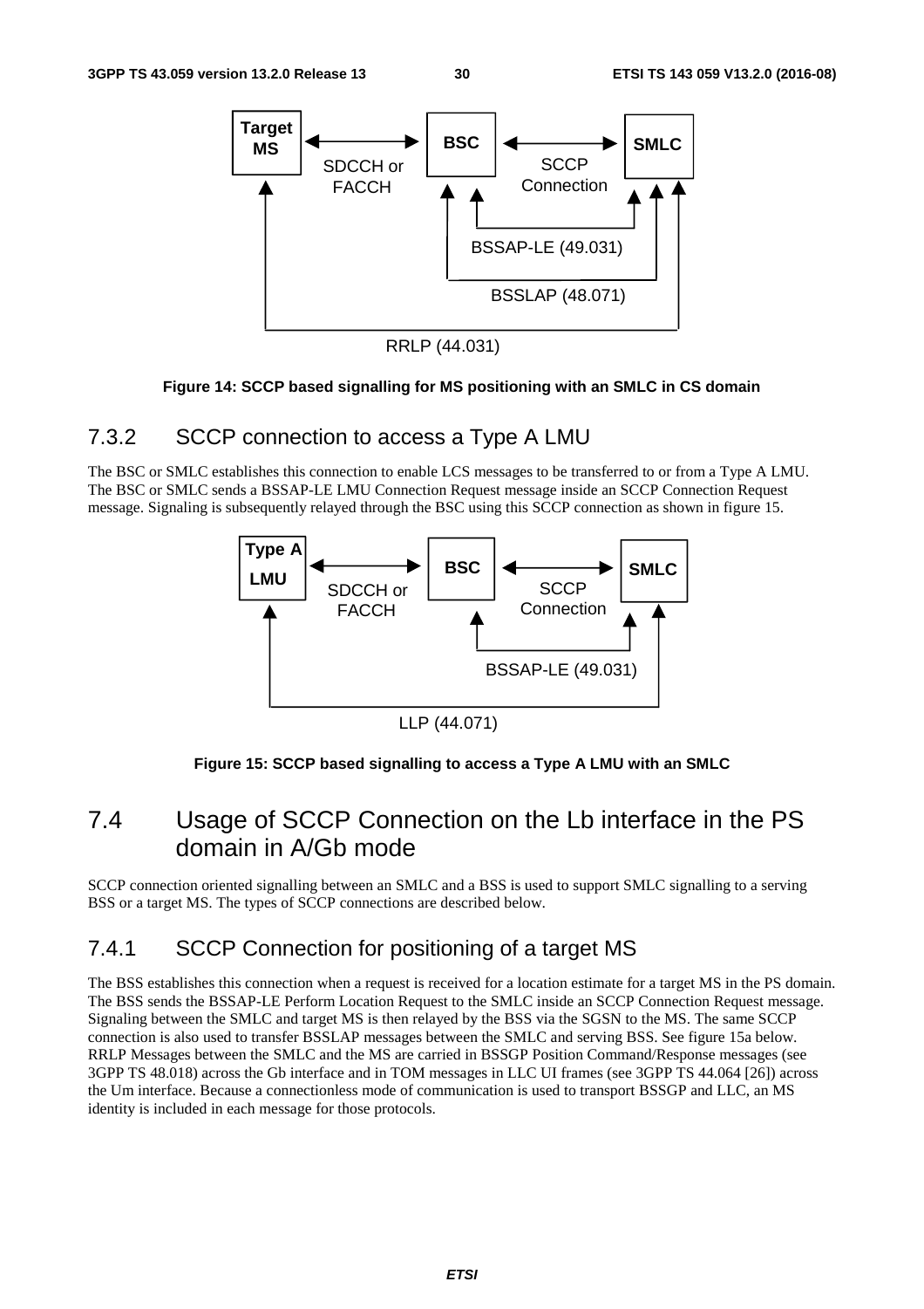Figure 14: SCCP based signalling for MS positioning with an SMLC in CS domain

### 7.3.2 SCCP connection to access a Type A LMU

The BSC or SMLC establishes this connection to enable LCS messages to be transferred to or from a Type A LMU. The BSC or SMLC sends a BSSAP-LE LMU Connection Request message inside an SCCP Connection Request message. Signaling is subsequently relayed through the BSC using this SCCP connection as shown in figure 15.

Figure 15: SCCP based signalling to access a Type A LMU with an SMLC

## 7.4 Usage of SCCP Connection on the Lb interface in the PS domain in A/Gb mode

SCCP connection oriented signalling between an SMLC and a BSS is used to support SMLC signalling to a serving BSS or a target MS. The types of SCCP connections are described below.

### 7.4.1 SCCP Connection for positioning of a target MS

The BSS establishes this connection when a request is received for a location estimate for a target MS in the PS domain. The BSS sends the BSSAP-LE Perform Location Request to the SMLC inside an SCCP Connection Request message. Signaling between the SMLC and target MS is then relayed by the BSS via the SGSN to the MS. The same SCCP connection is also used to transfer BSSLAP messages between the SMLC and serving BSS. See figure 15a below. RRLP Messages between the SMLC and the MS are carried in BSSGP Position Command/Response messages (see 3GPP TS 48.018) across the Gb interface and in TOM messages in LLC UI frames (see 3GPP TS 44.064 [26]) across the Um interface. Because a connectionless mode of communication is used to transport BSSGP and LLC, an MS identity is included in each message for those protocols.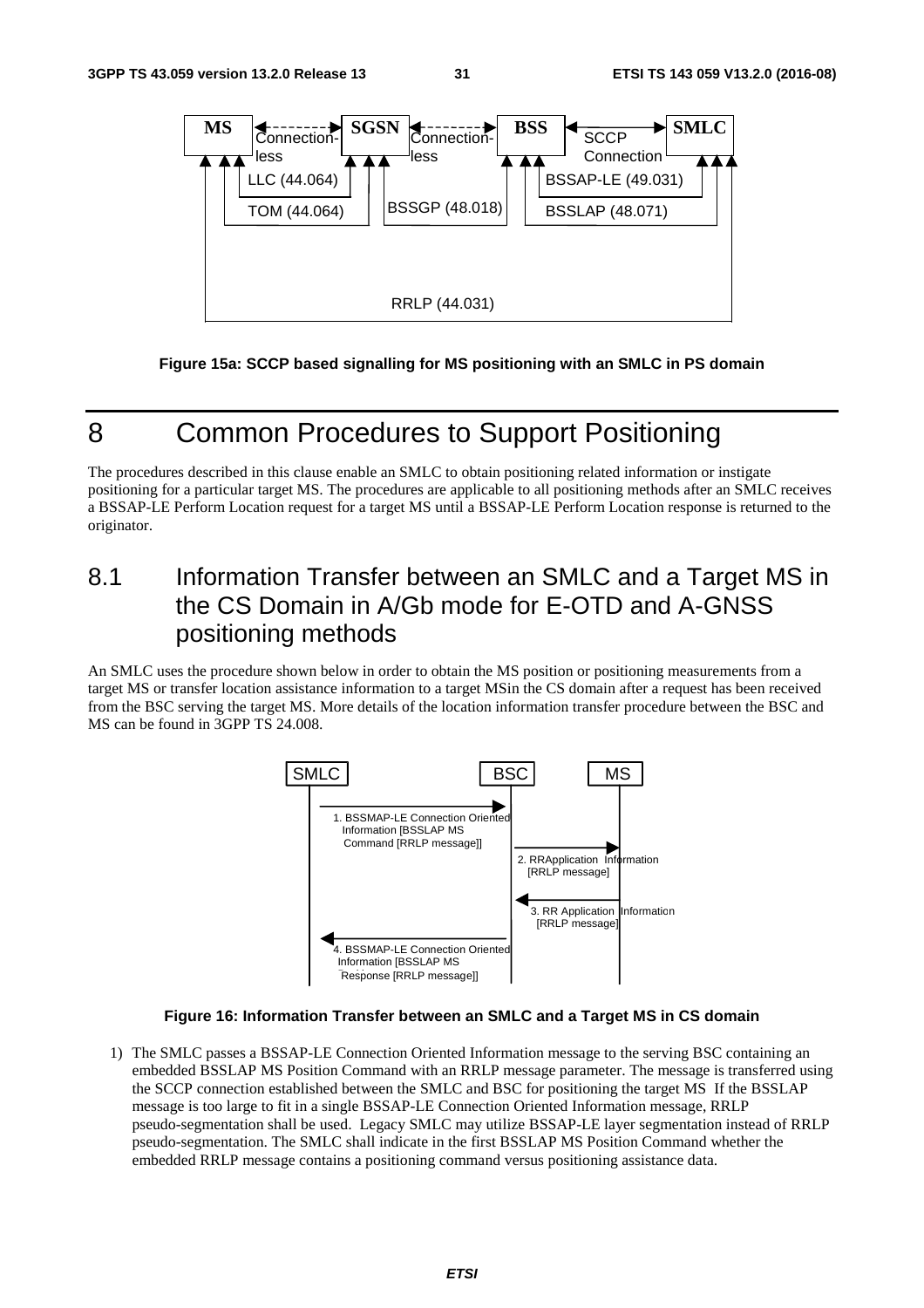Figure 15a: SCCP based signalling for MS positioning with an SMLC in PS domain

# 8 Common Procedures to Support Positioning

The procedures described in this clause enable an SMLC to obtain positioning related information or instigate positioning for a particular target MS. The procedures are applicable to all positioning methods after an SMLC receives a BSSAP-LE Perform Location request for a target MS until a BSSAP-LE Perform Location response is returned to the originator.

## 8.1 Information Transfer between an SMLC and a Target MS in the CS Domain in A/Gb mode for E-OTD and A-GNSS positioning methods

An SMLC uses the procedure shown below in order to obtain the MS position or positioning measurements from a target MS or transfer location assistance information to a target MSin the CS domain after a request has been received from the BSC serving the target MS. More details of the location information transfer procedure between the BSC and MS can be found in 3GPP TS 24.008.

Figure 16: Information Transfer between an SMLC and a Target MS in CS domain

1) The SMLC passes a BSSAP-LE Connection Oriented Information message to the serving BSC containing an embedded BSSLAP MS Position Command with an RRLP message parameter. The message is transferred using the SCCP connection established between the SMLC and BSC for positioning the target MS If the BSSLAP message is too large to fit in a single BSSAP-LE Connection Oriented Information message, RRLP pseudo-segmentation shall be used. Legacy SMLC may utilize BSSAP-LE layer segmentation instead of RRLP pseudo-segmentation. The SMLC shall indicate in the first BSSLAP MS Position Command whether the embedded RRLP message contains a positioning command versus positioning assistance data.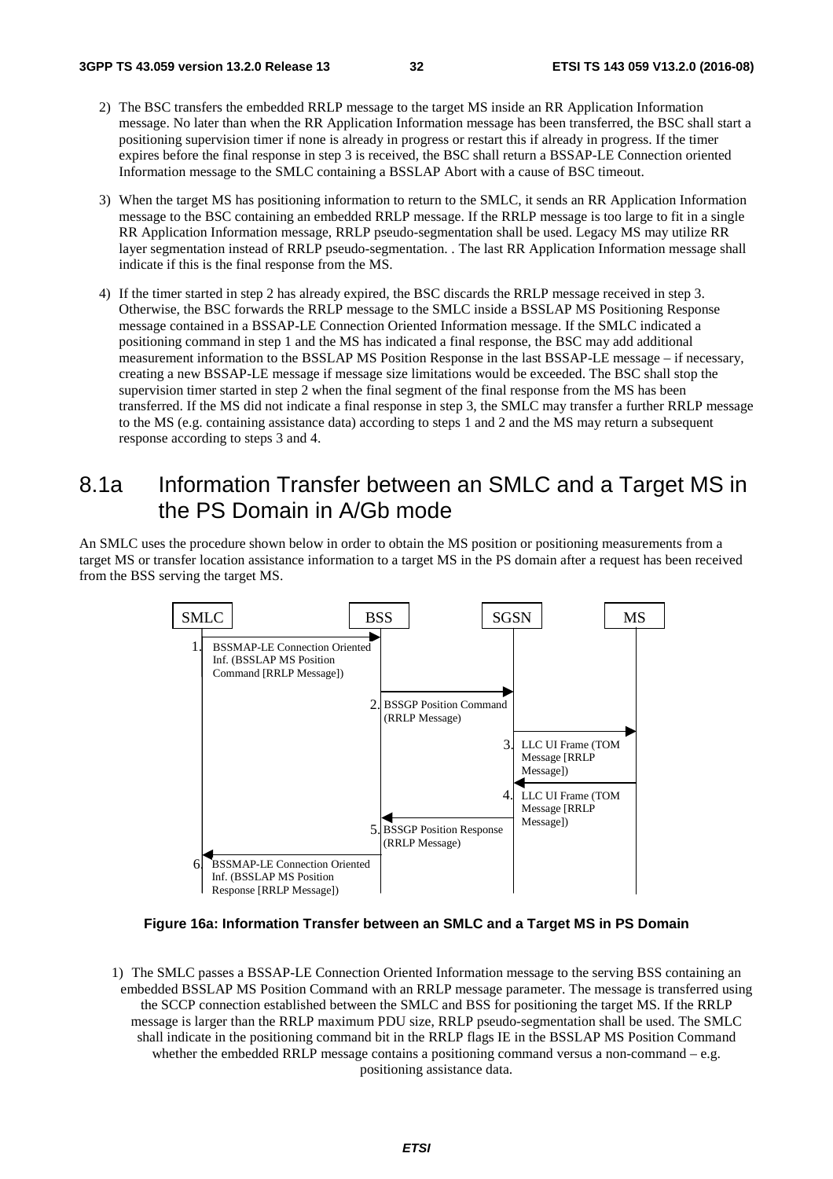2) The BSC transfers the embedded RRLP message to the target MS inside an RR Application Information message. No later than when the RR Application Information message has been transferred, the BSC shall start a positioning supervision timer if none is already in progress or restart this if already in progress. If the timer expires before the final response in step 3 is received, the BSC shall return a BSSAP-LE Connection oriented Information message to the SMLC containing a BSSLAP Abort with a cause of BSC timeout.

3) When the target MS has positioning information to return to the SMLC, it sends an RR Application Information message to the BSC containing an embedded RRLP message. If the RRLP message is too large to fit in a single RR Application Information message, RRLP pseudo-segmentation shall be used. Legacy MS may utilize RR layer segmentation instead of RRLP pseudo-segmentation. . The last RR Application Information message shall indicate if this is the final response from the MS.

4) If the timer started in step 2 has already expired, the BSC discards the RRLP message received in step 3. Otherwise, the BSC forwards the RRLP message to the SMLC inside a BSSLAP MS Positioning Response message contained in a BSSAP-LE Connection Oriented Information message. If the SMLC indicated a positioning command in step 1 and the MS has indicated a final response, the BSC may add additional measurement information to the BSSLAP MS Position Response in the last BSSAP-LE message – if necessary, creating a new BSSAP-LE message if message size limitations would be exceeded. The BSC shall stop the supervision timer started in step 2 when the final segment of the final response from the MS has been transferred. If the MS did not indicate a final response in step 3, the SMLC may transfer a further RRLP message to the MS (e.g. containing assistance data) according to steps 1 and 2 and the MS may return a subsequent response according to steps 3 and 4.

# 8.1a Information Transfer between an SMLC and a Target MS in the PS Domain in A/Gb mode

An SMLC uses the procedure shown below in order to obtain the MS position or positioning measurements from a target MS or transfer location assistance information to a target MS in the PS domain after a request has been received from the BSS serving the target MS.

SMLC | BSS | SGSN | MS

1. BSSMAP-LE Connection Oriented Inf. (BSSLAP MS Position Command [RRLP Message]) (SMLC → BSS)
2. BSSGP Position Command (RRLP Message) (BSS → SGSN)
3. LLC UI Frame (TOM Message [RRLP Message]) (SGSN → MS)
4. LLC UI Frame (TOM Message [RRLP Message]) (MS → SGSN)
5. BSSGP Position Response (RRLP Message) (SGSN → BSS)
6. BSSMAP-LE Connection Oriented Inf. (BSSLAP MS Position Response [RRLP Message]) (BSS → SMLC)

**Figure 16a: Information Transfer between an SMLC and a Target MS in PS Domain**

1) The SMLC passes a BSSAP-LE Connection Oriented Information message to the serving BSS containing an embedded BSSLAP MS Position Command with an RRLP message parameter. The message is transferred using the SCCP connection established between the SMLC and BSS for positioning the target MS. If the RRLP message is larger than the RRLP maximum PDU size, RRLP pseudo-segmentation shall be used. The SMLC shall indicate in the positioning command bit in the RRLP flags IE in the BSSLAP MS Position Command whether the embedded RRLP message contains a positioning command versus a non-command – e.g. positioning assistance data.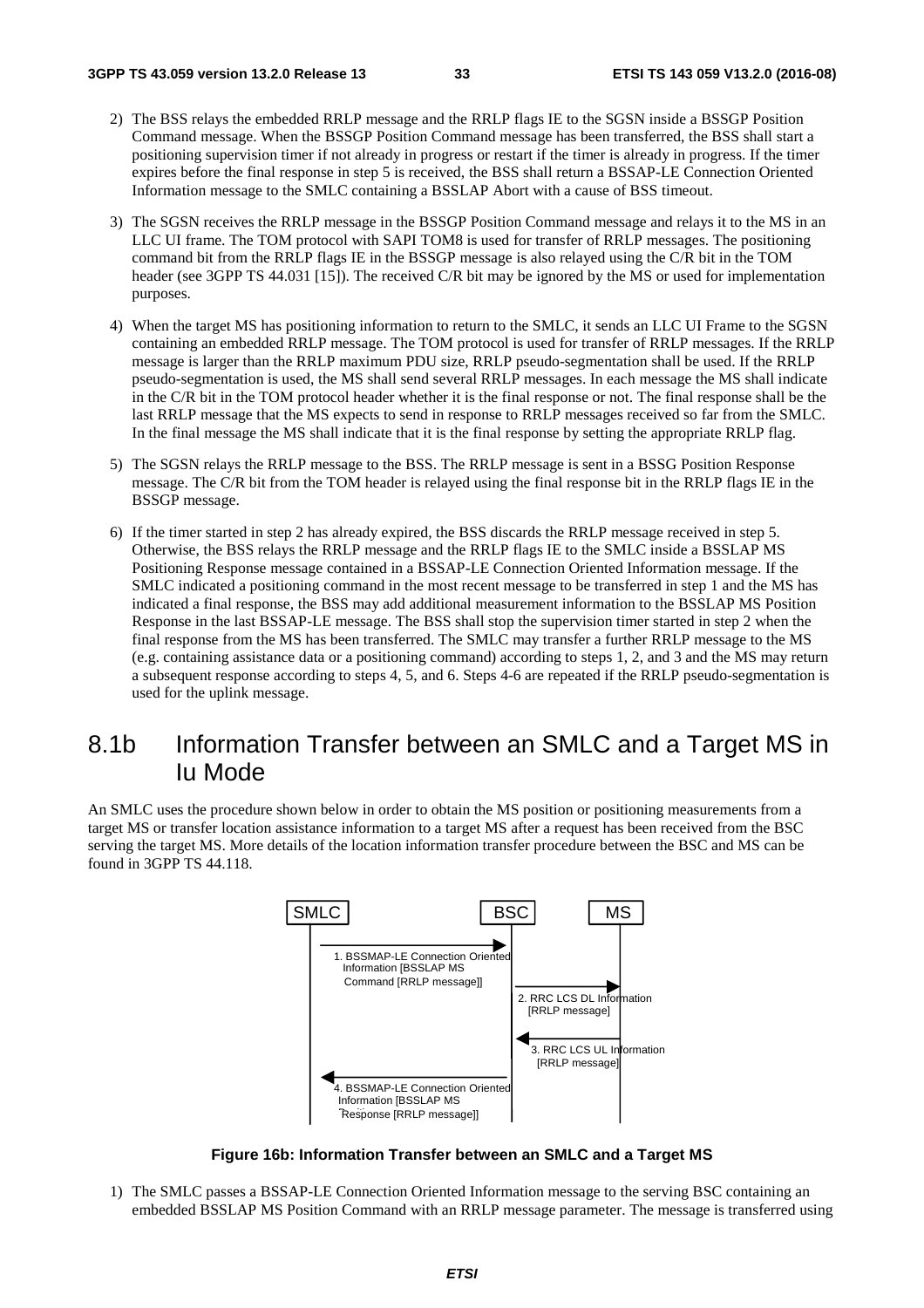2) The BSS relays the embedded RRLP message and the RRLP flags IE to the SGSN inside a BSSGP Position Command message. When the BSSGP Position Command message has been transferred, the BSS shall start a positioning supervision timer if not already in progress or restart if the timer is already in progress. If the timer expires before the final response in step 5 is received, the BSS shall return a BSSAP-LE Connection Oriented Information message to the SMLC containing a BSSLAP Abort with a cause of BSS timeout.

3) The SGSN receives the RRLP message in the BSSGP Position Command message and relays it to the MS in an LLC UI frame. The TOM protocol with SAPI TOM8 is used for transfer of RRLP messages. The positioning command bit from the RRLP flags IE in the BSSGP message is also relayed using the C/R bit in the TOM header (see 3GPP TS 44.031 [15]). The received C/R bit may be ignored by the MS or used for implementation purposes.

4) When the target MS has positioning information to return to the SMLC, it sends an LLC UI Frame to the SGSN containing an embedded RRLP message. The TOM protocol is used for transfer of RRLP messages. If the RRLP message is larger than the RRLP maximum PDU size, RRLP pseudo-segmentation shall be used. If the RRLP pseudo-segmentation is used, the MS shall send several RRLP messages. In each message the MS shall indicate in the C/R bit in the TOM protocol header whether it is the final response or not. The final response shall be the last RRLP message that the MS expects to send in response to RRLP messages received so far from the SMLC. In the final message the MS shall indicate that it is the final response by setting the appropriate RRLP flag.

5) The SGSN relays the RRLP message to the BSS. The RRLP message is sent in a BSSG Position Response message. The C/R bit from the TOM header is relayed using the final response bit in the RRLP flags IE in the BSSGP message.

6) If the timer started in step 2 has already expired, the BSS discards the RRLP message received in step 5. Otherwise, the BSS relays the RRLP message and the RRLP flags IE to the SMLC inside a BSSLAP MS Positioning Response message contained in a BSSAP-LE Connection Oriented Information message. If the SMLC indicated a positioning command in the most recent message to be transferred in step 1 and the MS has indicated a final response, the BSS may add additional measurement information to the BSSLAP MS Position Response in the last BSSAP-LE message. The BSS shall stop the supervision timer started in step 2 when the final response from the MS has been transferred. The SMLC may transfer a further RRLP message to the MS (e.g. containing assistance data or a positioning command) according to steps 1, 2, and 3 and the MS may return a subsequent response according to steps 4, 5, and 6. Steps 4-6 are repeated if the RRLP pseudo-segmentation is used for the uplink message.

## 8.1b Information Transfer between an SMLC and a Target MS in Iu Mode

An SMLC uses the procedure shown below in order to obtain the MS position or positioning measurements from a target MS or transfer location assistance information to a target MS after a request has been received from the BSC serving the target MS. More details of the location information transfer procedure between the BSC and MS can be found in 3GPP TS 44.118.

SMLC | BSC | MS

1. BSSMAP-LE Connection Oriented Information [BSSLAP MS Command [RRLP message]]

2. RRC LCS DL Information [RRLP message]

3. RRC LCS UL Information [RRLP message]

4. BSSMAP-LE Connection Oriented Information [BSSLAP MS Response [RRLP message]]

**Figure 16b: Information Transfer between an SMLC and a Target MS**

1) The SMLC passes a BSSAP-LE Connection Oriented Information message to the serving BSC containing an embedded BSSLAP MS Position Command with an RRLP message parameter. The message is transferred using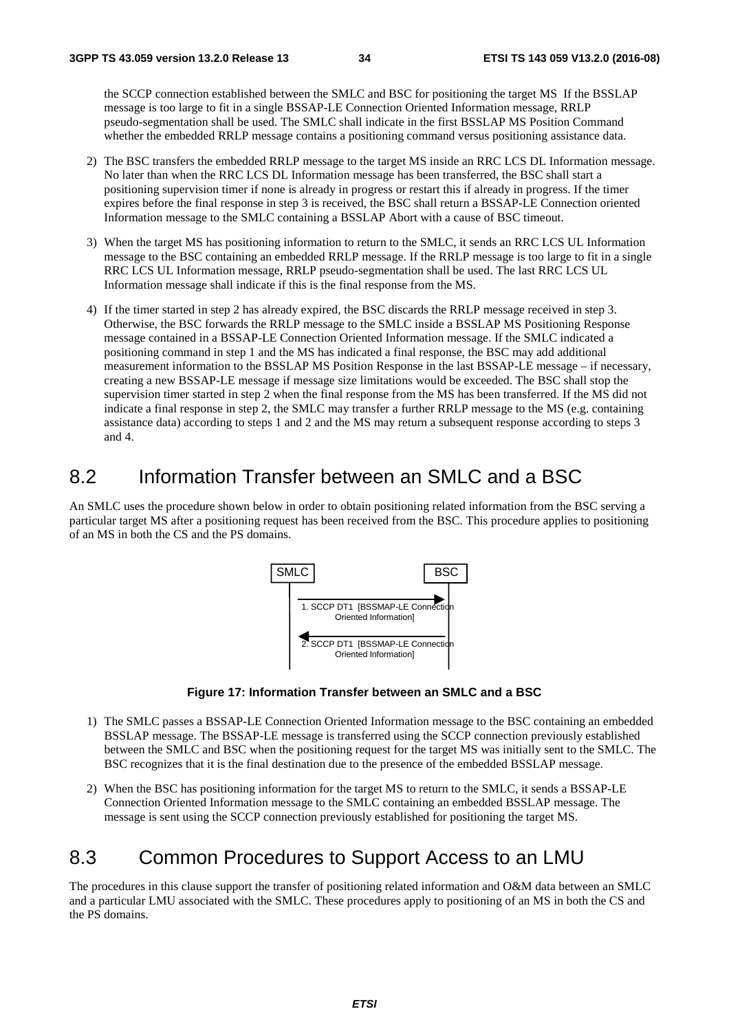the SCCP connection established between the SMLC and BSC for positioning the target MS If the BSSLAP message is too large to fit in a single BSSAP-LE Connection Oriented Information message, RRLP pseudo-segmentation shall be used. The SMLC shall indicate in the first BSSLAP MS Position Command whether the embedded RRLP message contains a positioning command versus positioning assistance data.

2) The BSC transfers the embedded RRLP message to the target MS inside an RRC LCS DL Information message. No later than when the RRC LCS DL Information message has been transferred, the BSC shall start a positioning supervision timer if none is already in progress or restart this if already in progress. If the timer expires before the final response in step 3 is received, the BSC shall return a BSSAP-LE Connection oriented Information message to the SMLC containing a BSSLAP Abort with a cause of BSC timeout.

3) When the target MS has positioning information to return to the SMLC, it sends an RRC LCS UL Information message to the BSC containing an embedded RRLP message. If the RRLP message is too large to fit in a single RRC LCS UL Information message, RRLP pseudo-segmentation shall be used. The last RRC LCS UL Information message shall indicate if this is the final response from the MS.

4) If the timer started in step 2 has already expired, the BSC discards the RRLP message received in step 3. Otherwise, the BSC forwards the RRLP message to the SMLC inside a BSSLAP MS Positioning Response message contained in a BSSAP-LE Connection Oriented Information message. If the SMLC indicated a positioning command in step 1 and the MS has indicated a final response, the BSC may add additional measurement information to the BSSLAP MS Position Response in the last BSSAP-LE message – if necessary, creating a new BSSAP-LE message if message size limitations would be exceeded. The BSC shall stop the supervision timer started in step 2 when the final response from the MS has been transferred. If the MS did not indicate a final response in step 2, the SMLC may transfer a further RRLP message to the MS (e.g. containing assistance data) according to steps 1 and 2 and the MS may return a subsequent response according to steps 3 and 4.

## 8.2 Information Transfer between an SMLC and a BSC

An SMLC uses the procedure shown below in order to obtain positioning related information from the BSC serving a particular target MS after a positioning request has been received from the BSC. This procedure applies to positioning of an MS in both the CS and the PS domains.

SMLC → BSC: 1. SCCP DT1 [BSSMAP-LE Connection Oriented Information]

BSC → SMLC: 2. SCCP DT1 [BSSMAP-LE Connection Oriented Information]

**Figure 17: Information Transfer between an SMLC and a BSC**

1) The SMLC passes a BSSAP-LE Connection Oriented Information message to the BSC containing an embedded BSSLAP message. The BSSAP-LE message is transferred using the SCCP connection previously established between the SMLC and BSC when the positioning request for the target MS was initially sent to the SMLC. The BSC recognizes that it is the final destination due to the presence of the embedded BSSLAP message.

2) When the BSC has positioning information for the target MS to return to the SMLC, it sends a BSSAP-LE Connection Oriented Information message to the SMLC containing an embedded BSSLAP message. The message is sent using the SCCP connection previously established for positioning the target MS.

## 8.3 Common Procedures to Support Access to an LMU

The procedures in this clause support the transfer of positioning related information and O&M data between an SMLC and a particular LMU associated with the SMLC. These procedures apply to positioning of an MS in both the CS and the PS domains.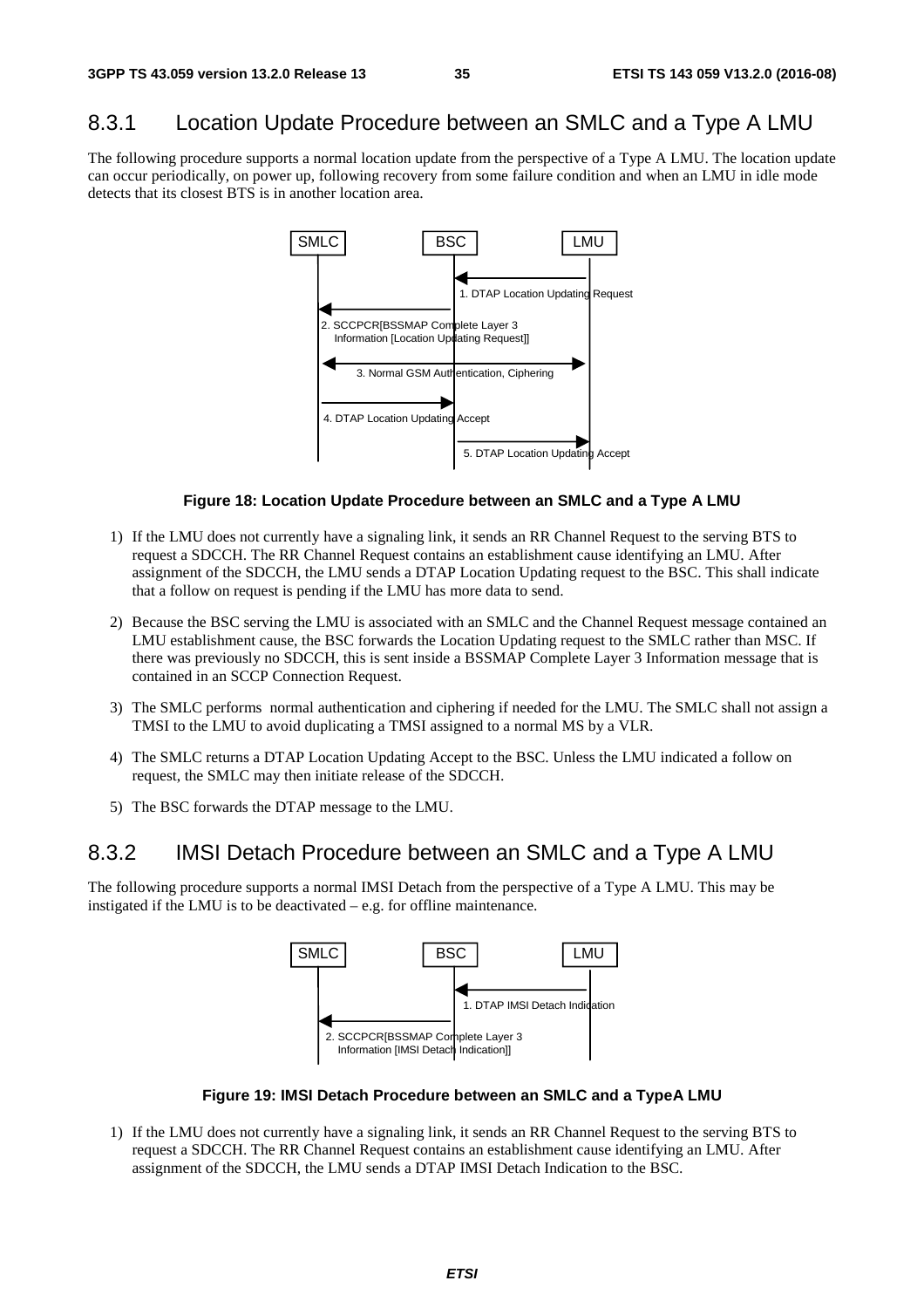## 8.3.1 Location Update Procedure between an SMLC and a Type A LMU

The following procedure supports a normal location update from the perspective of a Type A LMU. The location update can occur periodically, on power up, following recovery from some failure condition and when an LMU in idle mode detects that its closest BTS is in another location area.

**Figure 18: Location Update Procedure between an SMLC and a Type A LMU**

1) If the LMU does not currently have a signaling link, it sends an RR Channel Request to the serving BTS to request a SDCCH. The RR Channel Request contains an establishment cause identifying an LMU. After assignment of the SDCCH, the LMU sends a DTAP Location Updating request to the BSC. This shall indicate that a follow on request is pending if the LMU has more data to send.

2) Because the BSC serving the LMU is associated with an SMLC and the Channel Request message contained an LMU establishment cause, the BSC forwards the Location Updating request to the SMLC rather than MSC. If there was previously no SDCCH, this is sent inside a BSSMAP Complete Layer 3 Information message that is contained in an SCCP Connection Request.

3) The SMLC performs normal authentication and ciphering if needed for the LMU. The SMLC shall not assign a TMSI to the LMU to avoid duplicating a TMSI assigned to a normal MS by a VLR.

4) The SMLC returns a DTAP Location Updating Accept to the BSC. Unless the LMU indicated a follow on request, the SMLC may then initiate release of the SDCCH.

5) The BSC forwards the DTAP message to the LMU.

## 8.3.2 IMSI Detach Procedure between an SMLC and a Type A LMU

The following procedure supports a normal IMSI Detach from the perspective of a Type A LMU. This may be instigated if the LMU is to be deactivated – e.g. for offline maintenance.

**Figure 19: IMSI Detach Procedure between an SMLC and a TypeA LMU**

1) If the LMU does not currently have a signaling link, it sends an RR Channel Request to the serving BTS to request a SDCCH. The RR Channel Request contains an establishment cause identifying an LMU. After assignment of the SDCCH, the LMU sends a DTAP IMSI Detach Indication to the BSC.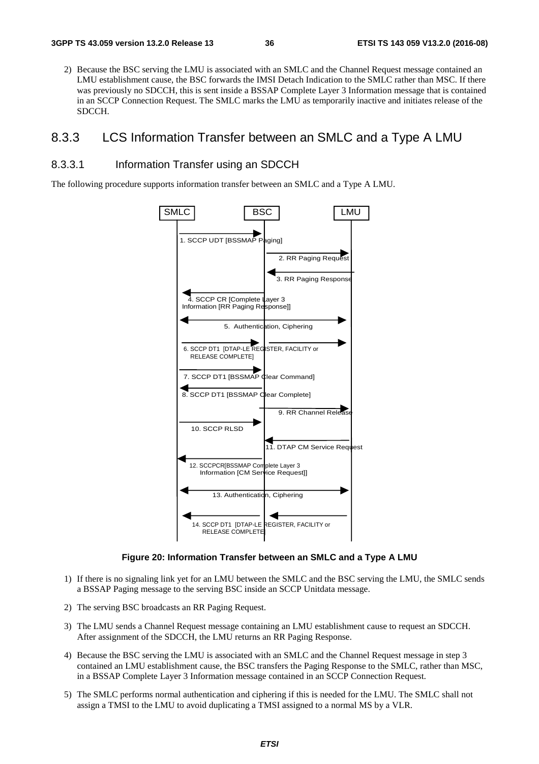2) Because the BSC serving the LMU is associated with an SMLC and the Channel Request message contained an LMU establishment cause, the BSC forwards the IMSI Detach Indication to the SMLC rather than MSC. If there was previously no SDCCH, this is sent inside a BSSAP Complete Layer 3 Information message that is contained in an SCCP Connection Request. The SMLC marks the LMU as temporarily inactive and initiates release of the SDCCH.

## 8.3.3 LCS Information Transfer between an SMLC and a Type A LMU

### 8.3.3.1 Information Transfer using an SDCCH

The following procedure supports information transfer between an SMLC and a Type A LMU.

SMLC BSC LMU

1. SCCP UDT [BSSMAP Paging]

2. RR Paging Request

3. RR Paging Response

4. SCCP CR [Complete Layer 3 Information [RR Paging Response]]

5. Authentication, Ciphering

6. SCCP DT1 [DTAP-LE REGISTER, FACILITY or RELEASE COMPLETE]

7. SCCP DT1 [BSSMAP Clear Command]

8. SCCP DT1 [BSSMAP Clear Complete]

9. RR Channel Release

10. SCCP RLSD

11. DTAP CM Service Request

12. SCCPCR[BSSMAP Complete Layer 3 Information [CM Service Request]]

13. Authentication, Ciphering

14. SCCP DT1 [DTAP-LE REGISTER, FACILITY or RELEASE COMPLETE]

**Figure 20: Information Transfer between an SMLC and a Type A LMU**

1) If there is no signaling link yet for an LMU between the SMLC and the BSC serving the LMU, the SMLC sends a BSSAP Paging message to the serving BSC inside an SCCP Unitdata message.

2) The serving BSC broadcasts an RR Paging Request.

3) The LMU sends a Channel Request message containing an LMU establishment cause to request an SDCCH. After assignment of the SDCCH, the LMU returns an RR Paging Response.

4) Because the BSC serving the LMU is associated with an SMLC and the Channel Request message in step 3 contained an LMU establishment cause, the BSC transfers the Paging Response to the SMLC, rather than MSC, in a BSSAP Complete Layer 3 Information message contained in an SCCP Connection Request.

5) The SMLC performs normal authentication and ciphering if this is needed for the LMU. The SMLC shall not assign a TMSI to the LMU to avoid duplicating a TMSI assigned to a normal MS by a VLR.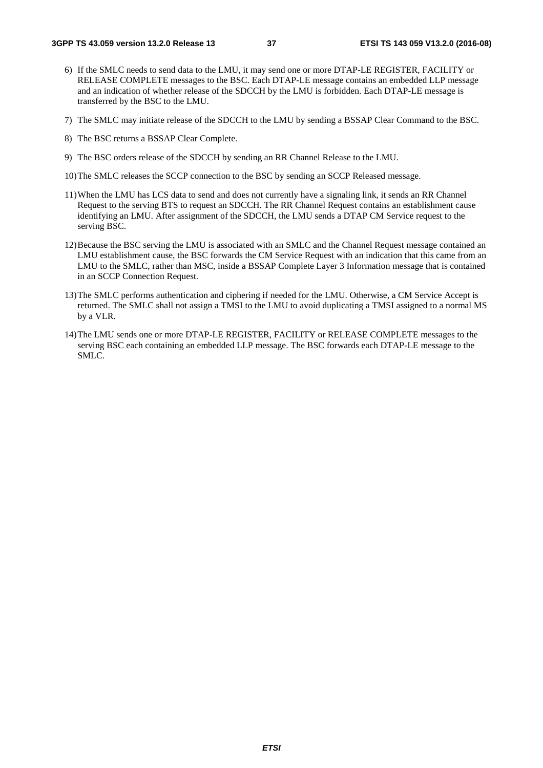6) If the SMLC needs to send data to the LMU, it may send one or more DTAP-LE REGISTER, FACILITY or RELEASE COMPLETE messages to the BSC. Each DTAP-LE message contains an embedded LLP message and an indication of whether release of the SDCCH by the LMU is forbidden. Each DTAP-LE message is transferred by the BSC to the LMU.

7) The SMLC may initiate release of the SDCCH to the LMU by sending a BSSAP Clear Command to the BSC.

8) The BSC returns a BSSAP Clear Complete.

9) The BSC orders release of the SDCCH by sending an RR Channel Release to the LMU.

10) The SMLC releases the SCCP connection to the BSC by sending an SCCP Released message.

11) When the LMU has LCS data to send and does not currently have a signaling link, it sends an RR Channel Request to the serving BTS to request an SDCCH. The RR Channel Request contains an establishment cause identifying an LMU. After assignment of the SDCCH, the LMU sends a DTAP CM Service request to the serving BSC.

12) Because the BSC serving the LMU is associated with an SMLC and the Channel Request message contained an LMU establishment cause, the BSC forwards the CM Service Request with an indication that this came from an LMU to the SMLC, rather than MSC, inside a BSSAP Complete Layer 3 Information message that is contained in an SCCP Connection Request.

13) The SMLC performs authentication and ciphering if needed for the LMU. Otherwise, a CM Service Accept is returned. The SMLC shall not assign a TMSI to the LMU to avoid duplicating a TMSI assigned to a normal MS by a VLR.

14) The LMU sends one or more DTAP-LE REGISTER, FACILITY or RELEASE COMPLETE messages to the serving BSC each containing an embedded LLP message. The BSC forwards each DTAP-LE message to the SMLC.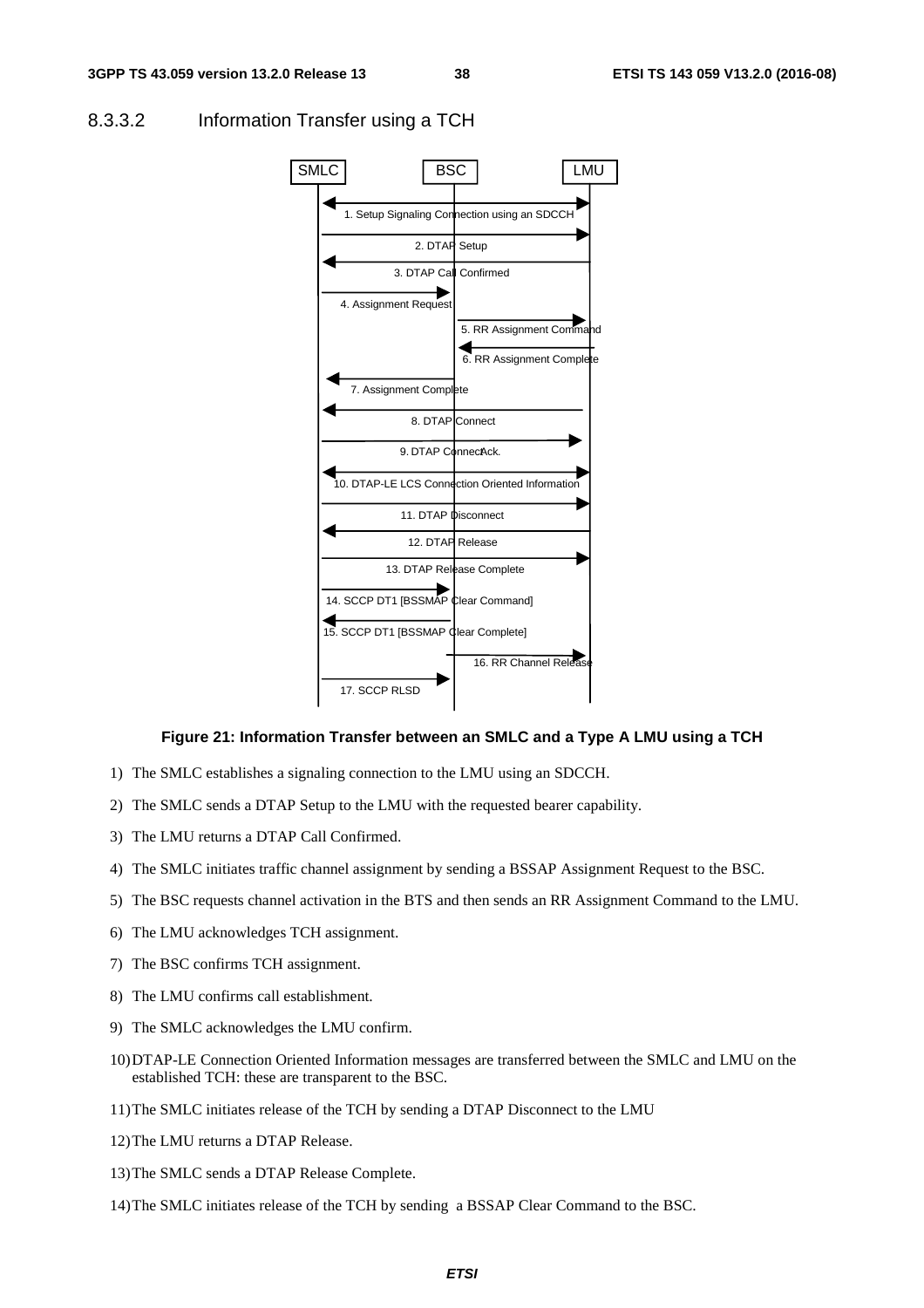### 8.3.3.2 Information Transfer using a TCH

**Figure 21: Information Transfer between an SMLC and a Type A LMU using a TCH**

1) The SMLC establishes a signaling connection to the LMU using an SDCCH.

2) The SMLC sends a DTAP Setup to the LMU with the requested bearer capability.

3) The LMU returns a DTAP Call Confirmed.

4) The SMLC initiates traffic channel assignment by sending a BSSAP Assignment Request to the BSC.

5) The BSC requests channel activation in the BTS and then sends an RR Assignment Command to the LMU.

6) The LMU acknowledges TCH assignment.

7) The BSC confirms TCH assignment.

8) The LMU confirms call establishment.

9) The SMLC acknowledges the LMU confirm.

10) DTAP-LE Connection Oriented Information messages are transferred between the SMLC and LMU on the established TCH: these are transparent to the BSC.

11) The SMLC initiates release of the TCH by sending a DTAP Disconnect to the LMU

12) The LMU returns a DTAP Release.

13) The SMLC sends a DTAP Release Complete.

14) The SMLC initiates release of the TCH by sending a BSSAP Clear Command to the BSC.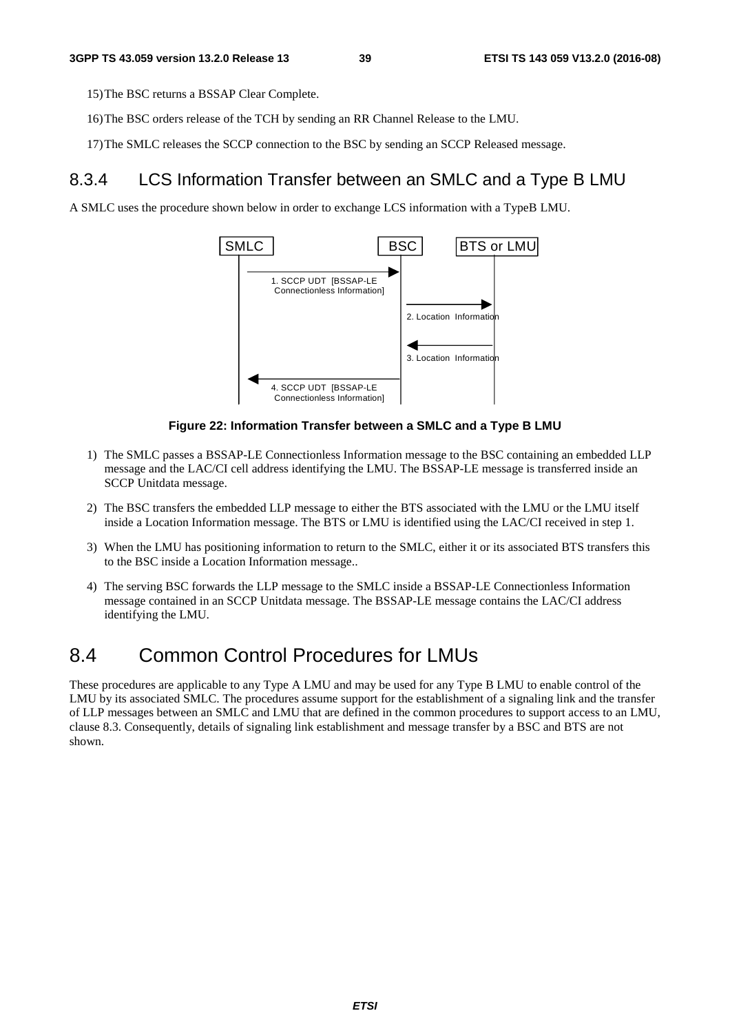15) The BSC returns a BSSAP Clear Complete.

16) The BSC orders release of the TCH by sending an RR Channel Release to the LMU.

17) The SMLC releases the SCCP connection to the BSC by sending an SCCP Released message.

### 8.3.4 LCS Information Transfer between an SMLC and a Type B LMU

A SMLC uses the procedure shown below in order to exchange LCS information with a TypeB LMU.

**Figure 22: Information Transfer between a SMLC and a Type B LMU**

1) The SMLC passes a BSSAP-LE Connectionless Information message to the BSC containing an embedded LLP message and the LAC/CI cell address identifying the LMU. The BSSAP-LE message is transferred inside an SCCP Unitdata message.

2) The BSC transfers the embedded LLP message to either the BTS associated with the LMU or the LMU itself inside a Location Information message. The BTS or LMU is identified using the LAC/CI received in step 1.

3) When the LMU has positioning information to return to the SMLC, either it or its associated BTS transfers this to the BSC inside a Location Information message..

4) The serving BSC forwards the LLP message to the SMLC inside a BSSAP-LE Connectionless Information message contained in an SCCP Unitdata message. The BSSAP-LE message contains the LAC/CI address identifying the LMU.

## 8.4 Common Control Procedures for LMUs

These procedures are applicable to any Type A LMU and may be used for any Type B LMU to enable control of the LMU by its associated SMLC. The procedures assume support for the establishment of a signaling link and the transfer of LLP messages between an SMLC and LMU that are defined in the common procedures to support access to an LMU, clause 8.3. Consequently, details of signaling link establishment and message transfer by a BSC and BTS are not shown.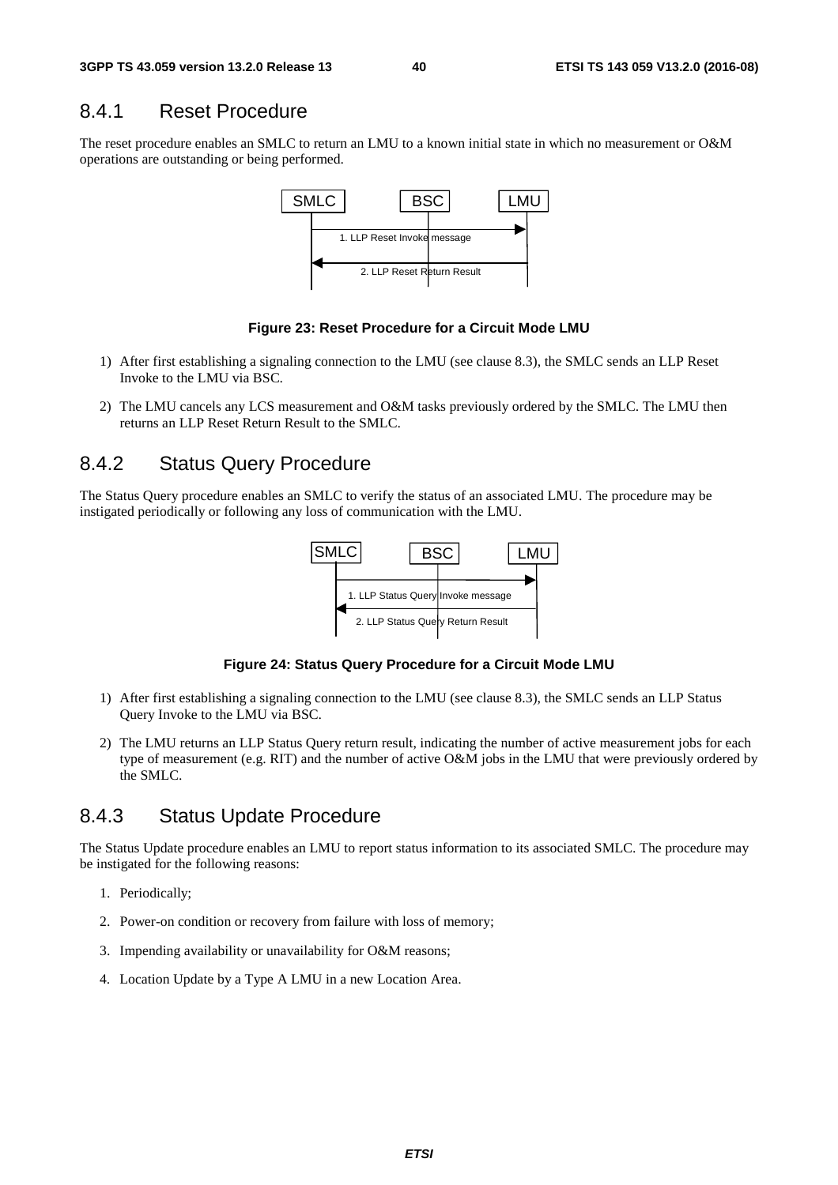### 8.4.1 Reset Procedure

The reset procedure enables an SMLC to return an LMU to a known initial state in which no measurement or O&M operations are outstanding or being performed.

**Figure 23: Reset Procedure for a Circuit Mode LMU**

1) After first establishing a signaling connection to the LMU (see clause 8.3), the SMLC sends an LLP Reset Invoke to the LMU via BSC.

2) The LMU cancels any LCS measurement and O&M tasks previously ordered by the SMLC. The LMU then returns an LLP Reset Return Result to the SMLC.

### 8.4.2 Status Query Procedure

The Status Query procedure enables an SMLC to verify the status of an associated LMU. The procedure may be instigated periodically or following any loss of communication with the LMU.

**Figure 24: Status Query Procedure for a Circuit Mode LMU**

1) After first establishing a signaling connection to the LMU (see clause 8.3), the SMLC sends an LLP Status Query Invoke to the LMU via BSC.

2) The LMU returns an LLP Status Query return result, indicating the number of active measurement jobs for each type of measurement (e.g. RIT) and the number of active O&M jobs in the LMU that were previously ordered by the SMLC.

### 8.4.3 Status Update Procedure

The Status Update procedure enables an LMU to report status information to its associated SMLC. The procedure may be instigated for the following reasons:

1. Periodically;

2. Power-on condition or recovery from failure with loss of memory;

3. Impending availability or unavailability for O&M reasons;

4. Location Update by a Type A LMU in a new Location Area.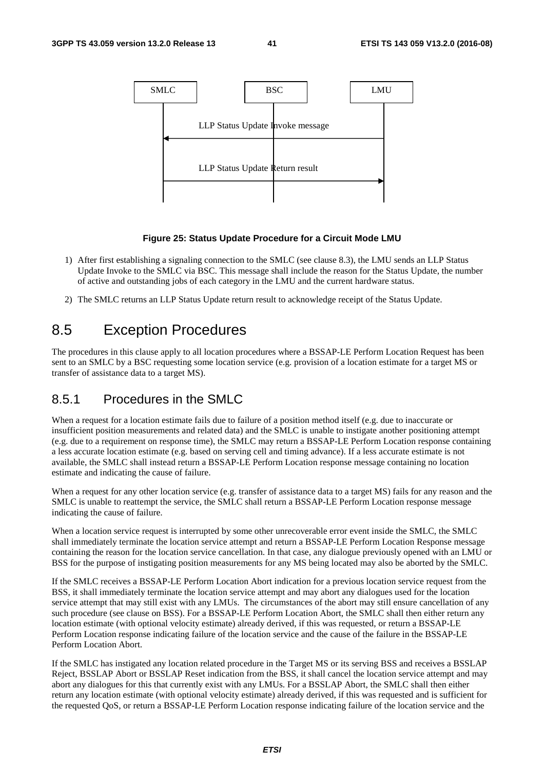SMLC BSC LMU

LLP Status Update Invoke message

LLP Status Update Return result

**Figure 25: Status Update Procedure for a Circuit Mode LMU**

1) After first establishing a signaling connection to the SMLC (see clause 8.3), the LMU sends an LLP Status Update Invoke to the SMLC via BSC. This message shall include the reason for the Status Update, the number of active and outstanding jobs of each category in the LMU and the current hardware status.

2) The SMLC returns an LLP Status Update return result to acknowledge receipt of the Status Update.

# 8.5 Exception Procedures

The procedures in this clause apply to all location procedures where a BSSAP-LE Perform Location Request has been sent to an SMLC by a BSC requesting some location service (e.g. provision of a location estimate for a target MS or transfer of assistance data to a target MS).

## 8.5.1 Procedures in the SMLC

When a request for a location estimate fails due to failure of a position method itself (e.g. due to inaccurate or insufficient position measurements and related data) and the SMLC is unable to instigate another positioning attempt (e.g. due to a requirement on response time), the SMLC may return a BSSAP-LE Perform Location response containing a less accurate location estimate (e.g. based on serving cell and timing advance). If a less accurate estimate is not available, the SMLC shall instead return a BSSAP-LE Perform Location response message containing no location estimate and indicating the cause of failure.

When a request for any other location service (e.g. transfer of assistance data to a target MS) fails for any reason and the SMLC is unable to reattempt the service, the SMLC shall return a BSSAP-LE Perform Location response message indicating the cause of failure.

When a location service request is interrupted by some other unrecoverable error event inside the SMLC, the SMLC shall immediately terminate the location service attempt and return a BSSAP-LE Perform Location Response message containing the reason for the location service cancellation. In that case, any dialogue previously opened with an LMU or BSS for the purpose of instigating position measurements for any MS being located may also be aborted by the SMLC.

If the SMLC receives a BSSAP-LE Perform Location Abort indication for a previous location service request from the BSS, it shall immediately terminate the location service attempt and may abort any dialogues used for the location service attempt that may still exist with any LMUs.  The circumstances of the abort may still ensure cancellation of any such procedure (see clause on BSS). For a BSSAP-LE Perform Location Abort, the SMLC shall then either return any location estimate (with optional velocity estimate) already derived, if this was requested, or return a BSSAP-LE Perform Location response indicating failure of the location service and the cause of the failure in the BSSAP-LE Perform Location Abort.

If the SMLC has instigated any location related procedure in the Target MS or its serving BSS and receives a BSSLAP Reject, BSSLAP Abort or BSSLAP Reset indication from the BSS, it shall cancel the location service attempt and may abort any dialogues for this that currently exist with any LMUs. For a BSSLAP Abort, the SMLC shall then either return any location estimate (with optional velocity estimate) already derived, if this was requested and is sufficient for the requested QoS, or return a BSSAP-LE Perform Location response indicating failure of the location service and the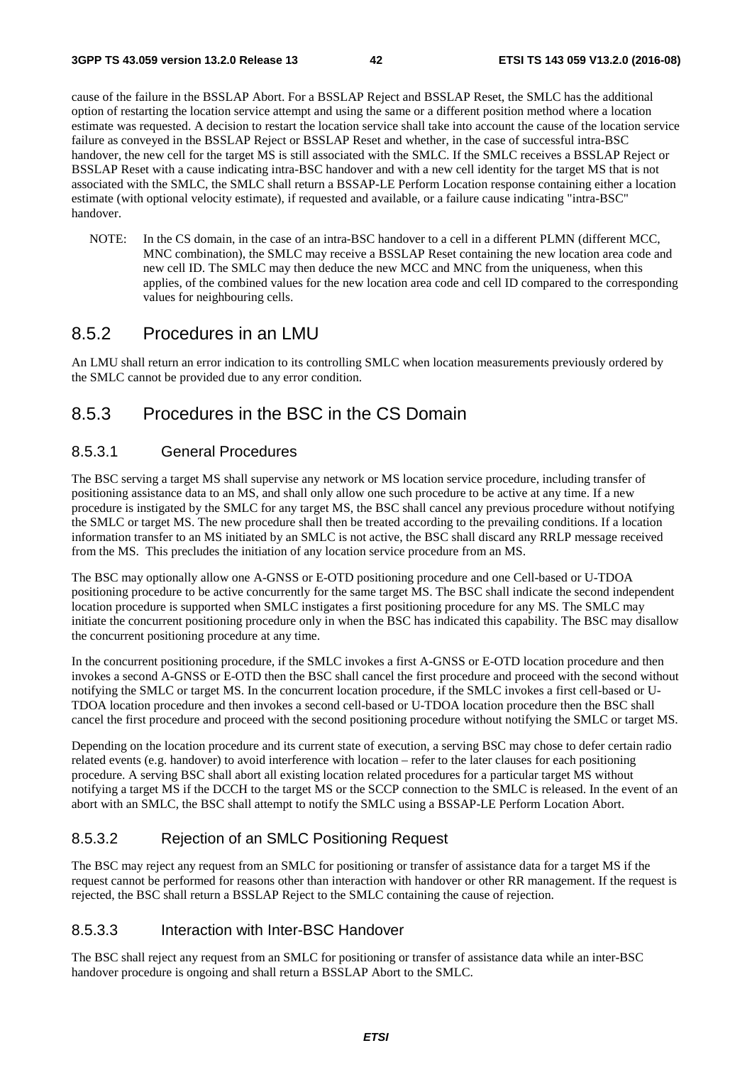cause of the failure in the BSSLAP Abort. For a BSSLAP Reject and BSSLAP Reset, the SMLC has the additional option of restarting the location service attempt and using the same or a different position method where a location estimate was requested. A decision to restart the location service shall take into account the cause of the location service failure as conveyed in the BSSLAP Reject or BSSLAP Reset and whether, in the case of successful intra-BSC handover, the new cell for the target MS is still associated with the SMLC. If the SMLC receives a BSSLAP Reject or BSSLAP Reset with a cause indicating intra-BSC handover and with a new cell identity for the target MS that is not associated with the SMLC, the SMLC shall return a BSSAP-LE Perform Location response containing either a location estimate (with optional velocity estimate), if requested and available, or a failure cause indicating "intra-BSC" handover.

NOTE: In the CS domain, in the case of an intra-BSC handover to a cell in a different PLMN (different MCC, MNC combination), the SMLC may receive a BSSLAP Reset containing the new location area code and new cell ID. The SMLC may then deduce the new MCC and MNC from the uniqueness, when this applies, of the combined values for the new location area code and cell ID compared to the corresponding values for neighbouring cells.

### 8.5.2 Procedures in an LMU

An LMU shall return an error indication to its controlling SMLC when location measurements previously ordered by the SMLC cannot be provided due to any error condition.

### 8.5.3 Procedures in the BSC in the CS Domain

#### 8.5.3.1 General Procedures

The BSC serving a target MS shall supervise any network or MS location service procedure, including transfer of positioning assistance data to an MS, and shall only allow one such procedure to be active at any time. If a new procedure is instigated by the SMLC for any target MS, the BSC shall cancel any previous procedure without notifying the SMLC or target MS. The new procedure shall then be treated according to the prevailing conditions. If a location information transfer to an MS initiated by an SMLC is not active, the BSC shall discard any RRLP message received from the MS. This precludes the initiation of any location service procedure from an MS.

The BSC may optionally allow one A-GNSS or E-OTD positioning procedure and one Cell-based or U-TDOA positioning procedure to be active concurrently for the same target MS. The BSC shall indicate the second independent location procedure is supported when SMLC instigates a first positioning procedure for any MS. The SMLC may initiate the concurrent positioning procedure only in when the BSC has indicated this capability. The BSC may disallow the concurrent positioning procedure at any time.

In the concurrent positioning procedure, if the SMLC invokes a first A-GNSS or E-OTD location procedure and then invokes a second A-GNSS or E-OTD then the BSC shall cancel the first procedure and proceed with the second without notifying the SMLC or target MS. In the concurrent location procedure, if the SMLC invokes a first cell-based or U-TDOA location procedure and then invokes a second cell-based or U-TDOA location procedure then the BSC shall cancel the first procedure and proceed with the second positioning procedure without notifying the SMLC or target MS.

Depending on the location procedure and its current state of execution, a serving BSC may chose to defer certain radio related events (e.g. handover) to avoid interference with location – refer to the later clauses for each positioning procedure. A serving BSC shall abort all existing location related procedures for a particular target MS without notifying a target MS if the DCCH to the target MS or the SCCP connection to the SMLC is released. In the event of an abort with an SMLC, the BSC shall attempt to notify the SMLC using a BSSAP-LE Perform Location Abort.

#### 8.5.3.2 Rejection of an SMLC Positioning Request

The BSC may reject any request from an SMLC for positioning or transfer of assistance data for a target MS if the request cannot be performed for reasons other than interaction with handover or other RR management. If the request is rejected, the BSC shall return a BSSLAP Reject to the SMLC containing the cause of rejection.

#### 8.5.3.3 Interaction with Inter-BSC Handover

The BSC shall reject any request from an SMLC for positioning or transfer of assistance data while an inter-BSC handover procedure is ongoing and shall return a BSSLAP Abort to the SMLC.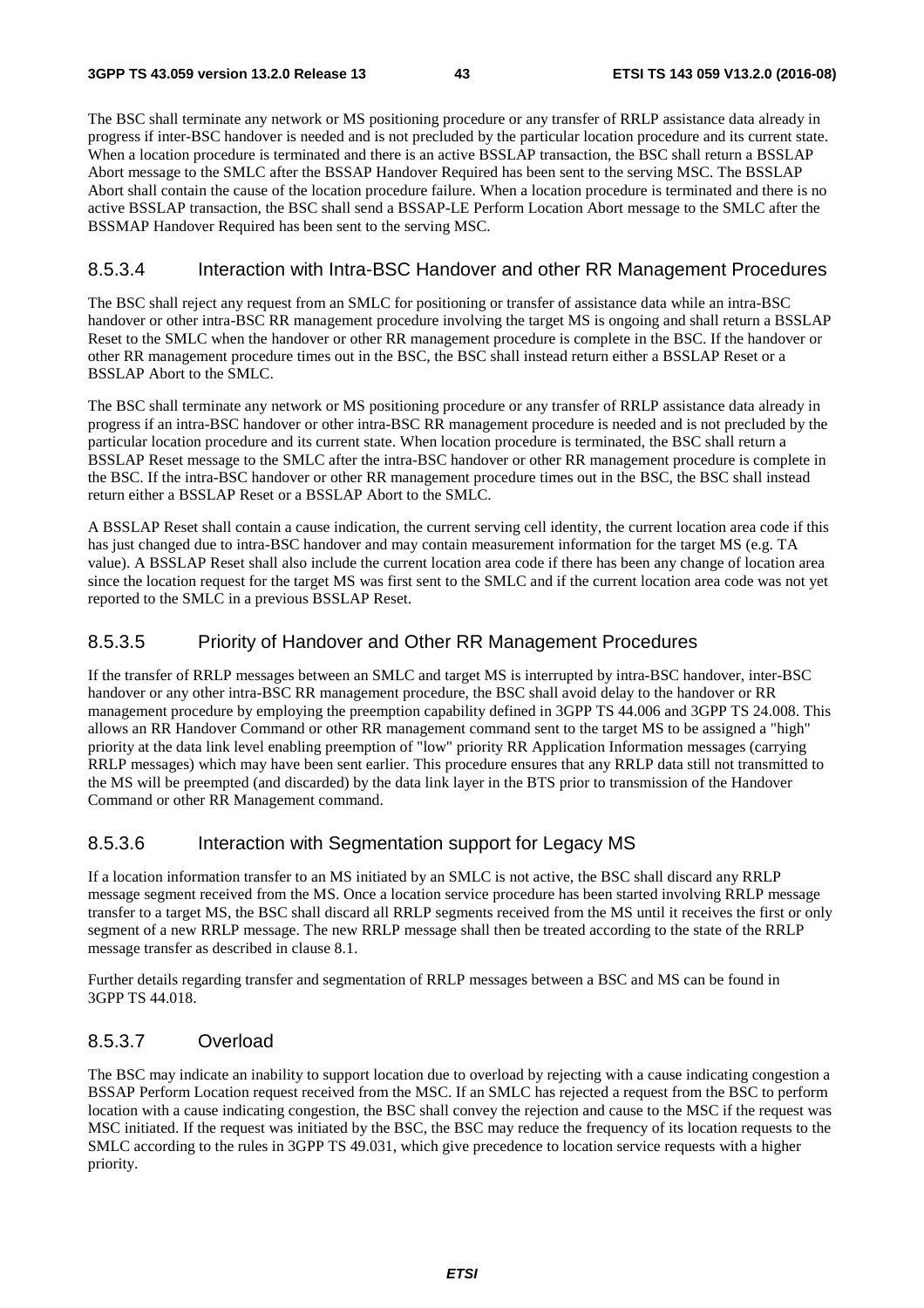The BSC shall terminate any network or MS positioning procedure or any transfer of RRLP assistance data already in progress if inter-BSC handover is needed and is not precluded by the particular location procedure and its current state. When a location procedure is terminated and there is an active BSSLAP transaction, the BSC shall return a BSSLAP Abort message to the SMLC after the BSSAP Handover Required has been sent to the serving MSC. The BSSLAP Abort shall contain the cause of the location procedure failure. When a location procedure is terminated and there is no active BSSLAP transaction, the BSC shall send a BSSAP-LE Perform Location Abort message to the SMLC after the BSSMAP Handover Required has been sent to the serving MSC.

#### 8.5.3.4 Interaction with Intra-BSC Handover and other RR Management Procedures

The BSC shall reject any request from an SMLC for positioning or transfer of assistance data while an intra-BSC handover or other intra-BSC RR management procedure involving the target MS is ongoing and shall return a BSSLAP Reset to the SMLC when the handover or other RR management procedure is complete in the BSC. If the handover or other RR management procedure times out in the BSC, the BSC shall instead return either a BSSLAP Reset or a BSSLAP Abort to the SMLC.

The BSC shall terminate any network or MS positioning procedure or any transfer of RRLP assistance data already in progress if an intra-BSC handover or other intra-BSC RR management procedure is needed and is not precluded by the particular location procedure and its current state. When location procedure is terminated, the BSC shall return a BSSLAP Reset message to the SMLC after the intra-BSC handover or other RR management procedure is complete in the BSC. If the intra-BSC handover or other RR management procedure times out in the BSC, the BSC shall instead return either a BSSLAP Reset or a BSSLAP Abort to the SMLC.

A BSSLAP Reset shall contain a cause indication, the current serving cell identity, the current location area code if this has just changed due to intra-BSC handover and may contain measurement information for the target MS (e.g. TA value). A BSSLAP Reset shall also include the current location area code if there has been any change of location area since the location request for the target MS was first sent to the SMLC and if the current location area code was not yet reported to the SMLC in a previous BSSLAP Reset.

#### 8.5.3.5 Priority of Handover and Other RR Management Procedures

If the transfer of RRLP messages between an SMLC and target MS is interrupted by intra-BSC handover, inter-BSC handover or any other intra-BSC RR management procedure, the BSC shall avoid delay to the handover or RR management procedure by employing the preemption capability defined in 3GPP TS 44.006 and 3GPP TS 24.008. This allows an RR Handover Command or other RR management command sent to the target MS to be assigned a "high" priority at the data link level enabling preemption of "low" priority RR Application Information messages (carrying RRLP messages) which may have been sent earlier. This procedure ensures that any RRLP data still not transmitted to the MS will be preempted (and discarded) by the data link layer in the BTS prior to transmission of the Handover Command or other RR Management command.

#### 8.5.3.6 Interaction with Segmentation support for Legacy MS

If a location information transfer to an MS initiated by an SMLC is not active, the BSC shall discard any RRLP message segment received from the MS. Once a location service procedure has been started involving RRLP message transfer to a target MS, the BSC shall discard all RRLP segments received from the MS until it receives the first or only segment of a new RRLP message. The new RRLP message shall then be treated according to the state of the RRLP message transfer as described in clause 8.1.

Further details regarding transfer and segmentation of RRLP messages between a BSC and MS can be found in 3GPP TS 44.018.

#### 8.5.3.7 Overload

The BSC may indicate an inability to support location due to overload by rejecting with a cause indicating congestion a BSSAP Perform Location request received from the MSC. If an SMLC has rejected a request from the BSC to perform location with a cause indicating congestion, the BSC shall convey the rejection and cause to the MSC if the request was MSC initiated. If the request was initiated by the BSC, the BSC may reduce the frequency of its location requests to the SMLC according to the rules in 3GPP TS 49.031, which give precedence to location service requests with a higher priority.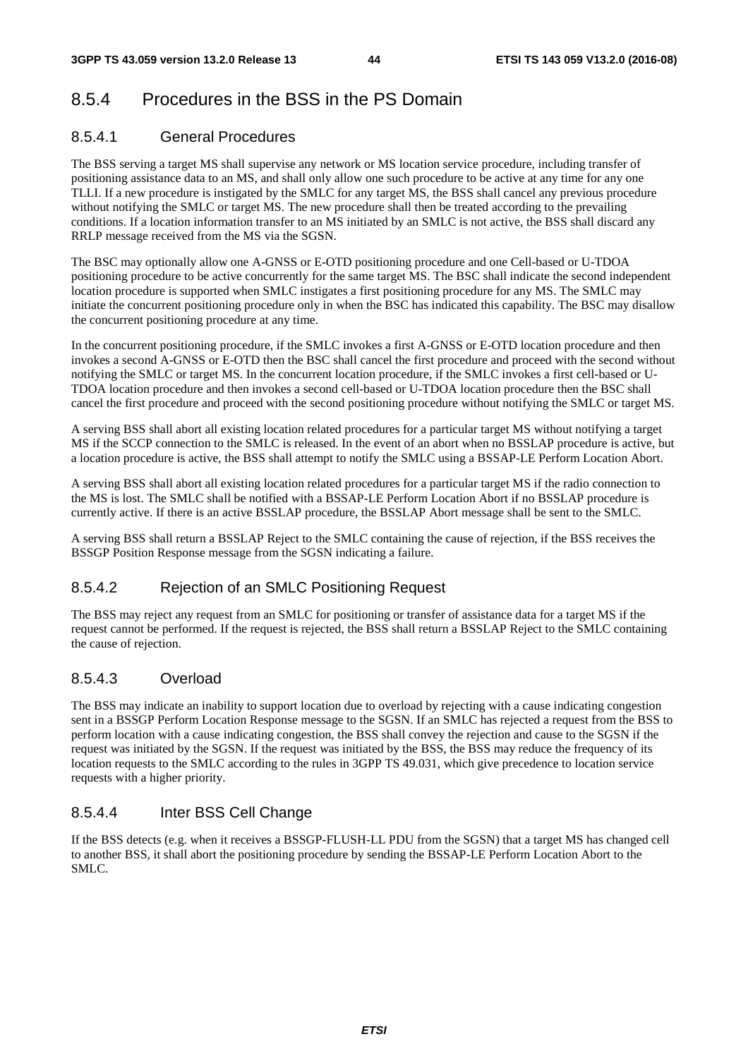## 8.5.4 Procedures in the BSS in the PS Domain

### 8.5.4.1 General Procedures

The BSS serving a target MS shall supervise any network or MS location service procedure, including transfer of positioning assistance data to an MS, and shall only allow one such procedure to be active at any time for any one TLLI. If a new procedure is instigated by the SMLC for any target MS, the BSS shall cancel any previous procedure without notifying the SMLC or target MS. The new procedure shall then be treated according to the prevailing conditions. If a location information transfer to an MS initiated by an SMLC is not active, the BSS shall discard any RRLP message received from the MS via the SGSN.

The BSC may optionally allow one A-GNSS or E-OTD positioning procedure and one Cell-based or U-TDOA positioning procedure to be active concurrently for the same target MS. The BSC shall indicate the second independent location procedure is supported when SMLC instigates a first positioning procedure for any MS. The SMLC may initiate the concurrent positioning procedure only in when the BSC has indicated this capability. The BSC may disallow the concurrent positioning procedure at any time.

In the concurrent positioning procedure, if the SMLC invokes a first A-GNSS or E-OTD location procedure and then invokes a second A-GNSS or E-OTD then the BSC shall cancel the first procedure and proceed with the second without notifying the SMLC or target MS. In the concurrent location procedure, if the SMLC invokes a first cell-based or U-TDOA location procedure and then invokes a second cell-based or U-TDOA location procedure then the BSC shall cancel the first procedure and proceed with the second positioning procedure without notifying the SMLC or target MS.

A serving BSS shall abort all existing location related procedures for a particular target MS without notifying a target MS if the SCCP connection to the SMLC is released. In the event of an abort when no BSSLAP procedure is active, but a location procedure is active, the BSS shall attempt to notify the SMLC using a BSSAP-LE Perform Location Abort.

A serving BSS shall abort all existing location related procedures for a particular target MS if the radio connection to the MS is lost. The SMLC shall be notified with a BSSAP-LE Perform Location Abort if no BSSLAP procedure is currently active. If there is an active BSSLAP procedure, the BSSLAP Abort message shall be sent to the SMLC.

A serving BSS shall return a BSSLAP Reject to the SMLC containing the cause of rejection, if the BSS receives the BSSGP Position Response message from the SGSN indicating a failure.

### 8.5.4.2 Rejection of an SMLC Positioning Request

The BSS may reject any request from an SMLC for positioning or transfer of assistance data for a target MS if the request cannot be performed. If the request is rejected, the BSS shall return a BSSLAP Reject to the SMLC containing the cause of rejection.

### 8.5.4.3 Overload

The BSS may indicate an inability to support location due to overload by rejecting with a cause indicating congestion sent in a BSSGP Perform Location Response message to the SGSN. If an SMLC has rejected a request from the BSS to perform location with a cause indicating congestion, the BSS shall convey the rejection and cause to the SGSN if the request was initiated by the SGSN. If the request was initiated by the BSS, the BSS may reduce the frequency of its location requests to the SMLC according to the rules in 3GPP TS 49.031, which give precedence to location service requests with a higher priority.

### 8.5.4.4 Inter BSS Cell Change

If the BSS detects (e.g. when it receives a BSSGP-FLUSH-LL PDU from the SGSN) that a target MS has changed cell to another BSS, it shall abort the positioning procedure by sending the BSSAP-LE Perform Location Abort to the SMLC.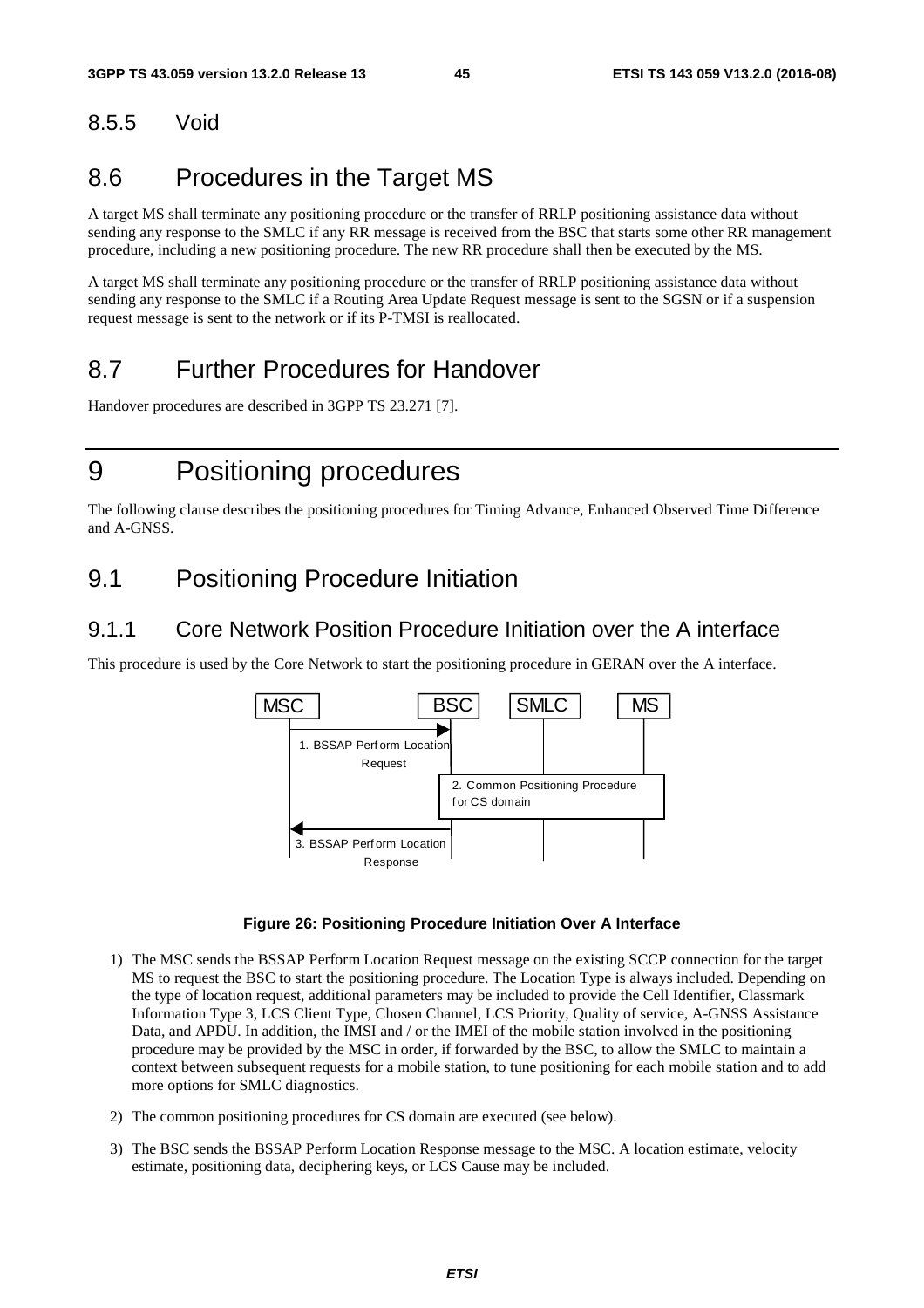### 8.5.5 Void

## 8.6 Procedures in the Target MS

A target MS shall terminate any positioning procedure or the transfer of RRLP positioning assistance data without sending any response to the SMLC if any RR message is received from the BSC that starts some other RR management procedure, including a new positioning procedure. The new RR procedure shall then be executed by the MS.

A target MS shall terminate any positioning procedure or the transfer of RRLP positioning assistance data without sending any response to the SMLC if a Routing Area Update Request message is sent to the SGSN or if a suspension request message is sent to the network or if its P-TMSI is reallocated.

## 8.7 Further Procedures for Handover

Handover procedures are described in 3GPP TS 23.271 [7].

# 9 Positioning procedures

The following clause describes the positioning procedures for Timing Advance, Enhanced Observed Time Difference and A-GNSS.

## 9.1 Positioning Procedure Initiation

### 9.1.1 Core Network Position Procedure Initiation over the A interface

This procedure is used by the Core Network to start the positioning procedure in GERAN over the A interface.

MSC | BSC | SMLC | MS

1. BSSAP Perform Location Request

2. Common Positioning Procedure for CS domain

3. BSSAP Perform Location Response

**Figure 26: Positioning Procedure Initiation Over A Interface**

1) The MSC sends the BSSAP Perform Location Request message on the existing SCCP connection for the target MS to request the BSC to start the positioning procedure. The Location Type is always included. Depending on the type of location request, additional parameters may be included to provide the Cell Identifier, Classmark Information Type 3, LCS Client Type, Chosen Channel, LCS Priority, Quality of service, A-GNSS Assistance Data, and APDU. In addition, the IMSI and / or the IMEI of the mobile station involved in the positioning procedure may be provided by the MSC in order, if forwarded by the BSC, to allow the SMLC to maintain a context between subsequent requests for a mobile station, to tune positioning for each mobile station and to add more options for SMLC diagnostics.

2) The common positioning procedures for CS domain are executed (see below).

3) The BSC sends the BSSAP Perform Location Response message to the MSC. A location estimate, velocity estimate, positioning data, deciphering keys, or LCS Cause may be included.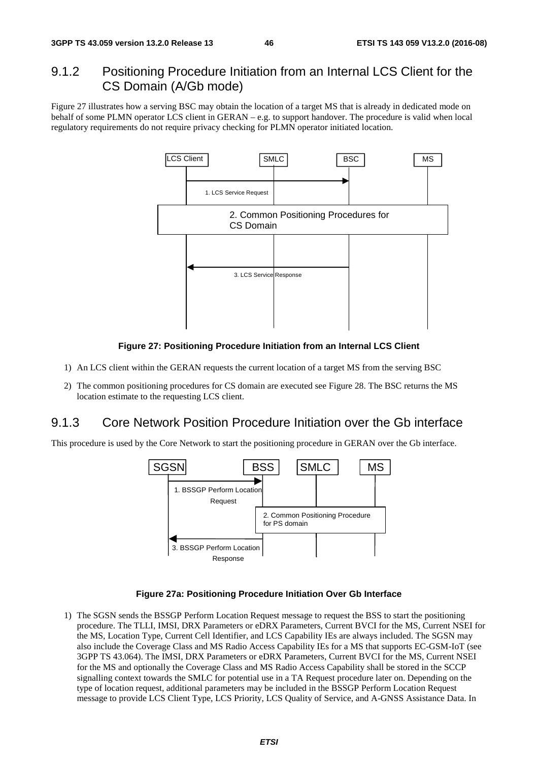## 9.1.2 Positioning Procedure Initiation from an Internal LCS Client for the CS Domain (A/Gb mode)

Figure 27 illustrates how a serving BSC may obtain the location of a target MS that is already in dedicated mode on behalf of some PLMN operator LCS client in GERAN – e.g. to support handover. The procedure is valid when local regulatory requirements do not require privacy checking for PLMN operator initiated location.

**Figure 27: Positioning Procedure Initiation from an Internal LCS Client**

1) An LCS client within the GERAN requests the current location of a target MS from the serving BSC

2) The common positioning procedures for CS domain are executed see Figure 28. The BSC returns the MS location estimate to the requesting LCS client.

## 9.1.3 Core Network Position Procedure Initiation over the Gb interface

This procedure is used by the Core Network to start the positioning procedure in GERAN over the Gb interface.

**Figure 27a: Positioning Procedure Initiation Over Gb Interface**

1) The SGSN sends the BSSGP Perform Location Request message to request the BSS to start the positioning procedure. The TLLI, IMSI, DRX Parameters or eDRX Parameters, Current BVCI for the MS, Current NSEI for the MS, Location Type, Current Cell Identifier, and LCS Capability IEs are always included. The SGSN may also include the Coverage Class and MS Radio Access Capability IEs for a MS that supports EC-GSM-IoT (see 3GPP TS 43.064). The IMSI, DRX Parameters or eDRX Parameters, Current BVCI for the MS, Current NSEI for the MS and optionally the Coverage Class and MS Radio Access Capability shall be stored in the SCCP signalling context towards the SMLC for potential use in a TA Request procedure later on. Depending on the type of location request, additional parameters may be included in the BSSGP Perform Location Request message to provide LCS Client Type, LCS Priority, LCS Quality of Service, and A-GNSS Assistance Data. In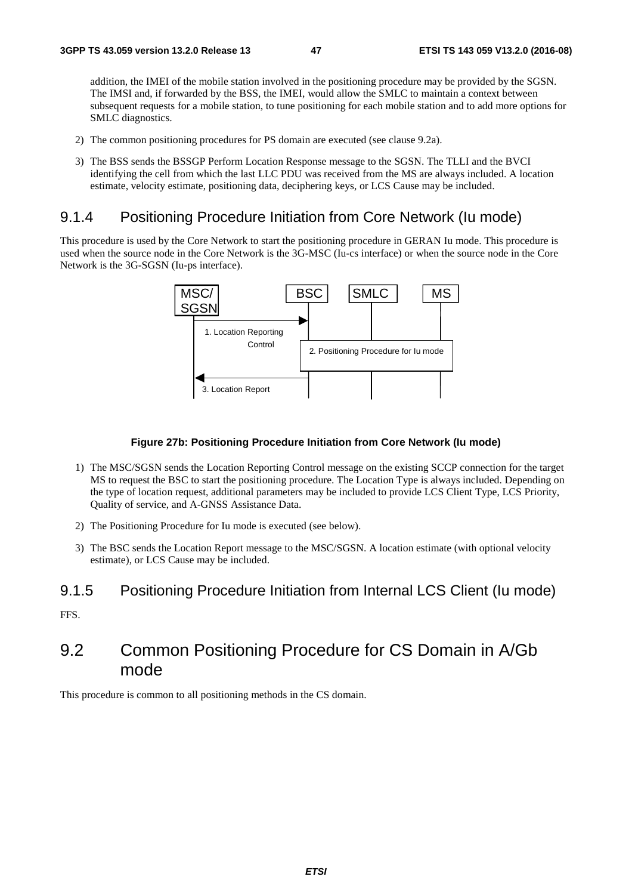addition, the IMEI of the mobile station involved in the positioning procedure may be provided by the SGSN. The IMSI and, if forwarded by the BSS, the IMEI, would allow the SMLC to maintain a context between subsequent requests for a mobile station, to tune positioning for each mobile station and to add more options for SMLC diagnostics.

2) The common positioning procedures for PS domain are executed (see clause 9.2a).

3) The BSS sends the BSSGP Perform Location Response message to the SGSN. The TLLI and the BVCI identifying the cell from which the last LLC PDU was received from the MS are always included. A location estimate, velocity estimate, positioning data, deciphering keys, or LCS Cause may be included.

### 9.1.4 Positioning Procedure Initiation from Core Network (Iu mode)

This procedure is used by the Core Network to start the positioning procedure in GERAN Iu mode. This procedure is used when the source node in the Core Network is the 3G-MSC (Iu-cs interface) or when the source node in the Core Network is the 3G-SGSN (Iu-ps interface).

MSC/SGSN | BSC | SMLC | MS

1. Location Reporting Control

2. Positioning Procedure for Iu mode

3. Location Report

**Figure 27b: Positioning Procedure Initiation from Core Network (Iu mode)**

1) The MSC/SGSN sends the Location Reporting Control message on the existing SCCP connection for the target MS to request the BSC to start the positioning procedure. The Location Type is always included. Depending on the type of location request, additional parameters may be included to provide LCS Client Type, LCS Priority, Quality of service, and A-GNSS Assistance Data.

2) The Positioning Procedure for Iu mode is executed (see below).

3) The BSC sends the Location Report message to the MSC/SGSN. A location estimate (with optional velocity estimate), or LCS Cause may be included.

### 9.1.5 Positioning Procedure Initiation from Internal LCS Client (Iu mode)

FFS.

## 9.2 Common Positioning Procedure for CS Domain in A/Gb mode

This procedure is common to all positioning methods in the CS domain.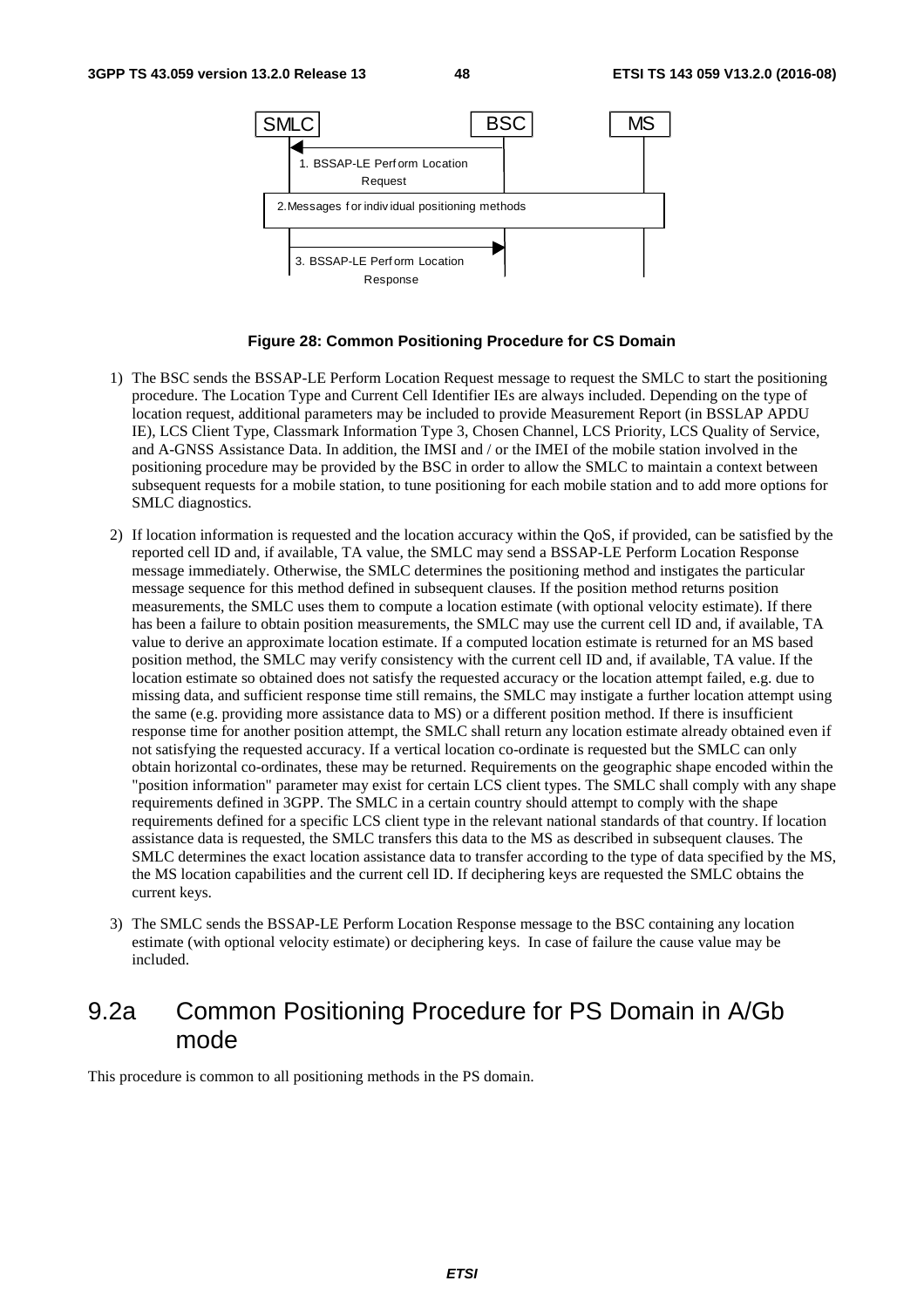**Figure 28: Common Positioning Procedure for CS Domain**

1) The BSC sends the BSSAP-LE Perform Location Request message to request the SMLC to start the positioning procedure. The Location Type and Current Cell Identifier IEs are always included. Depending on the type of location request, additional parameters may be included to provide Measurement Report (in BSSLAP APDU IE), LCS Client Type, Classmark Information Type 3, Chosen Channel, LCS Priority, LCS Quality of Service, and A-GNSS Assistance Data. In addition, the IMSI and / or the IMEI of the mobile station involved in the positioning procedure may be provided by the BSC in order to allow the SMLC to maintain a context between subsequent requests for a mobile station, to tune positioning for each mobile station and to add more options for SMLC diagnostics.

2) If location information is requested and the location accuracy within the QoS, if provided, can be satisfied by the reported cell ID and, if available, TA value, the SMLC may send a BSSAP-LE Perform Location Response message immediately. Otherwise, the SMLC determines the positioning method and instigates the particular message sequence for this method defined in subsequent clauses. If the position method returns position measurements, the SMLC uses them to compute a location estimate (with optional velocity estimate). If there has been a failure to obtain position measurements, the SMLC may use the current cell ID and, if available, TA value to derive an approximate location estimate. If a computed location estimate is returned for an MS based position method, the SMLC may verify consistency with the current cell ID and, if available, TA value. If the location estimate so obtained does not satisfy the requested accuracy or the location attempt failed, e.g. due to missing data, and sufficient response time still remains, the SMLC may instigate a further location attempt using the same (e.g. providing more assistance data to MS) or a different position method. If there is insufficient response time for another position attempt, the SMLC shall return any location estimate already obtained even if not satisfying the requested accuracy. If a vertical location co-ordinate is requested but the SMLC can only obtain horizontal co-ordinates, these may be returned. Requirements on the geographic shape encoded within the "position information" parameter may exist for certain LCS client types. The SMLC shall comply with any shape requirements defined in 3GPP. The SMLC in a certain country should attempt to comply with the shape requirements defined for a specific LCS client type in the relevant national standards of that country. If location assistance data is requested, the SMLC transfers this data to the MS as described in subsequent clauses. The SMLC determines the exact location assistance data to transfer according to the type of data specified by the MS, the MS location capabilities and the current cell ID. If deciphering keys are requested the SMLC obtains the current keys.

3) The SMLC sends the BSSAP-LE Perform Location Response message to the BSC containing any location estimate (with optional velocity estimate) or deciphering keys. In case of failure the cause value may be included.

# 9.2a Common Positioning Procedure for PS Domain in A/Gb mode

This procedure is common to all positioning methods in the PS domain.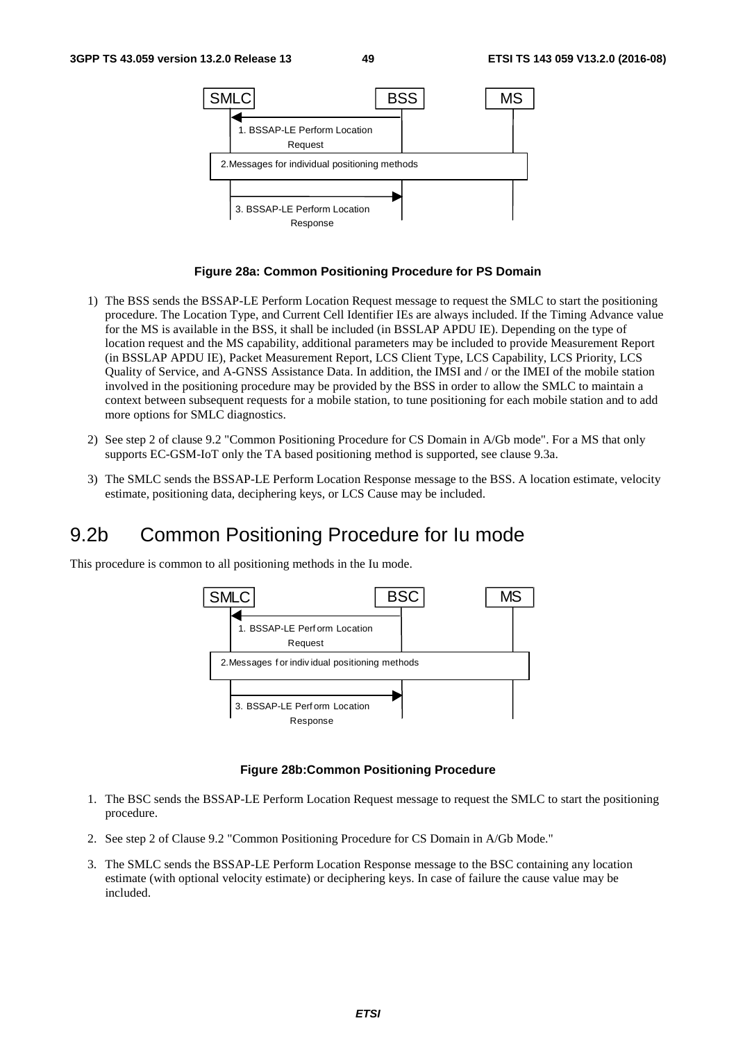**Figure 28a: Common Positioning Procedure for PS Domain**

1) The BSS sends the BSSAP-LE Perform Location Request message to request the SMLC to start the positioning procedure. The Location Type, and Current Cell Identifier IEs are always included. If the Timing Advance value for the MS is available in the BSS, it shall be included (in BSSLAP APDU IE). Depending on the type of location request and the MS capability, additional parameters may be included to provide Measurement Report (in BSSLAP APDU IE), Packet Measurement Report, LCS Client Type, LCS Capability, LCS Priority, LCS Quality of Service, and A-GNSS Assistance Data. In addition, the IMSI and / or the IMEI of the mobile station involved in the positioning procedure may be provided by the BSS in order to allow the SMLC to maintain a context between subsequent requests for a mobile station, to tune positioning for each mobile station and to add more options for SMLC diagnostics.

2) See step 2 of clause 9.2 "Common Positioning Procedure for CS Domain in A/Gb mode". For a MS that only supports EC-GSM-IoT only the TA based positioning method is supported, see clause 9.3a.

3) The SMLC sends the BSSAP-LE Perform Location Response message to the BSS. A location estimate, velocity estimate, positioning data, deciphering keys, or LCS Cause may be included.

# 9.2b Common Positioning Procedure for Iu mode

This procedure is common to all positioning methods in the Iu mode.

**Figure 28b:Common Positioning Procedure**

1. The BSC sends the BSSAP-LE Perform Location Request message to request the SMLC to start the positioning procedure.

2. See step 2 of Clause 9.2 "Common Positioning Procedure for CS Domain in A/Gb Mode."

3. The SMLC sends the BSSAP-LE Perform Location Response message to the BSC containing any location estimate (with optional velocity estimate) or deciphering keys. In case of failure the cause value may be included.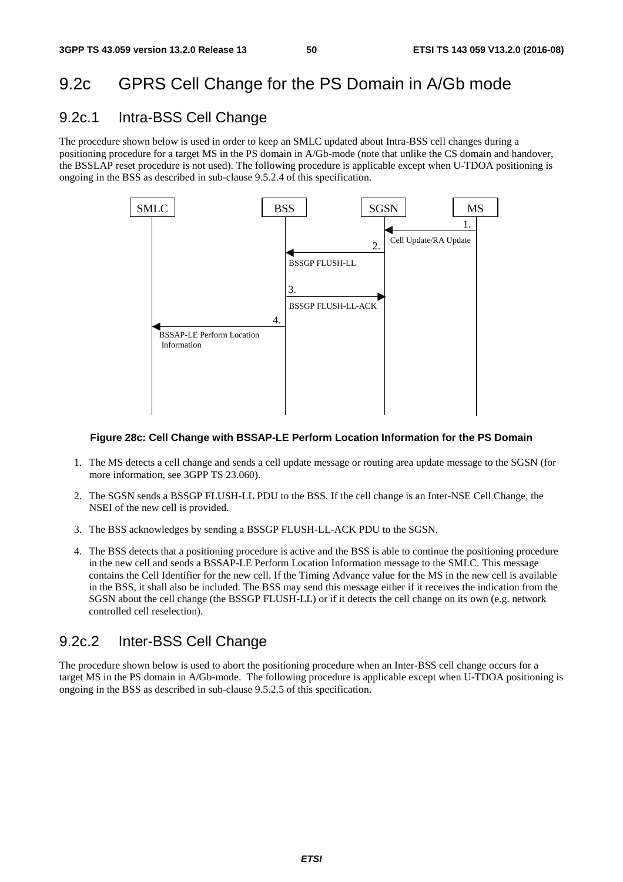## 9.2c GPRS Cell Change for the PS Domain in A/Gb mode

### 9.2c.1 Intra-BSS Cell Change

The procedure shown below is used in order to keep an SMLC updated about Intra-BSS cell changes during a positioning procedure for a target MS in the PS domain in A/Gb-mode (note that unlike the CS domain and handover, the BSSLAP reset procedure is not used). The following procedure is applicable except when U-TDOA positioning is ongoing in the BSS as described in sub-clause 9.5.2.4 of this specification.

```
SMLC                    BSS                 SGSN              MS
 |                       |                    |   1.           |
 |                       |                    |<---------------|
 |                       |               2.   | Cell Update/RA Update
 |                       |<-------------------|                |
 |                       | BSSGP FLUSH-LL     |                |
 |                       |                    |                |
 |                       | 3.                 |                |
 |                       |------------------->|                |
 |                       | BSSGP FLUSH-LL-ACK |                |
 |                   4.  |                    |                |
 |<----------------------|                    |                |
 | BSSAP-LE Perform Location                  |                |
 |  Information          |                    |                |
```

**Figure 28c: Cell Change with BSSAP-LE Perform Location Information for the PS Domain**

1. The MS detects a cell change and sends a cell update message or routing area update message to the SGSN (for more information, see 3GPP TS 23.060).
2. The SGSN sends a BSSGP FLUSH-LL PDU to the BSS. If the cell change is an Inter-NSE Cell Change, the NSEI of the new cell is provided.
3. The BSS acknowledges by sending a BSSGP FLUSH-LL-ACK PDU to the SGSN.
4. The BSS detects that a positioning procedure is active and the BSS is able to continue the positioning procedure in the new cell and sends a BSSAP-LE Perform Location Information message to the SMLC. This message contains the Cell Identifier for the new cell. If the Timing Advance value for the MS in the new cell is available in the BSS, it shall also be included. The BSS may send this message either if it receives the indication from the SGSN about the cell change (the BSSGP FLUSH-LL) or if it detects the cell change on its own (e.g. network controlled cell reselection).

### 9.2c.2 Inter-BSS Cell Change

The procedure shown below is used to abort the positioning procedure when an Inter-BSS cell change occurs for a target MS in the PS domain in A/Gb-mode. The following procedure is applicable except when U-TDOA positioning is ongoing in the BSS as described in sub-clause 9.5.2.5 of this specification.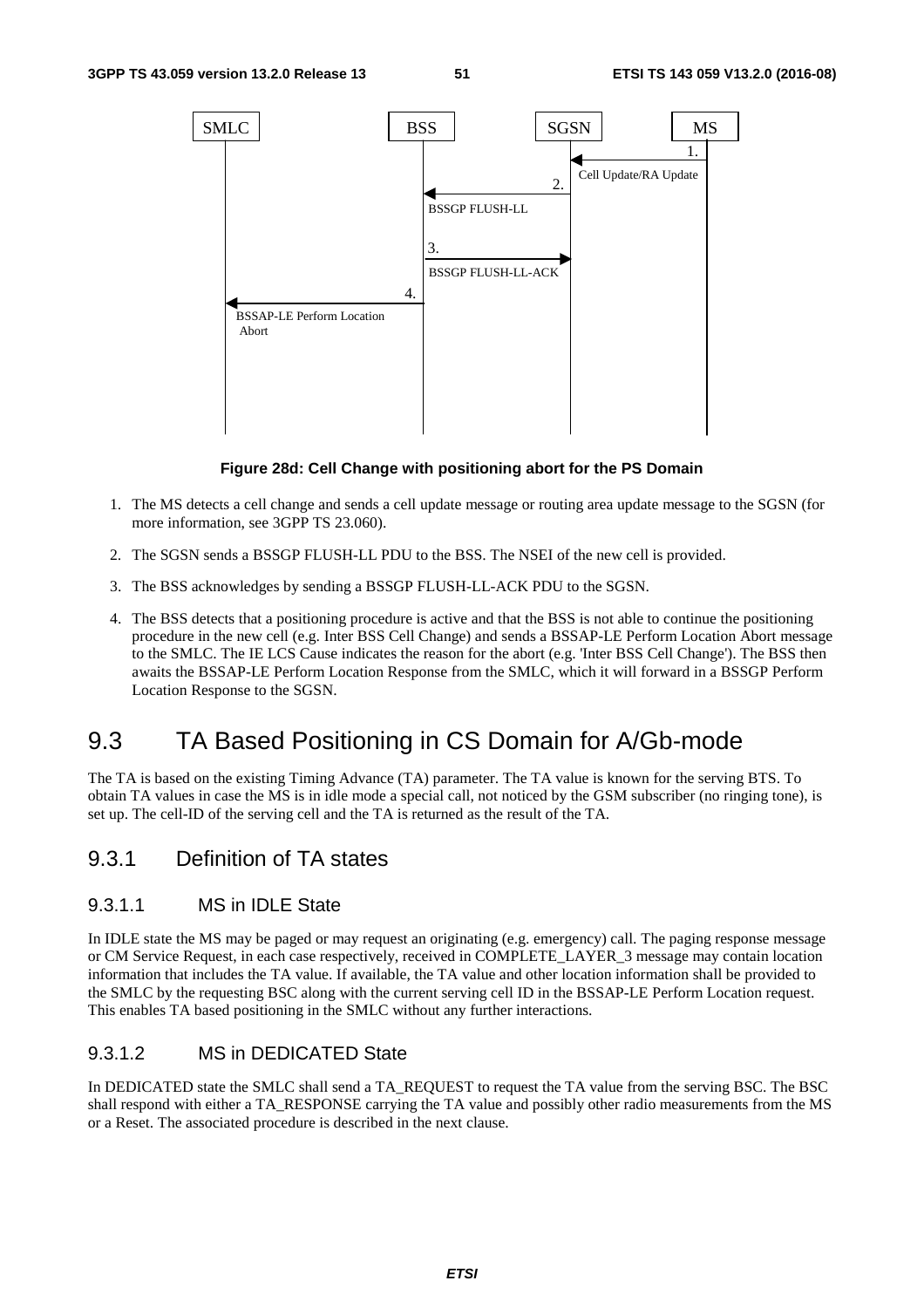Figure 28d: Cell Change with positioning abort for the PS Domain

1. The MS detects a cell change and sends a cell update message or routing area update message to the SGSN (for more information, see 3GPP TS 23.060).
2. The SGSN sends a BSSGP FLUSH-LL PDU to the BSS. The NSEI of the new cell is provided.
3. The BSS acknowledges by sending a BSSGP FLUSH-LL-ACK PDU to the SGSN.
4. The BSS detects that a positioning procedure is active and that the BSS is not able to continue the positioning procedure in the new cell (e.g. Inter BSS Cell Change) and sends a BSSAP-LE Perform Location Abort message to the SMLC. The IE LCS Cause indicates the reason for the abort (e.g. 'Inter BSS Cell Change'). The BSS then awaits the BSSAP-LE Perform Location Response from the SMLC, which it will forward in a BSSGP Perform Location Response to the SGSN.

# 9.3 TA Based Positioning in CS Domain for A/Gb-mode

The TA is based on the existing Timing Advance (TA) parameter. The TA value is known for the serving BTS. To obtain TA values in case the MS is in idle mode a special call, not noticed by the GSM subscriber (no ringing tone), is set up. The cell-ID of the serving cell and the TA is returned as the result of the TA.

## 9.3.1 Definition of TA states

### 9.3.1.1 MS in IDLE State

In IDLE state the MS may be paged or may request an originating (e.g. emergency) call. The paging response message or CM Service Request, in each case respectively, received in COMPLETE_LAYER_3 message may contain location information that includes the TA value. If available, the TA value and other location information shall be provided to the SMLC by the requesting BSC along with the current serving cell ID in the BSSAP-LE Perform Location request. This enables TA based positioning in the SMLC without any further interactions.

### 9.3.1.2 MS in DEDICATED State

In DEDICATED state the SMLC shall send a TA_REQUEST to request the TA value from the serving BSC. The BSC shall respond with either a TA_RESPONSE carrying the TA value and possibly other radio measurements from the MS or a Reset. The associated procedure is described in the next clause.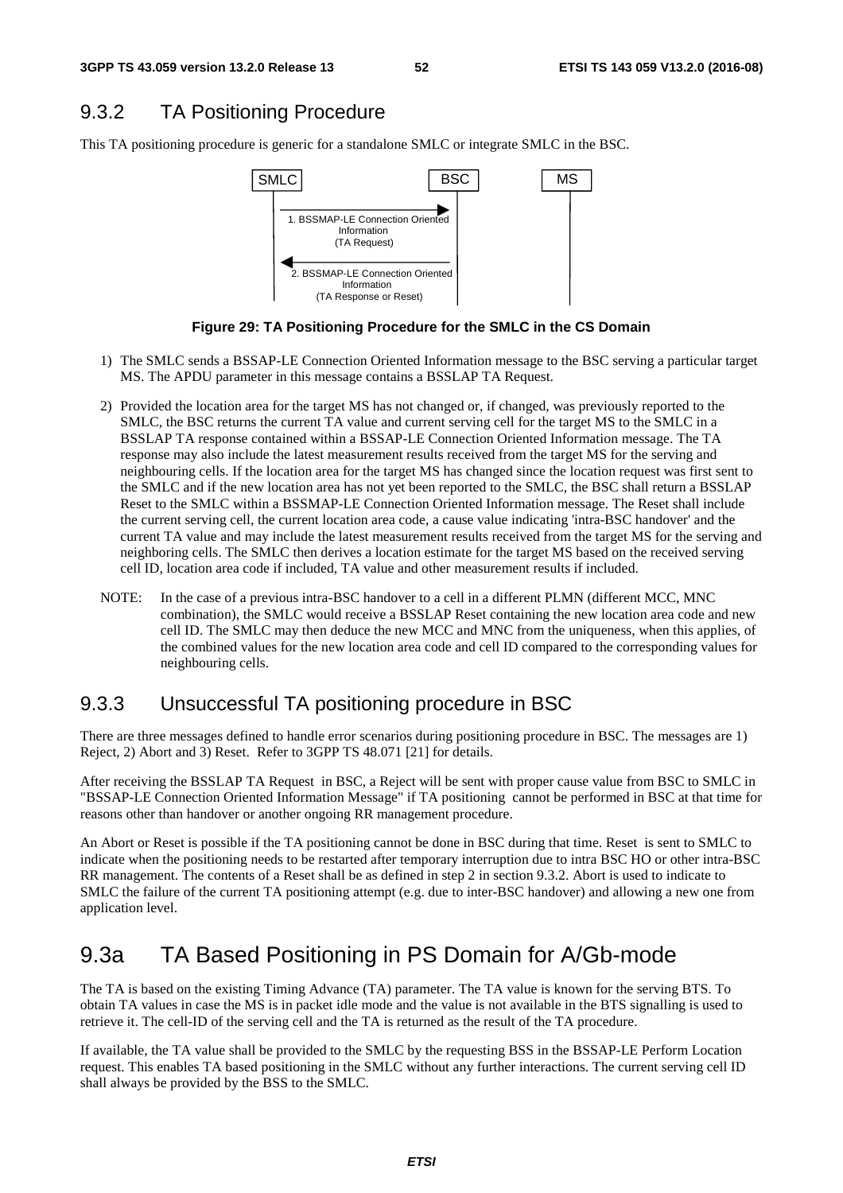## 9.3.2 TA Positioning Procedure

This TA positioning procedure is generic for a standalone SMLC or integrate SMLC in the BSC.

SMLC BSC MS

1. BSSMAP-LE Connection Oriented Information (TA Request)

2. BSSMAP-LE Connection Oriented Information (TA Response or Reset)

**Figure 29: TA Positioning Procedure for the SMLC in the CS Domain**

1) The SMLC sends a BSSAP-LE Connection Oriented Information message to the BSC serving a particular target MS. The APDU parameter in this message contains a BSSLAP TA Request.

2) Provided the location area for the target MS has not changed or, if changed, was previously reported to the SMLC, the BSC returns the current TA value and current serving cell for the target MS to the SMLC in a BSSLAP TA response contained within a BSSAP-LE Connection Oriented Information message. The TA response may also include the latest measurement results received from the target MS for the serving and neighbouring cells. If the location area for the target MS has changed since the location request was first sent to the SMLC and if the new location area has not yet been reported to the SMLC, the BSC shall return a BSSLAP Reset to the SMLC within a BSSMAP-LE Connection Oriented Information message. The Reset shall include the current serving cell, the current location area code, a cause value indicating 'intra-BSC handover' and the current TA value and may include the latest measurement results received from the target MS for the serving and neighboring cells. The SMLC then derives a location estimate for the target MS based on the received serving cell ID, location area code if included, TA value and other measurement results if included.

NOTE: In the case of a previous intra-BSC handover to a cell in a different PLMN (different MCC, MNC combination), the SMLC would receive a BSSLAP Reset containing the new location area code and new cell ID. The SMLC may then deduce the new MCC and MNC from the uniqueness, when this applies, of the combined values for the new location area code and cell ID compared to the corresponding values for neighbouring cells.

## 9.3.3 Unsuccessful TA positioning procedure in BSC

There are three messages defined to handle error scenarios during positioning procedure in BSC. The messages are 1) Reject, 2) Abort and 3) Reset. Refer to 3GPP TS 48.071 [21] for details.

After receiving the BSSLAP TA Request in BSC, a Reject will be sent with proper cause value from BSC to SMLC in "BSSAP-LE Connection Oriented Information Message" if TA positioning cannot be performed in BSC at that time for reasons other than handover or another ongoing RR management procedure.

An Abort or Reset is possible if the TA positioning cannot be done in BSC during that time. Reset is sent to SMLC to indicate when the positioning needs to be restarted after temporary interruption due to intra BSC HO or other intra-BSC RR management. The contents of a Reset shall be as defined in step 2 in section 9.3.2. Abort is used to indicate to SMLC the failure of the current TA positioning attempt (e.g. due to inter-BSC handover) and allowing a new one from application level.

# 9.3a TA Based Positioning in PS Domain for A/Gb-mode

The TA is based on the existing Timing Advance (TA) parameter. The TA value is known for the serving BTS. To obtain TA values in case the MS is in packet idle mode and the value is not available in the BTS signalling is used to retrieve it. The cell-ID of the serving cell and the TA is returned as the result of the TA procedure.

If available, the TA value shall be provided to the SMLC by the requesting BSS in the BSSAP-LE Perform Location request. This enables TA based positioning in the SMLC without any further interactions. The current serving cell ID shall always be provided by the BSS to the SMLC.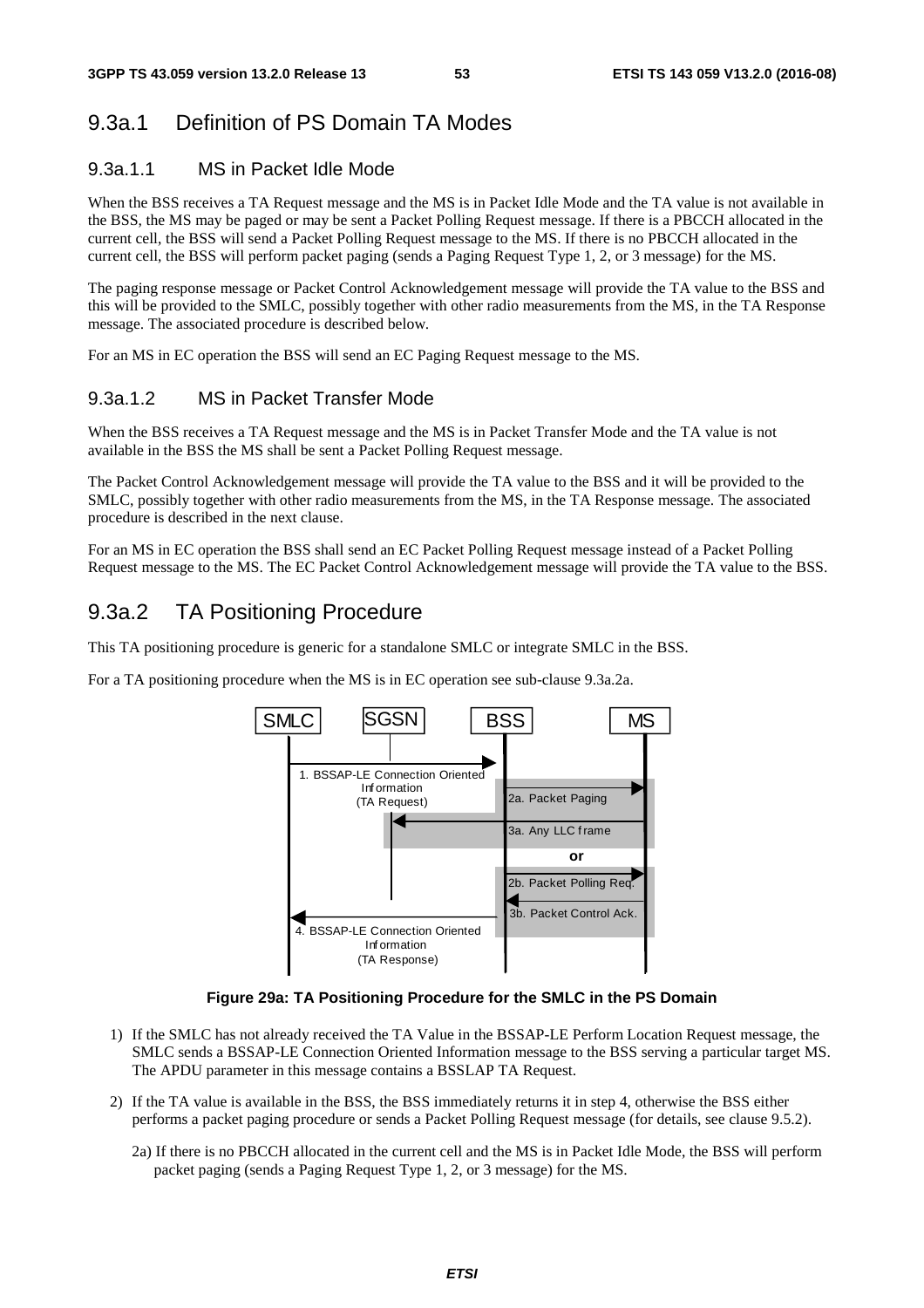## 9.3a.1 Definition of PS Domain TA Modes

### 9.3a.1.1 MS in Packet Idle Mode

When the BSS receives a TA Request message and the MS is in Packet Idle Mode and the TA value is not available in the BSS, the MS may be paged or may be sent a Packet Polling Request message. If there is a PBCCH allocated in the current cell, the BSS will send a Packet Polling Request message to the MS. If there is no PBCCH allocated in the current cell, the BSS will perform packet paging (sends a Paging Request Type 1, 2, or 3 message) for the MS.

The paging response message or Packet Control Acknowledgement message will provide the TA value to the BSS and this will be provided to the SMLC, possibly together with other radio measurements from the MS, in the TA Response message. The associated procedure is described below.

For an MS in EC operation the BSS will send an EC Paging Request message to the MS.

### 9.3a.1.2 MS in Packet Transfer Mode

When the BSS receives a TA Request message and the MS is in Packet Transfer Mode and the TA value is not available in the BSS the MS shall be sent a Packet Polling Request message.

The Packet Control Acknowledgement message will provide the TA value to the BSS and it will be provided to the SMLC, possibly together with other radio measurements from the MS, in the TA Response message. The associated procedure is described in the next clause.

For an MS in EC operation the BSS shall send an EC Packet Polling Request message instead of a Packet Polling Request message to the MS. The EC Packet Control Acknowledgement message will provide the TA value to the BSS.

## 9.3a.2 TA Positioning Procedure

This TA positioning procedure is generic for a standalone SMLC or integrate SMLC in the BSS.

For a TA positioning procedure when the MS is in EC operation see sub-clause 9.3a.2a.

**Figure 29a: TA Positioning Procedure for the SMLC in the PS Domain**

1) If the SMLC has not already received the TA Value in the BSSAP-LE Perform Location Request message, the SMLC sends a BSSAP-LE Connection Oriented Information message to the BSS serving a particular target MS. The APDU parameter in this message contains a BSSLAP TA Request.

2) If the TA value is available in the BSS, the BSS immediately returns it in step 4, otherwise the BSS either performs a packet paging procedure or sends a Packet Polling Request message (for details, see clause 9.5.2).

   2a) If there is no PBCCH allocated in the current cell and the MS is in Packet Idle Mode, the BSS will perform packet paging (sends a Paging Request Type 1, 2, or 3 message) for the MS.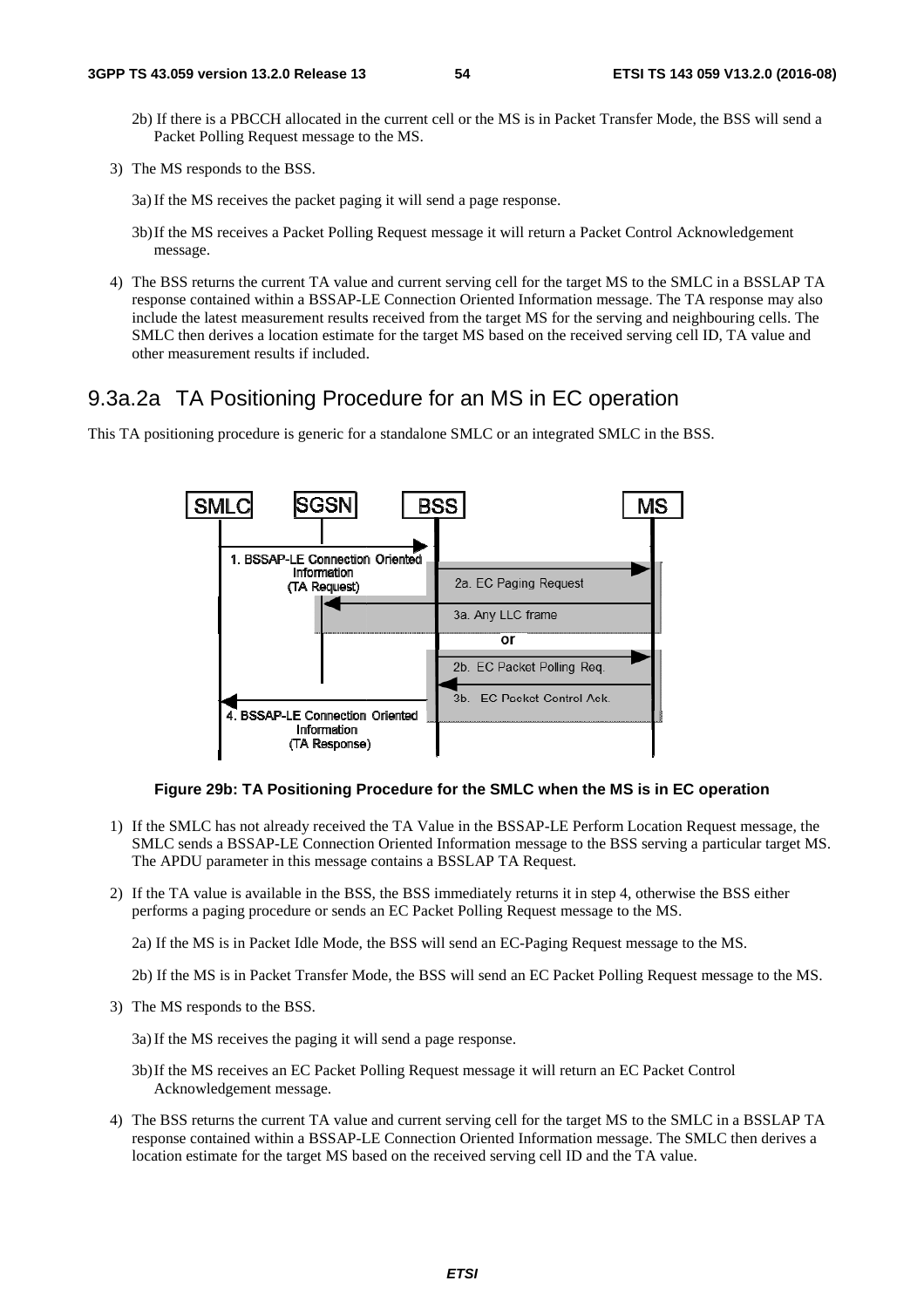2b) If there is a PBCCH allocated in the current cell or the MS is in Packet Transfer Mode, the BSS will send a Packet Polling Request message to the MS.

3) The MS responds to the BSS.

   3a) If the MS receives the packet paging it will send a page response.

   3b) If the MS receives a Packet Polling Request message it will return a Packet Control Acknowledgement message.

4) The BSS returns the current TA value and current serving cell for the target MS to the SMLC in a BSSLAP TA response contained within a BSSAP-LE Connection Oriented Information message. The TA response may also include the latest measurement results received from the target MS for the serving and neighbouring cells. The SMLC then derives a location estimate for the target MS based on the received serving cell ID, TA value and other measurement results if included.

## 9.3a.2a TA Positioning Procedure for an MS in EC operation

This TA positioning procedure is generic for a standalone SMLC or an integrated SMLC in the BSS.

**Figure 29b: TA Positioning Procedure for the SMLC when the MS is in EC operation**

1) If the SMLC has not already received the TA Value in the BSSAP-LE Perform Location Request message, the SMLC sends a BSSAP-LE Connection Oriented Information message to the BSS serving a particular target MS. The APDU parameter in this message contains a BSSLAP TA Request.

2) If the TA value is available in the BSS, the BSS immediately returns it in step 4, otherwise the BSS either performs a paging procedure or sends an EC Packet Polling Request message to the MS.

   2a) If the MS is in Packet Idle Mode, the BSS will send an EC-Paging Request message to the MS.

   2b) If the MS is in Packet Transfer Mode, the BSS will send an EC Packet Polling Request message to the MS.

3) The MS responds to the BSS.

   3a) If the MS receives the paging it will send a page response.

   3b) If the MS receives an EC Packet Polling Request message it will return an EC Packet Control Acknowledgement message.

4) The BSS returns the current TA value and current serving cell for the target MS to the SMLC in a BSSLAP TA response contained within a BSSAP-LE Connection Oriented Information message. The SMLC then derives a location estimate for the target MS based on the received serving cell ID and the TA value.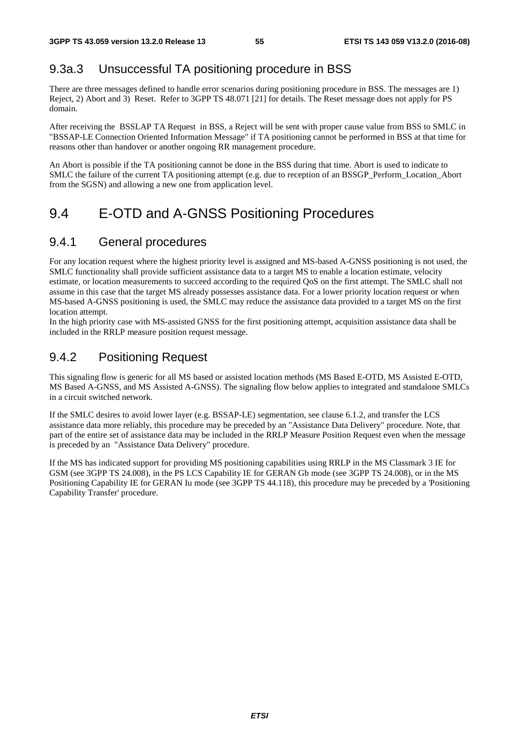## 9.3a.3 Unsuccessful TA positioning procedure in BSS

There are three messages defined to handle error scenarios during positioning procedure in BSS. The messages are 1) Reject, 2) Abort and 3) Reset. Refer to 3GPP TS 48.071 [21] for details. The Reset message does not apply for PS domain.

After receiving the BSSLAP TA Request in BSS, a Reject will be sent with proper cause value from BSS to SMLC in "BSSAP-LE Connection Oriented Information Message" if TA positioning cannot be performed in BSS at that time for reasons other than handover or another ongoing RR management procedure.

An Abort is possible if the TA positioning cannot be done in the BSS during that time. Abort is used to indicate to SMLC the failure of the current TA positioning attempt (e.g. due to reception of an BSSGP_Perform_Location_Abort from the SGSN) and allowing a new one from application level.

# 9.4 E-OTD and A-GNSS Positioning Procedures

## 9.4.1 General procedures

For any location request where the highest priority level is assigned and MS-based A-GNSS positioning is not used, the SMLC functionality shall provide sufficient assistance data to a target MS to enable a location estimate, velocity estimate, or location measurements to succeed according to the required QoS on the first attempt. The SMLC shall not assume in this case that the target MS already possesses assistance data. For a lower priority location request or when MS-based A-GNSS positioning is used, the SMLC may reduce the assistance data provided to a target MS on the first location attempt.

In the high priority case with MS-assisted GNSS for the first positioning attempt, acquisition assistance data shall be included in the RRLP measure position request message.

## 9.4.2 Positioning Request

This signaling flow is generic for all MS based or assisted location methods (MS Based E-OTD, MS Assisted E-OTD, MS Based A-GNSS, and MS Assisted A-GNSS). The signaling flow below applies to integrated and standalone SMLCs in a circuit switched network.

If the SMLC desires to avoid lower layer (e.g. BSSAP-LE) segmentation, see clause 6.1.2, and transfer the LCS assistance data more reliably, this procedure may be preceded by an "Assistance Data Delivery" procedure. Note, that part of the entire set of assistance data may be included in the RRLP Measure Position Request even when the message is preceded by an "Assistance Data Delivery" procedure.

If the MS has indicated support for providing MS positioning capabilities using RRLP in the MS Classmark 3 IE for GSM (see 3GPP TS 24.008), in the PS LCS Capability IE for GERAN Gb mode (see 3GPP TS 24.008), or in the MS Positioning Capability IE for GERAN Iu mode (see 3GPP TS 44.118), this procedure may be preceded by a 'Positioning Capability Transfer' procedure.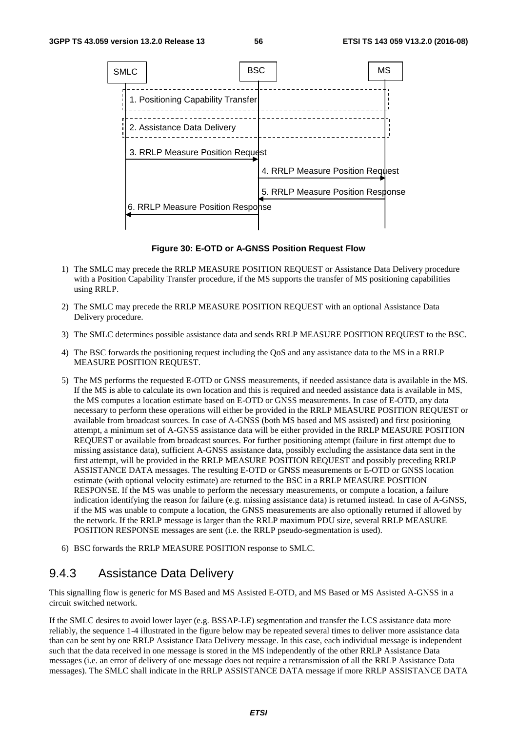SMLC BSC MS

1. Positioning Capability Transfer

2. Assistance Data Delivery

3. RRLP Measure Position Request

4. RRLP Measure Position Request

5. RRLP Measure Position Response

6. RRLP Measure Position Response

**Figure 30: E-OTD or A-GNSS Position Request Flow**

1) The SMLC may precede the RRLP MEASURE POSITION REQUEST or Assistance Data Delivery procedure with a Position Capability Transfer procedure, if the MS supports the transfer of MS positioning capabilities using RRLP.

2) The SMLC may precede the RRLP MEASURE POSITION REQUEST with an optional Assistance Data Delivery procedure.

3) The SMLC determines possible assistance data and sends RRLP MEASURE POSITION REQUEST to the BSC.

4) The BSC forwards the positioning request including the QoS and any assistance data to the MS in a RRLP MEASURE POSITION REQUEST.

5) The MS performs the requested E-OTD or GNSS measurements, if needed assistance data is available in the MS. If the MS is able to calculate its own location and this is required and needed assistance data is available in MS, the MS computes a location estimate based on E-OTD or GNSS measurements. In case of E-OTD, any data necessary to perform these operations will either be provided in the RRLP MEASURE POSITION REQUEST or available from broadcast sources. In case of A-GNSS (both MS based and MS assisted) and first positioning attempt, a minimum set of A-GNSS assistance data will be either provided in the RRLP MEASURE POSITION REQUEST or available from broadcast sources. For further positioning attempt (failure in first attempt due to missing assistance data), sufficient A-GNSS assistance data, possibly excluding the assistance data sent in the first attempt, will be provided in the RRLP MEASURE POSITION REQUEST and possibly preceding RRLP ASSISTANCE DATA messages. The resulting E-OTD or GNSS measurements or E-OTD or GNSS location estimate (with optional velocity estimate) are returned to the BSC in a RRLP MEASURE POSITION RESPONSE. If the MS was unable to perform the necessary measurements, or compute a location, a failure indication identifying the reason for failure (e.g. missing assistance data) is returned instead. In case of A-GNSS, if the MS was unable to compute a location, the GNSS measurements are also optionally returned if allowed by the network. If the RRLP message is larger than the RRLP maximum PDU size, several RRLP MEASURE POSITION RESPONSE messages are sent (i.e. the RRLP pseudo-segmentation is used).

6) BSC forwards the RRLP MEASURE POSITION response to SMLC.

### 9.4.3 Assistance Data Delivery

This signalling flow is generic for MS Based and MS Assisted E-OTD, and MS Based or MS Assisted A-GNSS in a circuit switched network.

If the SMLC desires to avoid lower layer (e.g. BSSAP-LE) segmentation and transfer the LCS assistance data more reliably, the sequence 1-4 illustrated in the figure below may be repeated several times to deliver more assistance data than can be sent by one RRLP Assistance Data Delivery message. In this case, each individual message is independent such that the data received in one message is stored in the MS independently of the other RRLP Assistance Data messages (i.e. an error of delivery of one message does not require a retransmission of all the RRLP Assistance Data messages). The SMLC shall indicate in the RRLP ASSISTANCE DATA message if more RRLP ASSISTANCE DATA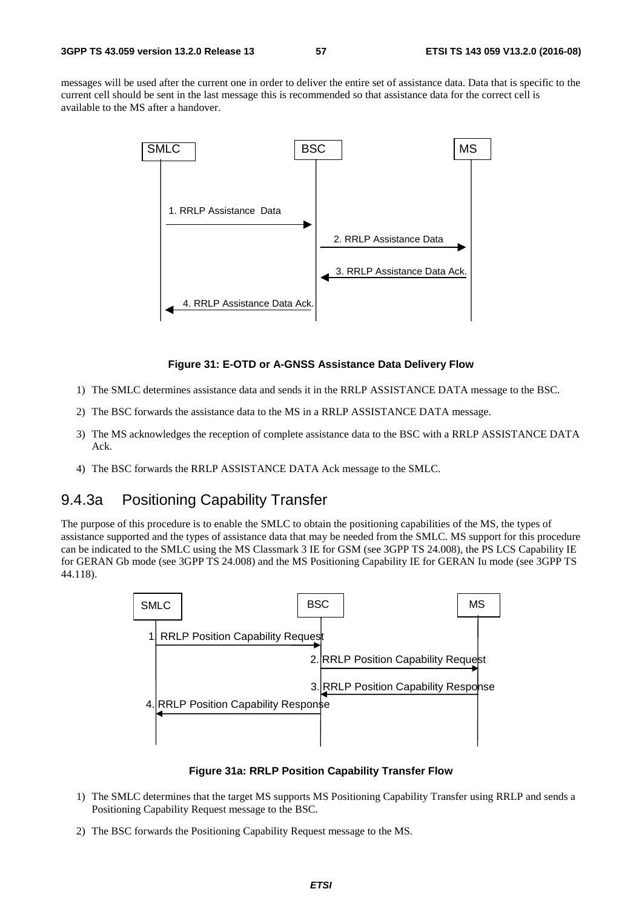messages will be used after the current one in order to deliver the entire set of assistance data. Data that is specific to the current cell should be sent in the last message this is recommended so that assistance data for the correct cell is available to the MS after a handover.

**Figure 31: E-OTD or A-GNSS Assistance Data Delivery Flow**

1) The SMLC determines assistance data and sends it in the RRLP ASSISTANCE DATA message to the BSC.

2) The BSC forwards the assistance data to the MS in a RRLP ASSISTANCE DATA message.

3) The MS acknowledges the reception of complete assistance data to the BSC with a RRLP ASSISTANCE DATA Ack.

4) The BSC forwards the RRLP ASSISTANCE DATA Ack message to the SMLC.

## 9.4.3a Positioning Capability Transfer

The purpose of this procedure is to enable the SMLC to obtain the positioning capabilities of the MS, the types of assistance supported and the types of assistance data that may be needed from the SMLC. MS support for this procedure can be indicated to the SMLC using the MS Classmark 3 IE for GSM (see 3GPP TS 24.008), the PS LCS Capability IE for GERAN Gb mode (see 3GPP TS 24.008) and the MS Positioning Capability IE for GERAN Iu mode (see 3GPP TS 44.118).

**Figure 31a: RRLP Position Capability Transfer Flow**

1) The SMLC determines that the target MS supports MS Positioning Capability Transfer using RRLP and sends a Positioning Capability Request message to the BSC.

2) The BSC forwards the Positioning Capability Request message to the MS.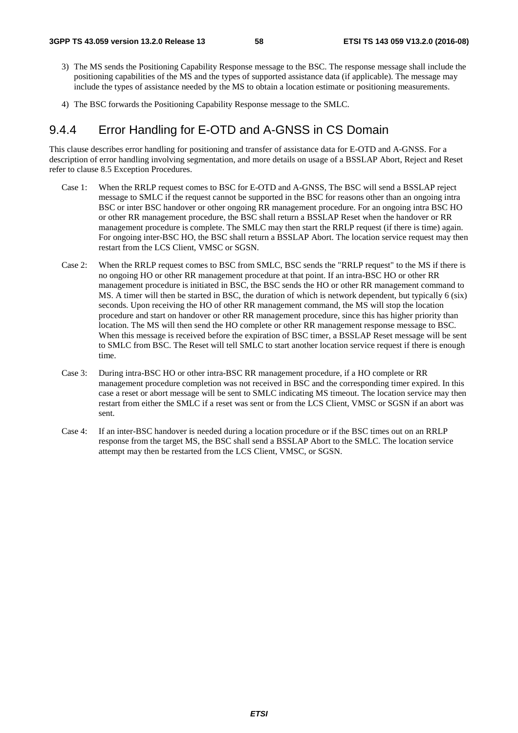3) The MS sends the Positioning Capability Response message to the BSC. The response message shall include the positioning capabilities of the MS and the types of supported assistance data (if applicable). The message may include the types of assistance needed by the MS to obtain a location estimate or positioning measurements.

4) The BSC forwards the Positioning Capability Response message to the SMLC.

### 9.4.4 Error Handling for E-OTD and A-GNSS in CS Domain

This clause describes error handling for positioning and transfer of assistance data for E-OTD and A-GNSS. For a description of error handling involving segmentation, and more details on usage of a BSSLAP Abort, Reject and Reset refer to clause 8.5 Exception Procedures.

Case 1: When the RRLP request comes to BSC for E-OTD and A-GNSS, The BSC will send a BSSLAP reject message to SMLC if the request cannot be supported in the BSC for reasons other than an ongoing intra BSC or inter BSC handover or other ongoing RR management procedure. For an ongoing intra BSC HO or other RR management procedure, the BSC shall return a BSSLAP Reset when the handover or RR management procedure is complete. The SMLC may then start the RRLP request (if there is time) again. For ongoing inter-BSC HO, the BSC shall return a BSSLAP Abort. The location service request may then restart from the LCS Client, VMSC or SGSN.

Case 2: When the RRLP request comes to BSC from SMLC, BSC sends the "RRLP request" to the MS if there is no ongoing HO or other RR management procedure at that point. If an intra-BSC HO or other RR management procedure is initiated in BSC, the BSC sends the HO or other RR management command to MS. A timer will then be started in BSC, the duration of which is network dependent, but typically 6 (six) seconds. Upon receiving the HO of other RR management command, the MS will stop the location procedure and start on handover or other RR management procedure, since this has higher priority than location. The MS will then send the HO complete or other RR management response message to BSC. When this message is received before the expiration of BSC timer, a BSSLAP Reset message will be sent to SMLC from BSC. The Reset will tell SMLC to start another location service request if there is enough time.

Case 3: During intra-BSC HO or other intra-BSC RR management procedure, if a HO complete or RR management procedure completion was not received in BSC and the corresponding timer expired. In this case a reset or abort message will be sent to SMLC indicating MS timeout. The location service may then restart from either the SMLC if a reset was sent or from the LCS Client, VMSC or SGSN if an abort was sent.

Case 4: If an inter-BSC handover is needed during a location procedure or if the BSC times out on an RRLP response from the target MS, the BSC shall send a BSSLAP Abort to the SMLC. The location service attempt may then be restarted from the LCS Client, VMSC, or SGSN.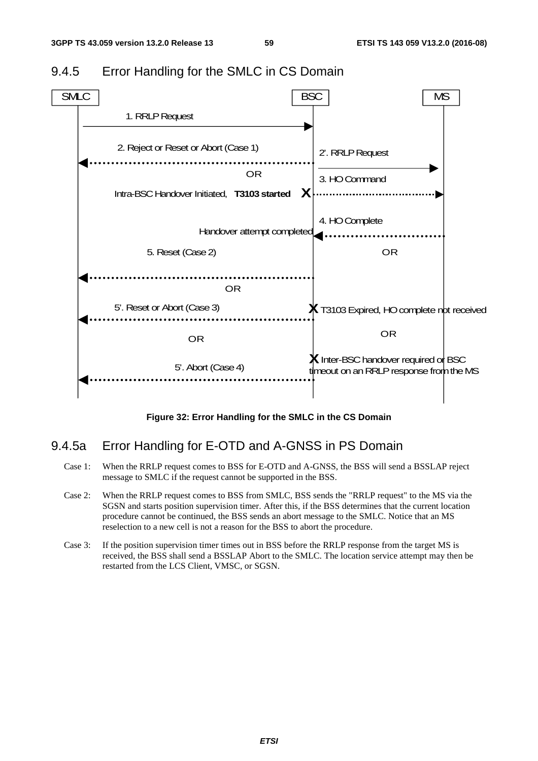### 9.4.5 Error Handling for the SMLC in CS Domain

**Figure 32: Error Handling for the SMLC in the CS Domain**

### 9.4.5a Error Handling for E-OTD and A-GNSS in PS Domain

Case 1: When the RRLP request comes to BSS for E-OTD and A-GNSS, the BSS will send a BSSLAP reject message to SMLC if the request cannot be supported in the BSS.

Case 2: When the RRLP request comes to BSS from SMLC, BSS sends the "RRLP request" to the MS via the SGSN and starts position supervision timer. After this, if the BSS determines that the current location procedure cannot be continued, the BSS sends an abort message to the SMLC. Notice that an MS reselection to a new cell is not a reason for the BSS to abort the procedure.

Case 3: If the position supervision timer times out in BSS before the RRLP response from the target MS is received, the BSS shall send a BSSLAP Abort to the SMLC. The location service attempt may then be restarted from the LCS Client, VMSC, or SGSN.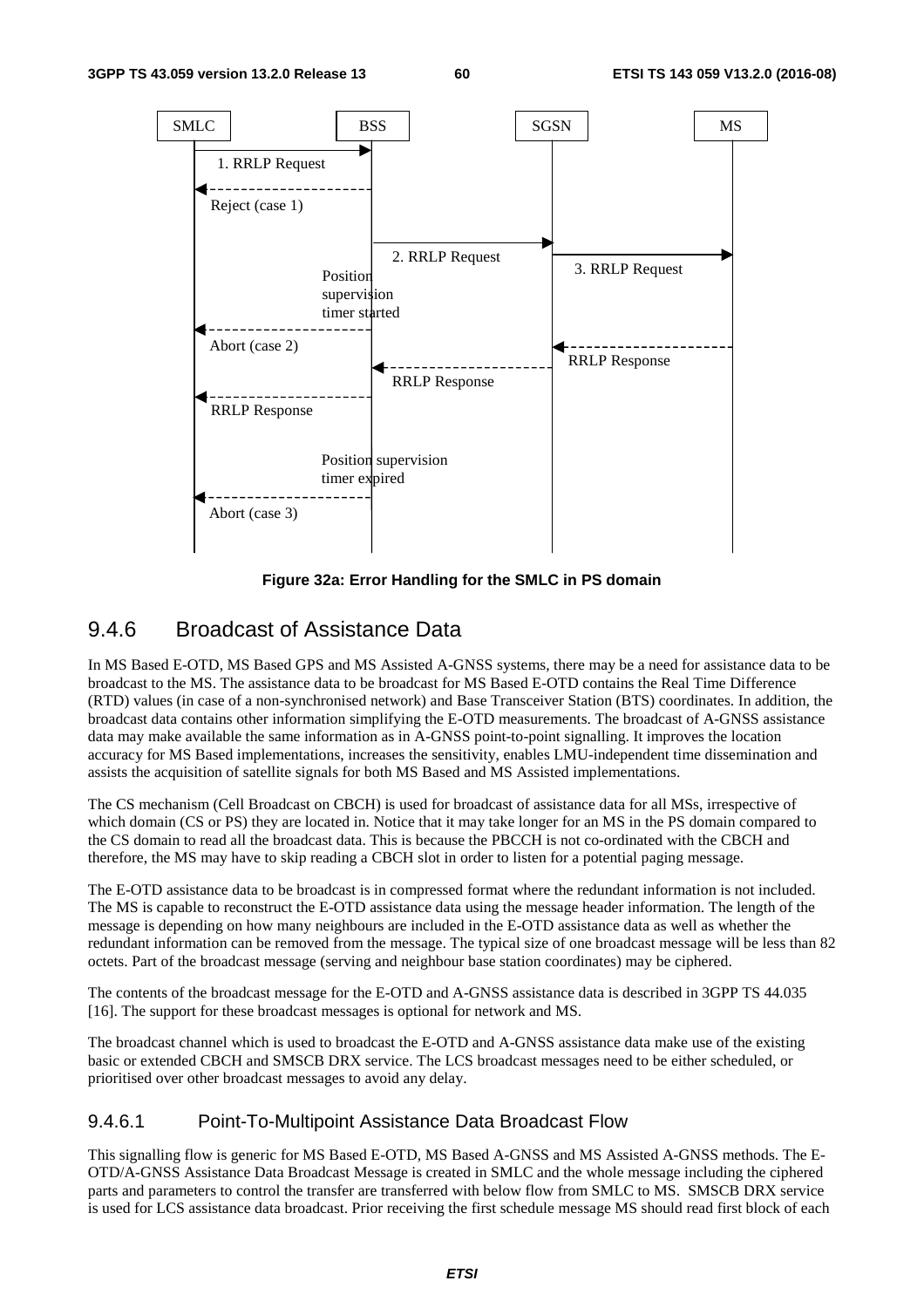SMLC BSS SGSN MS

1. RRLP Request

Reject (case 1)

2. RRLP Request

3. RRLP Request

Position supervision timer started

Abort (case 2)

RRLP Response

RRLP Response

RRLP Response

Position supervision timer expired

Abort (case 3)

**Figure 32a: Error Handling for the SMLC in PS domain**

## 9.4.6 Broadcast of Assistance Data

In MS Based E-OTD, MS Based GPS and MS Assisted A-GNSS systems, there may be a need for assistance data to be broadcast to the MS. The assistance data to be broadcast for MS Based E-OTD contains the Real Time Difference (RTD) values (in case of a non-synchronised network) and Base Transceiver Station (BTS) coordinates. In addition, the broadcast data contains other information simplifying the E-OTD measurements. The broadcast of A-GNSS assistance data may make available the same information as in A-GNSS point-to-point signalling. It improves the location accuracy for MS Based implementations, increases the sensitivity, enables LMU-independent time dissemination and assists the acquisition of satellite signals for both MS Based and MS Assisted implementations.

The CS mechanism (Cell Broadcast on CBCH) is used for broadcast of assistance data for all MSs, irrespective of which domain (CS or PS) they are located in. Notice that it may take longer for an MS in the PS domain compared to the CS domain to read all the broadcast data. This is because the PBCCH is not co-ordinated with the CBCH and therefore, the MS may have to skip reading a CBCH slot in order to listen for a potential paging message.

The E-OTD assistance data to be broadcast is in compressed format where the redundant information is not included. The MS is capable to reconstruct the E-OTD assistance data using the message header information. The length of the message is depending on how many neighbours are included in the E-OTD assistance data as well as whether the redundant information can be removed from the message. The typical size of one broadcast message will be less than 82 octets. Part of the broadcast message (serving and neighbour base station coordinates) may be ciphered.

The contents of the broadcast message for the E-OTD and A-GNSS assistance data is described in 3GPP TS 44.035 [16]. The support for these broadcast messages is optional for network and MS.

The broadcast channel which is used to broadcast the E-OTD and A-GNSS assistance data make use of the existing basic or extended CBCH and SMSCB DRX service. The LCS broadcast messages need to be either scheduled, or prioritised over other broadcast messages to avoid any delay.

### 9.4.6.1 Point-To-Multipoint Assistance Data Broadcast Flow

This signalling flow is generic for MS Based E-OTD, MS Based A-GNSS and MS Assisted A-GNSS methods. The E-OTD/A-GNSS Assistance Data Broadcast Message is created in SMLC and the whole message including the ciphered parts and parameters to control the transfer are transferred with below flow from SMLC to MS. SMSCB DRX service is used for LCS assistance data broadcast. Prior receiving the first schedule message MS should read first block of each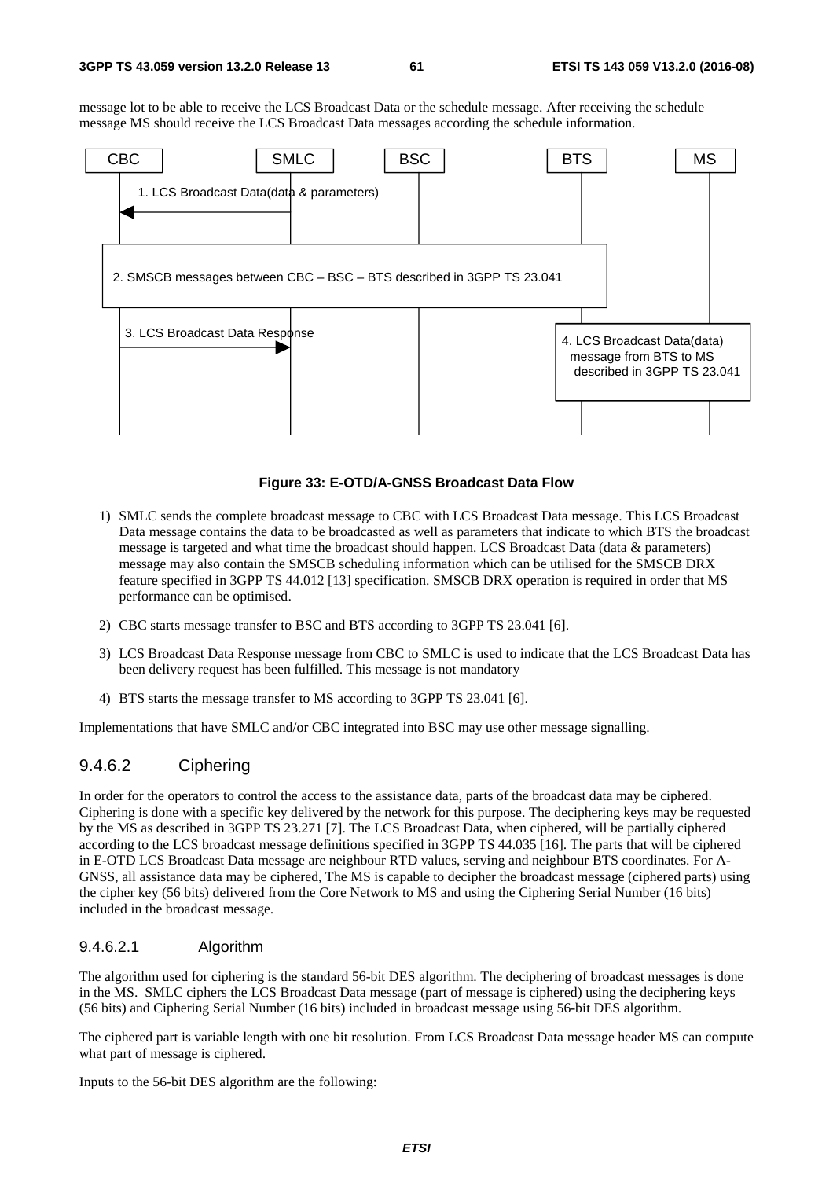message lot to be able to receive the LCS Broadcast Data or the schedule message. After receiving the schedule message MS should receive the LCS Broadcast Data messages according the schedule information.

**Figure 33: E-OTD/A-GNSS Broadcast Data Flow**

1) SMLC sends the complete broadcast message to CBC with LCS Broadcast Data message. This LCS Broadcast Data message contains the data to be broadcasted as well as parameters that indicate to which BTS the broadcast message is targeted and what time the broadcast should happen. LCS Broadcast Data (data & parameters) message may also contain the SMSCB scheduling information which can be utilised for the SMSCB DRX feature specified in 3GPP TS 44.012 [13] specification. SMSCB DRX operation is required in order that MS performance can be optimised.

2) CBC starts message transfer to BSC and BTS according to 3GPP TS 23.041 [6].

3) LCS Broadcast Data Response message from CBC to SMLC is used to indicate that the LCS Broadcast Data has been delivery request has been fulfilled. This message is not mandatory

4) BTS starts the message transfer to MS according to 3GPP TS 23.041 [6].

Implementations that have SMLC and/or CBC integrated into BSC may use other message signalling.

### 9.4.6.2 Ciphering

In order for the operators to control the access to the assistance data, parts of the broadcast data may be ciphered. Ciphering is done with a specific key delivered by the network for this purpose. The deciphering keys may be requested by the MS as described in 3GPP TS 23.271 [7]. The LCS Broadcast Data, when ciphered, will be partially ciphered according to the LCS broadcast message definitions specified in 3GPP TS 44.035 [16]. The parts that will be ciphered in E-OTD LCS Broadcast Data message are neighbour RTD values, serving and neighbour BTS coordinates. For A-GNSS, all assistance data may be ciphered, The MS is capable to decipher the broadcast message (ciphered parts) using the cipher key (56 bits) delivered from the Core Network to MS and using the Ciphering Serial Number (16 bits) included in the broadcast message.

#### 9.4.6.2.1 Algorithm

The algorithm used for ciphering is the standard 56-bit DES algorithm. The deciphering of broadcast messages is done in the MS. SMLC ciphers the LCS Broadcast Data message (part of message is ciphered) using the deciphering keys (56 bits) and Ciphering Serial Number (16 bits) included in broadcast message using 56-bit DES algorithm.

The ciphered part is variable length with one bit resolution. From LCS Broadcast Data message header MS can compute what part of message is ciphered.

Inputs to the 56-bit DES algorithm are the following: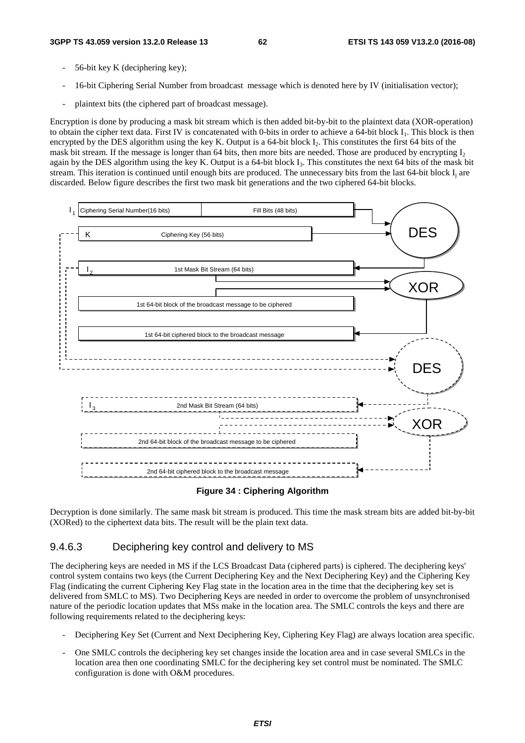- 56-bit key K (deciphering key);
- 16-bit Ciphering Serial Number from broadcast message which is denoted here by IV (initialisation vector);
- plaintext bits (the ciphered part of broadcast message).

Encryption is done by producing a mask bit stream which is then added bit-by-bit to the plaintext data (XOR-operation) to obtain the cipher text data. First IV is concatenated with 0-bits in order to achieve a 64-bit block $I_1$. This block is then encrypted by the DES algorithm using the key K. Output is a 64-bit block $I_2$. This constitutes the first 64 bits of the mask bit stream. If the message is longer than 64 bits, then more bits are needed. Those are produced by encrypting $I_2$ again by the DES algorithm using the key K. Output is a 64-bit block $I_3$. This constitutes the next 64 bits of the mask bit stream. This iteration is continued until enough bits are produced. The unnecessary bits from the last 64-bit block $I_j$ are discarded. Below figure describes the first two mask bit generations and the two ciphered 64-bit blocks.

$I_1$ Ciphering Serial Number(16 bits) | Fill Bits (48 bits)

K Ciphering Key (56 bits)

DES

$I_2$ 1st Mask Bit Stream (64 bits)

XOR

1st 64-bit block of the broadcast message to be ciphered

1st 64-bit ciphered block to the broadcast message

DES

$I_3$ 2nd Mask Bit Stream (64 bits)

XOR

2nd 64-bit block of the broadcast message to be ciphered

2nd 64-bit ciphered block to the broadcast message

**Figure 34 : Ciphering Algorithm**

Decryption is done similarly. The same mask bit stream is produced. This time the mask stream bits are added bit-by-bit (XORed) to the ciphertext data bits. The result will be the plain text data.

### 9.4.6.3 Deciphering key control and delivery to MS

The deciphering keys are needed in MS if the LCS Broadcast Data (ciphered parts) is ciphered. The deciphering keys' control system contains two keys (the Current Deciphering Key and the Next Deciphering Key) and the Ciphering Key Flag (indicating the current Ciphering Key Flag state in the location area in the time that the deciphering key set is delivered from SMLC to MS). Two Deciphering Keys are needed in order to overcome the problem of unsynchronised nature of the periodic location updates that MSs make in the location area. The SMLC controls the keys and there are following requirements related to the deciphering keys:

- Deciphering Key Set (Current and Next Deciphering Key, Ciphering Key Flag) are always location area specific.
- One SMLC controls the deciphering key set changes inside the location area and in case several SMLCs in the location area then one coordinating SMLC for the deciphering key set control must be nominated. The SMLC configuration is done with O&M procedures.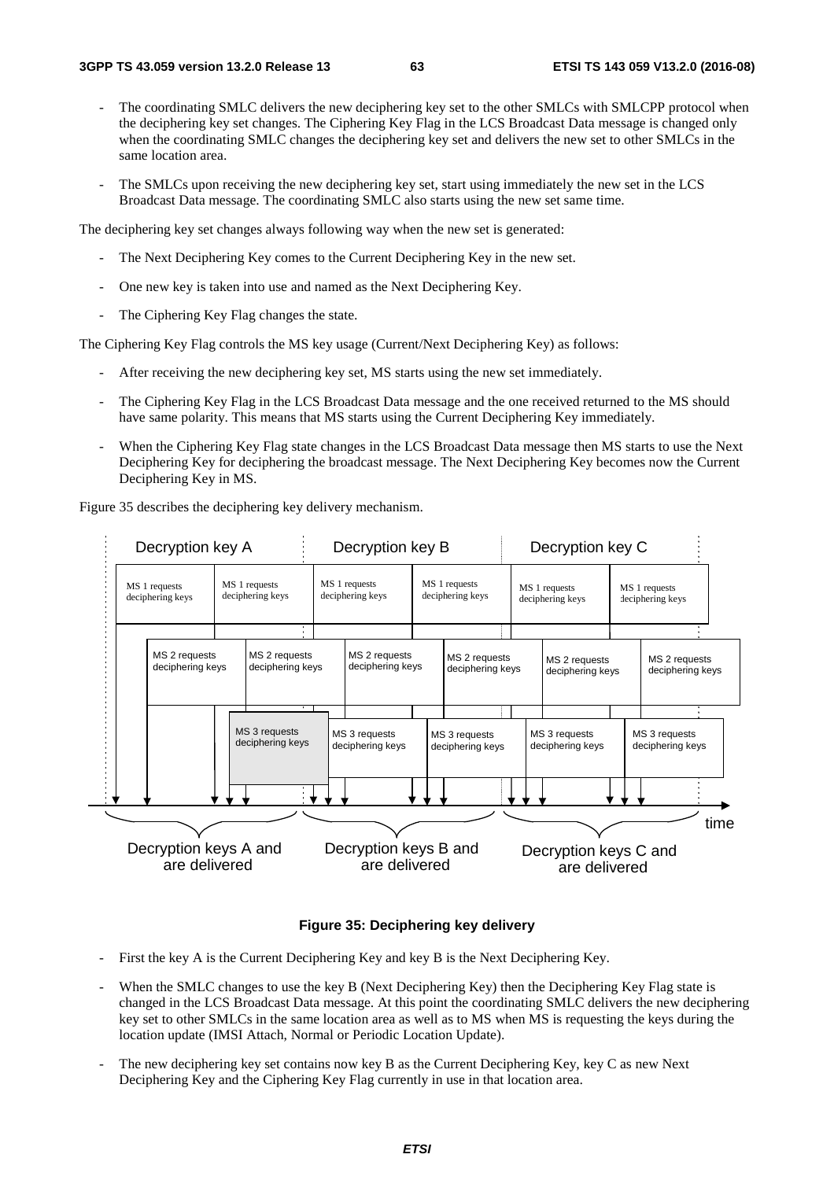- The coordinating SMLC delivers the new deciphering key set to the other SMLCs with SMLCPP protocol when the deciphering key set changes. The Ciphering Key Flag in the LCS Broadcast Data message is changed only when the coordinating SMLC changes the deciphering key set and delivers the new set to other SMLCs in the same location area.

- The SMLCs upon receiving the new deciphering key set, start using immediately the new set in the LCS Broadcast Data message. The coordinating SMLC also starts using the new set same time.

The deciphering key set changes always following way when the new set is generated:

- The Next Deciphering Key comes to the Current Deciphering Key in the new set.

- One new key is taken into use and named as the Next Deciphering Key.

- The Ciphering Key Flag changes the state.

The Ciphering Key Flag controls the MS key usage (Current/Next Deciphering Key) as follows:

- After receiving the new deciphering key set, MS starts using the new set immediately.

- The Ciphering Key Flag in the LCS Broadcast Data message and the one received returned to the MS should have same polarity. This means that MS starts using the Current Deciphering Key immediately.

- When the Ciphering Key Flag state changes in the LCS Broadcast Data message then MS starts to use the Next Deciphering Key for deciphering the broadcast message. The Next Deciphering Key becomes now the Current Deciphering Key in MS.

Figure 35 describes the deciphering key delivery mechanism.

**Figure 35: Deciphering key delivery**

- First the key A is the Current Deciphering Key and key B is the Next Deciphering Key.

- When the SMLC changes to use the key B (Next Deciphering Key) then the Deciphering Key Flag state is changed in the LCS Broadcast Data message. At this point the coordinating SMLC delivers the new deciphering key set to other SMLCs in the same location area as well as to MS when MS is requesting the keys during the location update (IMSI Attach, Normal or Periodic Location Update).

- The new deciphering key set contains now key B as the Current Deciphering Key, key C as new Next Deciphering Key and the Ciphering Key Flag currently in use in that location area.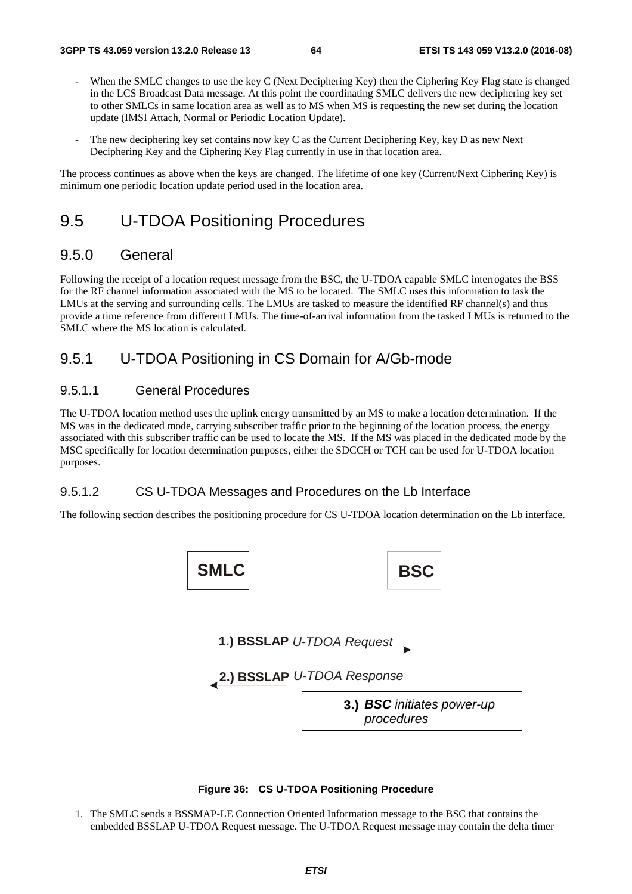- When the SMLC changes to use the key C (Next Deciphering Key) then the Ciphering Key Flag state is changed in the LCS Broadcast Data message. At this point the coordinating SMLC delivers the new deciphering key set to other SMLCs in same location area as well as to MS when MS is requesting the new set during the location update (IMSI Attach, Normal or Periodic Location Update).

- The new deciphering key set contains now key C as the Current Deciphering Key, key D as new Next Deciphering Key and the Ciphering Key Flag currently in use in that location area.

The process continues as above when the keys are changed. The lifetime of one key (Current/Next Ciphering Key) is minimum one periodic location update period used in the location area.

# 9.5 U-TDOA Positioning Procedures

## 9.5.0 General

Following the receipt of a location request message from the BSC, the U-TDOA capable SMLC interrogates the BSS for the RF channel information associated with the MS to be located. The SMLC uses this information to task the LMUs at the serving and surrounding cells. The LMUs are tasked to measure the identified RF channel(s) and thus provide a time reference from different LMUs. The time-of-arrival information from the tasked LMUs is returned to the SMLC where the MS location is calculated.

## 9.5.1 U-TDOA Positioning in CS Domain for A/Gb-mode

### 9.5.1.1 General Procedures

The U-TDOA location method uses the uplink energy transmitted by an MS to make a location determination. If the MS was in the dedicated mode, carrying subscriber traffic prior to the beginning of the location process, the energy associated with this subscriber traffic can be used to locate the MS. If the MS was placed in the dedicated mode by the MSC specifically for location determination purposes, either the SDCCH or TCH can be used for U-TDOA location purposes.

### 9.5.1.2 CS U-TDOA Messages and Procedures on the Lb Interface

The following section describes the positioning procedure for CS U-TDOA location determination on the Lb interface.

SMLC | BSC

1.) BSSLAP *U-TDOA Request*

2.) BSSLAP *U-TDOA Response*

3.) ***BSC** initiates power-up procedures*

**Figure 36: CS U-TDOA Positioning Procedure**

1. The SMLC sends a BSSMAP-LE Connection Oriented Information message to the BSC that contains the embedded BSSLAP U-TDOA Request message. The U-TDOA Request message may contain the delta timer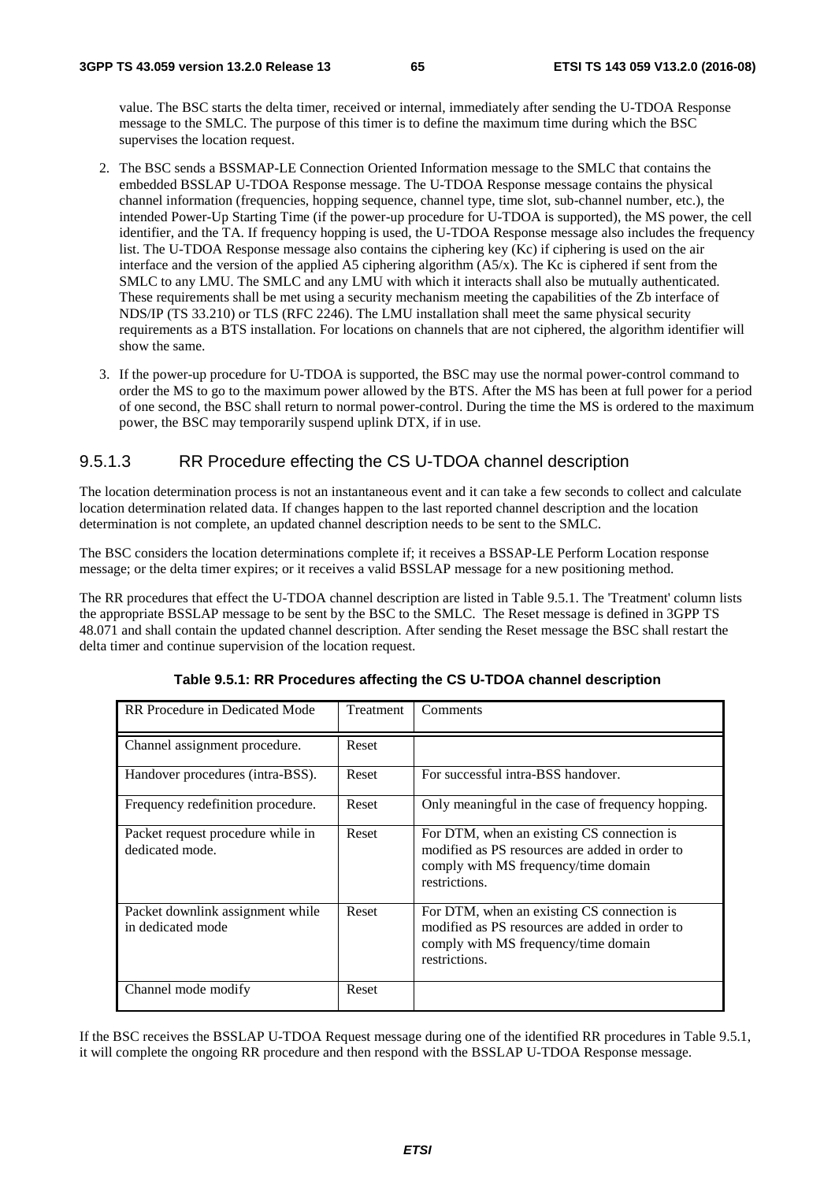value. The BSC starts the delta timer, received or internal, immediately after sending the U-TDOA Response message to the SMLC. The purpose of this timer is to define the maximum time during which the BSC supervises the location request.

2. The BSC sends a BSSMAP-LE Connection Oriented Information message to the SMLC that contains the embedded BSSLAP U-TDOA Response message. The U-TDOA Response message contains the physical channel information (frequencies, hopping sequence, channel type, time slot, sub-channel number, etc.), the intended Power-Up Starting Time (if the power-up procedure for U-TDOA is supported), the MS power, the cell identifier, and the TA. If frequency hopping is used, the U-TDOA Response message also includes the frequency list. The U-TDOA Response message also contains the ciphering key (Kc) if ciphering is used on the air interface and the version of the applied A5 ciphering algorithm (A5/x). The Kc is ciphered if sent from the SMLC to any LMU. The SMLC and any LMU with which it interacts shall also be mutually authenticated. These requirements shall be met using a security mechanism meeting the capabilities of the Zb interface of NDS/IP (TS 33.210) or TLS (RFC 2246). The LMU installation shall meet the same physical security requirements as a BTS installation. For locations on channels that are not ciphered, the algorithm identifier will show the same.

3. If the power-up procedure for U-TDOA is supported, the BSC may use the normal power-control command to order the MS to go to the maximum power allowed by the BTS. After the MS has been at full power for a period of one second, the BSC shall return to normal power-control. During the time the MS is ordered to the maximum power, the BSC may temporarily suspend uplink DTX, if in use.

### 9.5.1.3 RR Procedure effecting the CS U-TDOA channel description

The location determination process is not an instantaneous event and it can take a few seconds to collect and calculate location determination related data. If changes happen to the last reported channel description and the location determination is not complete, an updated channel description needs to be sent to the SMLC.

The BSC considers the location determinations complete if; it receives a BSSAP-LE Perform Location response message; or the delta timer expires; or it receives a valid BSSLAP message for a new positioning method.

The RR procedures that effect the U-TDOA channel description are listed in Table 9.5.1. The 'Treatment' column lists the appropriate BSSLAP message to be sent by the BSC to the SMLC. The Reset message is defined in 3GPP TS 48.071 and shall contain the updated channel description. After sending the Reset message the BSC shall restart the delta timer and continue supervision of the location request.

**Table 9.5.1: RR Procedures affecting the CS U-TDOA channel description**

| RR Procedure in Dedicated Mode | Treatment | Comments |
|---|---|---|
| Channel assignment procedure. | Reset | |
| Handover procedures (intra-BSS). | Reset | For successful intra-BSS handover. |
| Frequency redefinition procedure. | Reset | Only meaningful in the case of frequency hopping. |
| Packet request procedure while in dedicated mode. | Reset | For DTM, when an existing CS connection is modified as PS resources are added in order to comply with MS frequency/time domain restrictions. |
| Packet downlink assignment while in dedicated mode | Reset | For DTM, when an existing CS connection is modified as PS resources are added in order to comply with MS frequency/time domain restrictions. |
| Channel mode modify | Reset | |

If the BSC receives the BSSLAP U-TDOA Request message during one of the identified RR procedures in Table 9.5.1, it will complete the ongoing RR procedure and then respond with the BSSLAP U-TDOA Response message.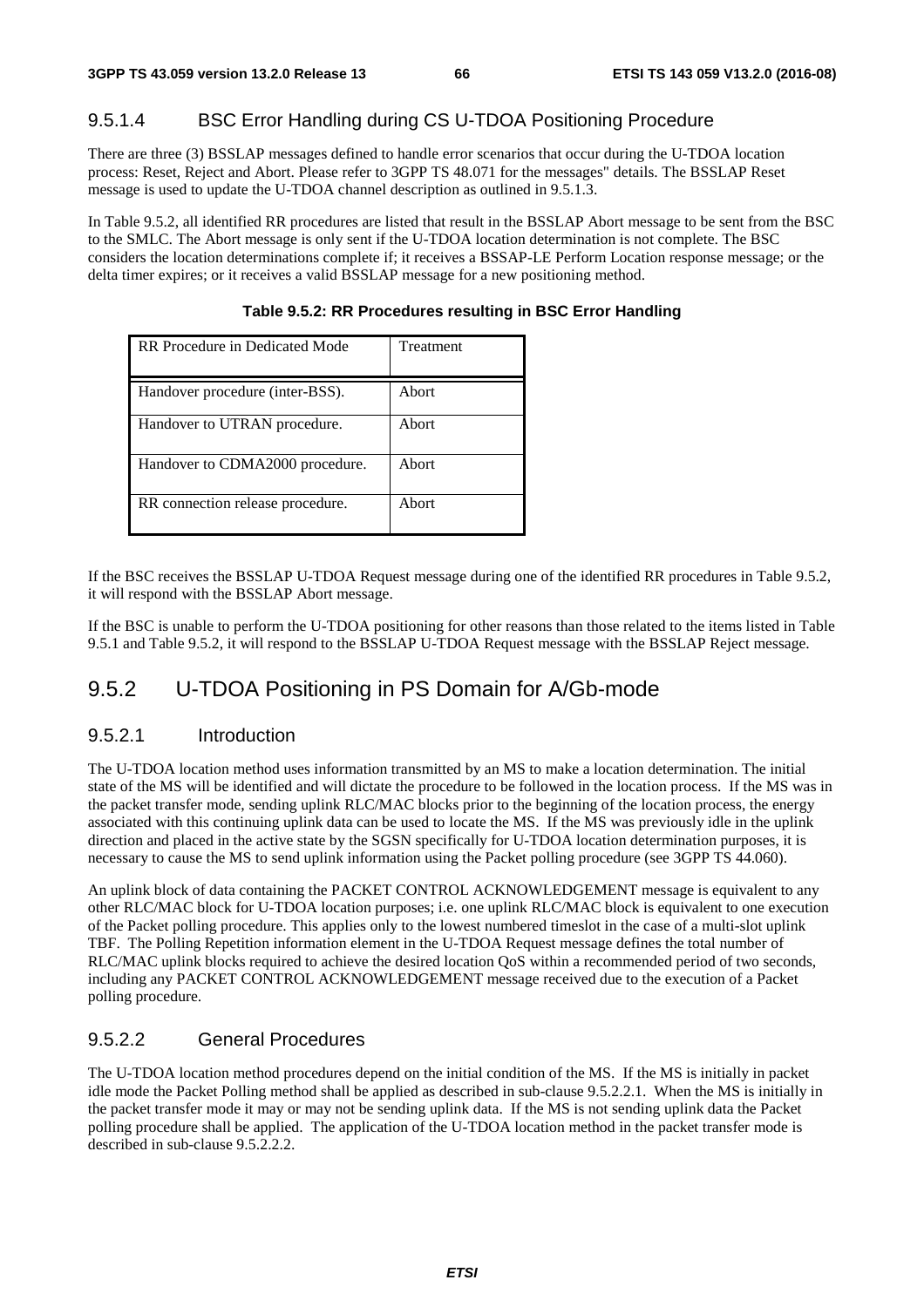### 9.5.1.4 BSC Error Handling during CS U-TDOA Positioning Procedure

There are three (3) BSSLAP messages defined to handle error scenarios that occur during the U-TDOA location process: Reset, Reject and Abort. Please refer to 3GPP TS 48.071 for the messages" details. The BSSLAP Reset message is used to update the U-TDOA channel description as outlined in 9.5.1.3.

In Table 9.5.2, all identified RR procedures are listed that result in the BSSLAP Abort message to be sent from the BSC to the SMLC. The Abort message is only sent if the U-TDOA location determination is not complete. The BSC considers the location determinations complete if; it receives a BSSAP-LE Perform Location response message; or the delta timer expires; or it receives a valid BSSLAP message for a new positioning method.

**Table 9.5.2: RR Procedures resulting in BSC Error Handling**

| RR Procedure in Dedicated Mode | Treatment |
|---|---|
| Handover procedure (inter-BSS). | Abort |
| Handover to UTRAN procedure. | Abort |
| Handover to CDMA2000 procedure. | Abort |
| RR connection release procedure. | Abort |

If the BSC receives the BSSLAP U-TDOA Request message during one of the identified RR procedures in Table 9.5.2, it will respond with the BSSLAP Abort message.

If the BSC is unable to perform the U-TDOA positioning for other reasons than those related to the items listed in Table 9.5.1 and Table 9.5.2, it will respond to the BSSLAP U-TDOA Request message with the BSSLAP Reject message.

## 9.5.2 U-TDOA Positioning in PS Domain for A/Gb-mode

### 9.5.2.1 Introduction

The U-TDOA location method uses information transmitted by an MS to make a location determination. The initial state of the MS will be identified and will dictate the procedure to be followed in the location process. If the MS was in the packet transfer mode, sending uplink RLC/MAC blocks prior to the beginning of the location process, the energy associated with this continuing uplink data can be used to locate the MS. If the MS was previously idle in the uplink direction and placed in the active state by the SGSN specifically for U-TDOA location determination purposes, it is necessary to cause the MS to send uplink information using the Packet polling procedure (see 3GPP TS 44.060).

An uplink block of data containing the PACKET CONTROL ACKNOWLEDGEMENT message is equivalent to any other RLC/MAC block for U-TDOA location purposes; i.e. one uplink RLC/MAC block is equivalent to one execution of the Packet polling procedure. This applies only to the lowest numbered timeslot in the case of a multi-slot uplink TBF. The Polling Repetition information element in the U-TDOA Request message defines the total number of RLC/MAC uplink blocks required to achieve the desired location QoS within a recommended period of two seconds, including any PACKET CONTROL ACKNOWLEDGEMENT message received due to the execution of a Packet polling procedure.

### 9.5.2.2 General Procedures

The U-TDOA location method procedures depend on the initial condition of the MS. If the MS is initially in packet idle mode the Packet Polling method shall be applied as described in sub-clause 9.5.2.2.1. When the MS is initially in the packet transfer mode it may or may not be sending uplink data. If the MS is not sending uplink data the Packet polling procedure shall be applied. The application of the U-TDOA location method in the packet transfer mode is described in sub-clause 9.5.2.2.2.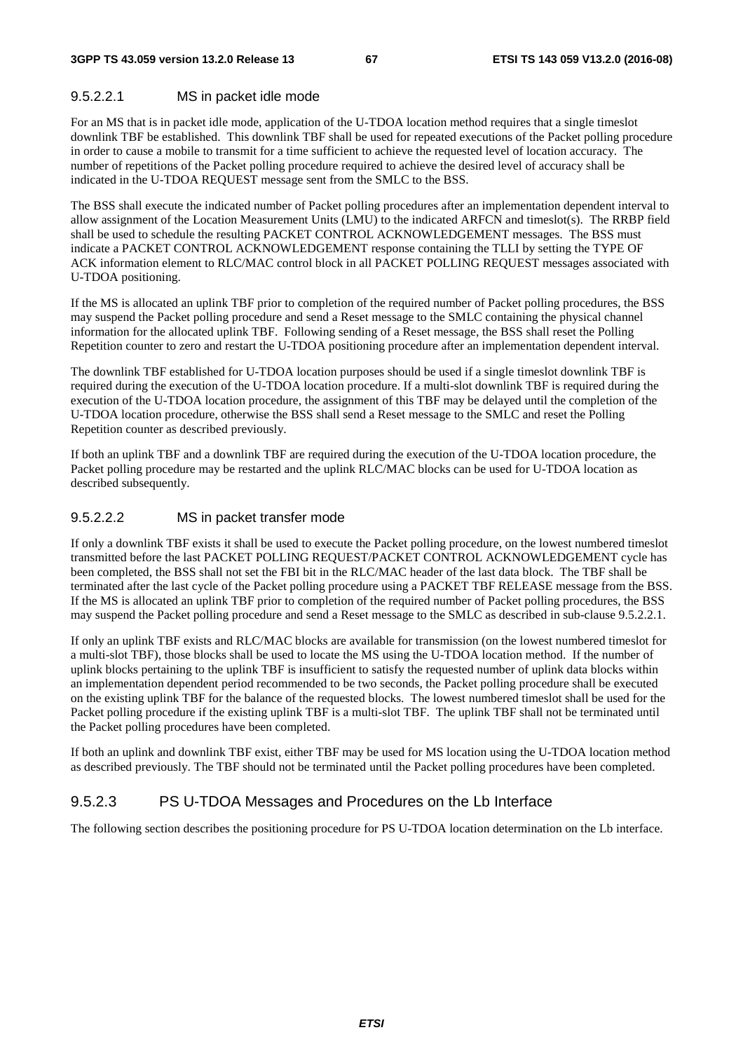#### 9.5.2.2.1 MS in packet idle mode

For an MS that is in packet idle mode, application of the U-TDOA location method requires that a single timeslot downlink TBF be established. This downlink TBF shall be used for repeated executions of the Packet polling procedure in order to cause a mobile to transmit for a time sufficient to achieve the requested level of location accuracy. The number of repetitions of the Packet polling procedure required to achieve the desired level of accuracy shall be indicated in the U-TDOA REQUEST message sent from the SMLC to the BSS.

The BSS shall execute the indicated number of Packet polling procedures after an implementation dependent interval to allow assignment of the Location Measurement Units (LMU) to the indicated ARFCN and timeslot(s). The RRBP field shall be used to schedule the resulting PACKET CONTROL ACKNOWLEDGEMENT messages. The BSS must indicate a PACKET CONTROL ACKNOWLEDGEMENT response containing the TLLI by setting the TYPE OF ACK information element to RLC/MAC control block in all PACKET POLLING REQUEST messages associated with U-TDOA positioning.

If the MS is allocated an uplink TBF prior to completion of the required number of Packet polling procedures, the BSS may suspend the Packet polling procedure and send a Reset message to the SMLC containing the physical channel information for the allocated uplink TBF. Following sending of a Reset message, the BSS shall reset the Polling Repetition counter to zero and restart the U-TDOA positioning procedure after an implementation dependent interval.

The downlink TBF established for U-TDOA location purposes should be used if a single timeslot downlink TBF is required during the execution of the U-TDOA location procedure. If a multi-slot downlink TBF is required during the execution of the U-TDOA location procedure, the assignment of this TBF may be delayed until the completion of the U-TDOA location procedure, otherwise the BSS shall send a Reset message to the SMLC and reset the Polling Repetition counter as described previously.

If both an uplink TBF and a downlink TBF are required during the execution of the U-TDOA location procedure, the Packet polling procedure may be restarted and the uplink RLC/MAC blocks can be used for U-TDOA location as described subsequently.

#### 9.5.2.2.2 MS in packet transfer mode

If only a downlink TBF exists it shall be used to execute the Packet polling procedure, on the lowest numbered timeslot transmitted before the last PACKET POLLING REQUEST/PACKET CONTROL ACKNOWLEDGEMENT cycle has been completed, the BSS shall not set the FBI bit in the RLC/MAC header of the last data block. The TBF shall be terminated after the last cycle of the Packet polling procedure using a PACKET TBF RELEASE message from the BSS. If the MS is allocated an uplink TBF prior to completion of the required number of Packet polling procedures, the BSS may suspend the Packet polling procedure and send a Reset message to the SMLC as described in sub-clause 9.5.2.2.1.

If only an uplink TBF exists and RLC/MAC blocks are available for transmission (on the lowest numbered timeslot for a multi-slot TBF), those blocks shall be used to locate the MS using the U-TDOA location method. If the number of uplink blocks pertaining to the uplink TBF is insufficient to satisfy the requested number of uplink data blocks within an implementation dependent period recommended to be two seconds, the Packet polling procedure shall be executed on the existing uplink TBF for the balance of the requested blocks. The lowest numbered timeslot shall be used for the Packet polling procedure if the existing uplink TBF is a multi-slot TBF. The uplink TBF shall not be terminated until the Packet polling procedures have been completed.

If both an uplink and downlink TBF exist, either TBF may be used for MS location using the U-TDOA location method as described previously. The TBF should not be terminated until the Packet polling procedures have been completed.

### 9.5.2.3 PS U-TDOA Messages and Procedures on the Lb Interface

The following section describes the positioning procedure for PS U-TDOA location determination on the Lb interface.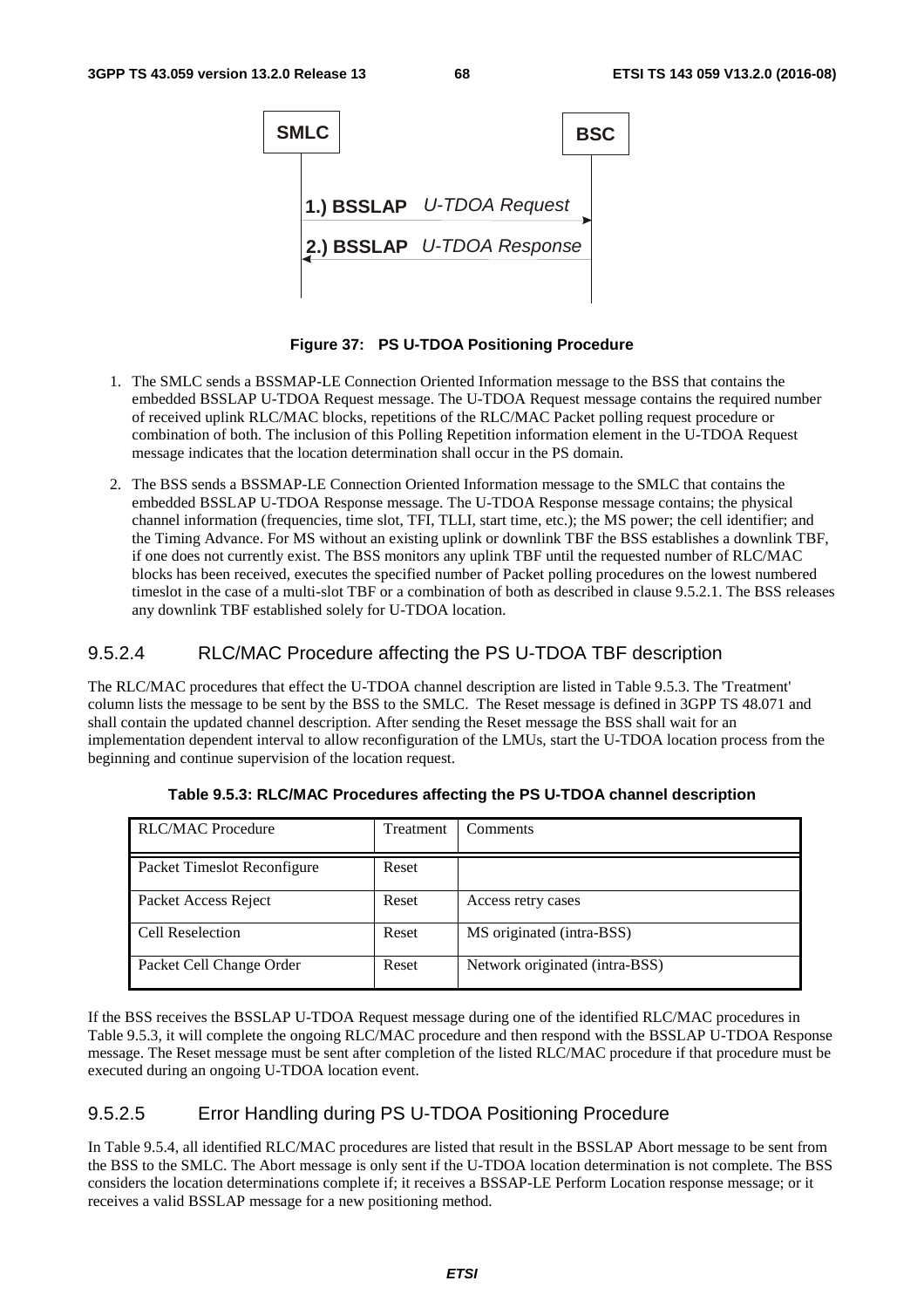**Figure 37: PS U-TDOA Positioning Procedure**

1. The SMLC sends a BSSMAP-LE Connection Oriented Information message to the BSS that contains the embedded BSSLAP U-TDOA Request message. The U-TDOA Request message contains the required number of received uplink RLC/MAC blocks, repetitions of the RLC/MAC Packet polling request procedure or combination of both. The inclusion of this Polling Repetition information element in the U-TDOA Request message indicates that the location determination shall occur in the PS domain.

2. The BSS sends a BSSMAP-LE Connection Oriented Information message to the SMLC that contains the embedded BSSLAP U-TDOA Response message. The U-TDOA Response message contains; the physical channel information (frequencies, time slot, TFI, TLLI, start time, etc.); the MS power; the cell identifier; and the Timing Advance. For MS without an existing uplink or downlink TBF the BSS establishes a downlink TBF, if one does not currently exist. The BSS monitors any uplink TBF until the requested number of RLC/MAC blocks has been received, executes the specified number of Packet polling procedures on the lowest numbered timeslot in the case of a multi-slot TBF or a combination of both as described in clause 9.5.2.1. The BSS releases any downlink TBF established solely for U-TDOA location.

### 9.5.2.4 RLC/MAC Procedure affecting the PS U-TDOA TBF description

The RLC/MAC procedures that effect the U-TDOA channel description are listed in Table 9.5.3. The 'Treatment' column lists the message to be sent by the BSS to the SMLC. The Reset message is defined in 3GPP TS 48.071 and shall contain the updated channel description. After sending the Reset message the BSS shall wait for an implementation dependent interval to allow reconfiguration of the LMUs, start the U-TDOA location process from the beginning and continue supervision of the location request.

**Table 9.5.3: RLC/MAC Procedures affecting the PS U-TDOA channel description**

| RLC/MAC Procedure | Treatment | Comments |
|---|---|---|
| Packet Timeslot Reconfigure | Reset | |
| Packet Access Reject | Reset | Access retry cases |
| Cell Reselection | Reset | MS originated (intra-BSS) |
| Packet Cell Change Order | Reset | Network originated (intra-BSS) |

If the BSS receives the BSSLAP U-TDOA Request message during one of the identified RLC/MAC procedures in Table 9.5.3, it will complete the ongoing RLC/MAC procedure and then respond with the BSSLAP U-TDOA Response message. The Reset message must be sent after completion of the listed RLC/MAC procedure if that procedure must be executed during an ongoing U-TDOA location event.

### 9.5.2.5 Error Handling during PS U-TDOA Positioning Procedure

In Table 9.5.4, all identified RLC/MAC procedures are listed that result in the BSSLAP Abort message to be sent from the BSS to the SMLC. The Abort message is only sent if the U-TDOA location determination is not complete. The BSS considers the location determinations complete if; it receives a BSSAP-LE Perform Location response message; or it receives a valid BSSLAP message for a new positioning method.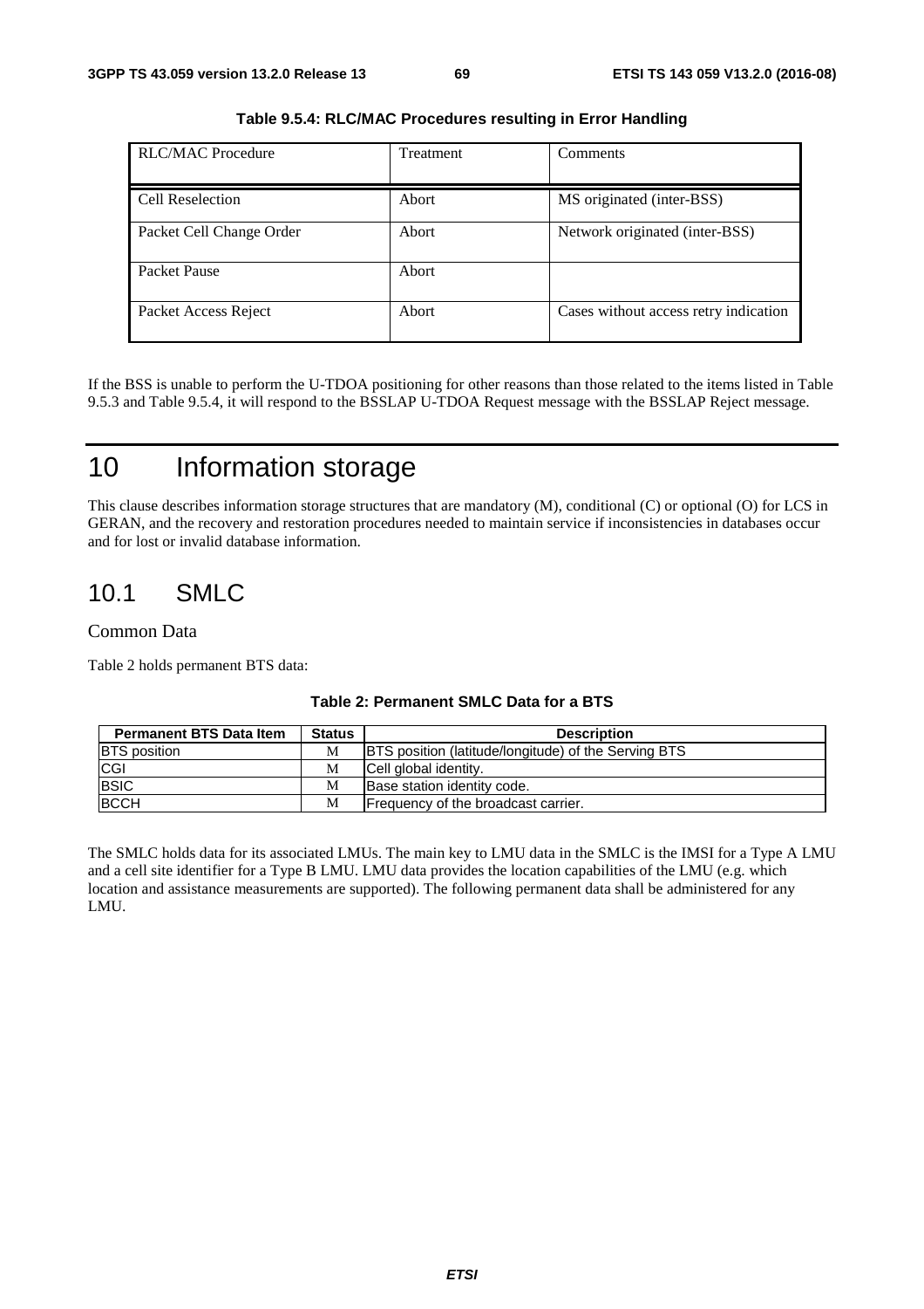**Table 9.5.4: RLC/MAC Procedures resulting in Error Handling**

| RLC/MAC Procedure | Treatment | Comments |
| --- | --- | --- |
| Cell Reselection | Abort | MS originated (inter-BSS) |
| Packet Cell Change Order | Abort | Network originated (inter-BSS) |
| Packet Pause | Abort | |
| Packet Access Reject | Abort | Cases without access retry indication |

If the BSS is unable to perform the U-TDOA positioning for other reasons than those related to the items listed in Table 9.5.3 and Table 9.5.4, it will respond to the BSSLAP U-TDOA Request message with the BSSLAP Reject message.

# 10 Information storage

This clause describes information storage structures that are mandatory (M), conditional (C) or optional (O) for LCS in GERAN, and the recovery and restoration procedures needed to maintain service if inconsistencies in databases occur and for lost or invalid database information.

## 10.1 SMLC

Common Data

Table 2 holds permanent BTS data:

**Table 2: Permanent SMLC Data for a BTS**

| Permanent BTS Data Item | Status | Description |
| --- | --- | --- |
| BTS position | M | BTS position (latitude/longitude) of the Serving BTS |
| CGI | M | Cell global identity. |
| BSIC | M | Base station identity code. |
| BCCH | M | Frequency of the broadcast carrier. |

The SMLC holds data for its associated LMUs. The main key to LMU data in the SMLC is the IMSI for a Type A LMU and a cell site identifier for a Type B LMU. LMU data provides the location capabilities of the LMU (e.g. which location and assistance measurements are supported). The following permanent data shall be administered for any LMU.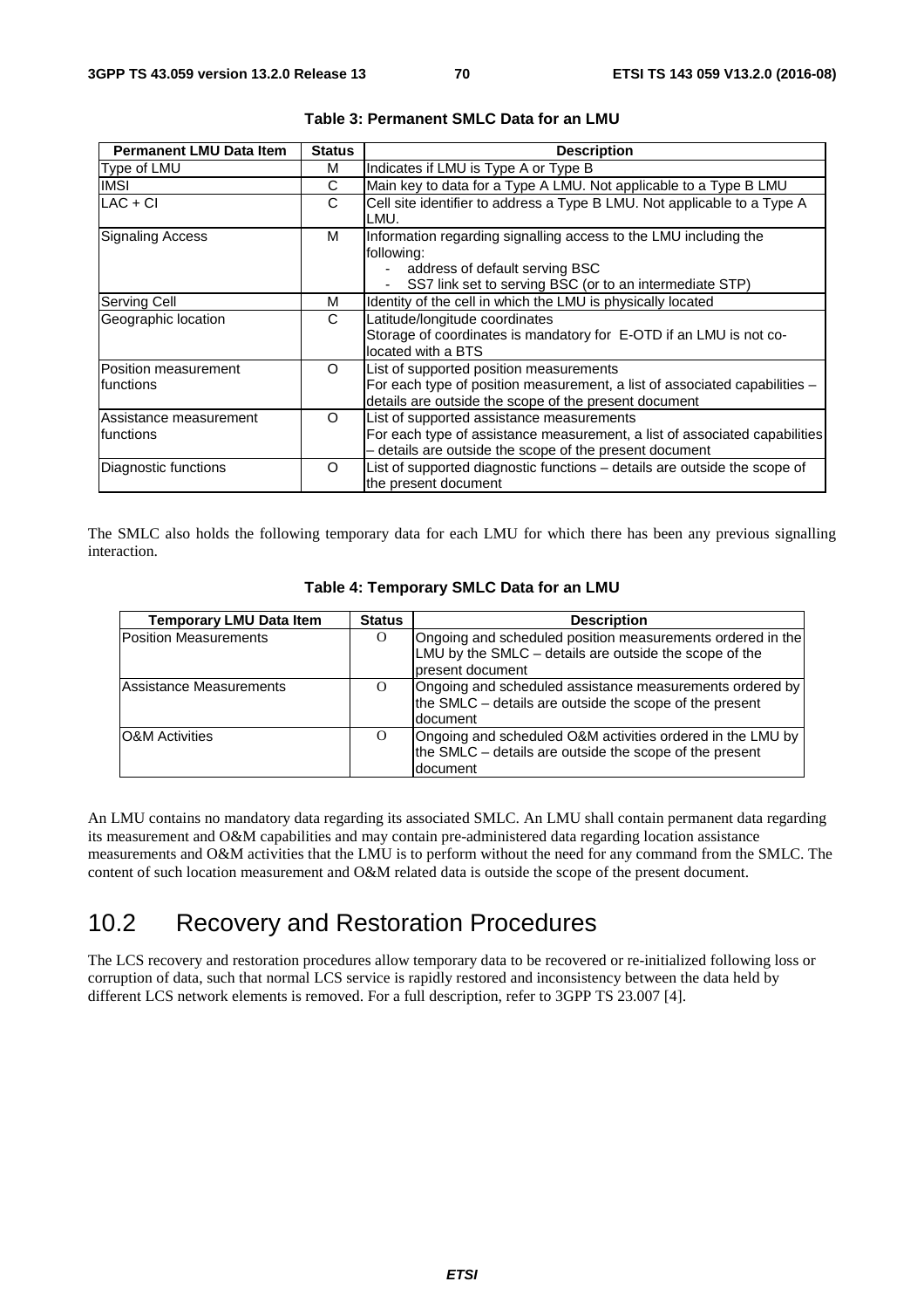**Table 3: Permanent SMLC Data for an LMU**

| Permanent LMU Data Item | Status | Description |
|---|---|---|
| Type of LMU | M | Indicates if LMU is Type A or Type B |
| IMSI | C | Main key to data for a Type A LMU. Not applicable to a Type B LMU |
| LAC + CI | C | Cell site identifier to address a Type B LMU. Not applicable to a Type A LMU. |
| Signaling Access | M | Information regarding signalling access to the LMU including the following:<br>- address of default serving BSC<br>- SS7 link set to serving BSC (or to an intermediate STP) |
| Serving Cell | M | Identity of the cell in which the LMU is physically located |
| Geographic location | C | Latitude/longitude coordinates<br>Storage of coordinates is mandatory for E-OTD if an LMU is not co-located with a BTS |
| Position measurement functions | O | List of supported position measurements<br>For each type of position measurement, a list of associated capabilities – details are outside the scope of the present document |
| Assistance measurement functions | O | List of supported assistance measurements<br>For each type of assistance measurement, a list of associated capabilities – details are outside the scope of the present document |
| Diagnostic functions | O | List of supported diagnostic functions – details are outside the scope of the present document |

The SMLC also holds the following temporary data for each LMU for which there has been any previous signalling interaction.

**Table 4: Temporary SMLC Data for an LMU**

| Temporary LMU Data Item | Status | Description |
|---|---|---|
| Position Measurements | O | Ongoing and scheduled position measurements ordered in the LMU by the SMLC – details are outside the scope of the present document |
| Assistance Measurements | O | Ongoing and scheduled assistance measurements ordered by the SMLC – details are outside the scope of the present document |
| O&M Activities | O | Ongoing and scheduled O&M activities ordered in the LMU by the SMLC – details are outside the scope of the present document |

An LMU contains no mandatory data regarding its associated SMLC. An LMU shall contain permanent data regarding its measurement and O&M capabilities and may contain pre-administered data regarding location assistance measurements and O&M activities that the LMU is to perform without the need for any command from the SMLC. The content of such location measurement and O&M related data is outside the scope of the present document.

## 10.2 Recovery and Restoration Procedures

The LCS recovery and restoration procedures allow temporary data to be recovered or re-initialized following loss or corruption of data, such that normal LCS service is rapidly restored and inconsistency between the data held by different LCS network elements is removed. For a full description, refer to 3GPP TS 23.007 [4].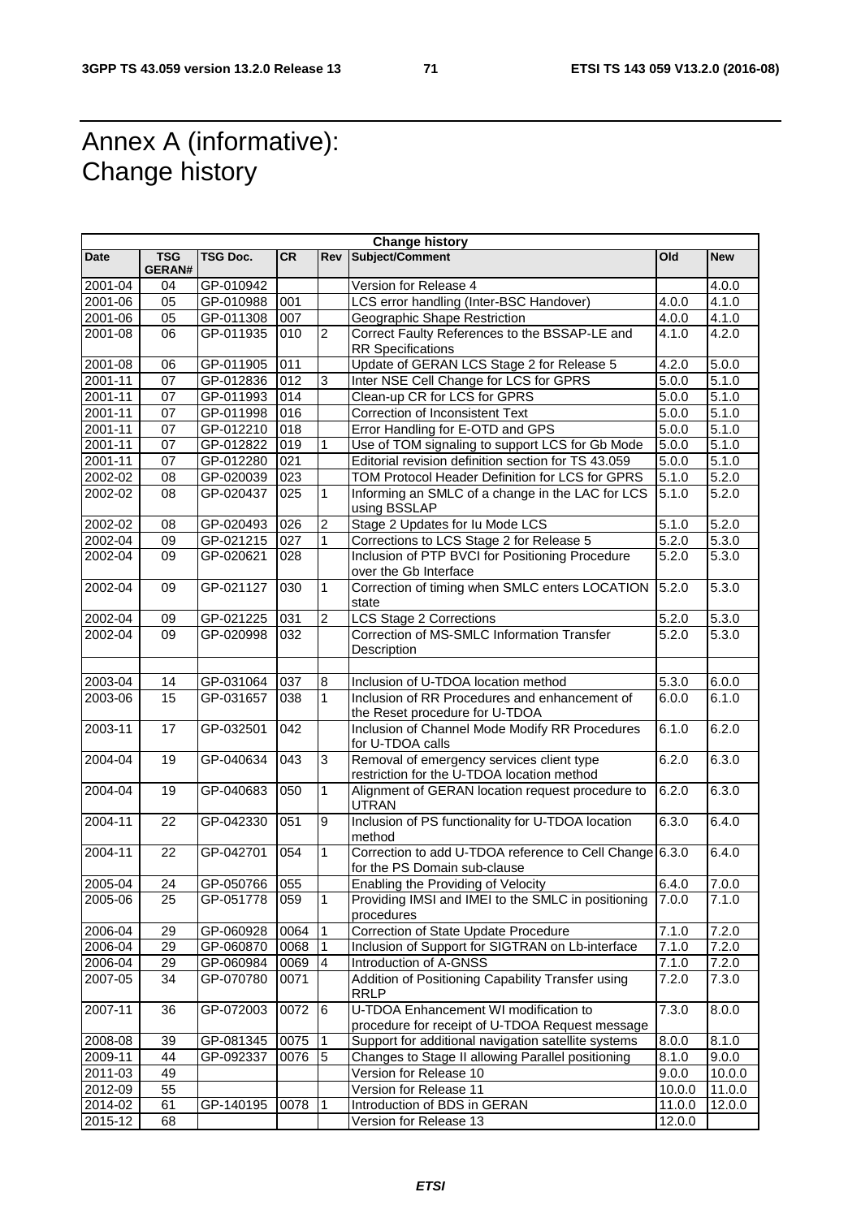# Annex A (informative): Change history

| Change history | | | | | | | |
|---|---|---|---|---|---|---|---|
| **Date** | **TSG GERAN#** | **TSG Doc.** | **CR** | **Rev** | **Subject/Comment** | **Old** | **New** |
| 2001-04 | 04 | GP-010942 | | | Version for Release 4 | | 4.0.0 |
| 2001-06 | 05 | GP-010988 | 001 | | LCS error handling (Inter-BSC Handover) | 4.0.0 | 4.1.0 |
| 2001-06 | 05 | GP-011308 | 007 | | Geographic Shape Restriction | 4.0.0 | 4.1.0 |
| 2001-08 | 06 | GP-011935 | 010 | 2 | Correct Faulty References to the BSSAP-LE and RR Specifications | 4.1.0 | 4.2.0 |
| 2001-08 | 06 | GP-011905 | 011 | | Update of GERAN LCS Stage 2 for Release 5 | 4.2.0 | 5.0.0 |
| 2001-11 | 07 | GP-012836 | 012 | 3 | Inter NSE Cell Change for LCS for GPRS | 5.0.0 | 5.1.0 |
| 2001-11 | 07 | GP-011993 | 014 | | Clean-up CR for LCS for GPRS | 5.0.0 | 5.1.0 |
| 2001-11 | 07 | GP-011998 | 016 | | Correction of Inconsistent Text | 5.0.0 | 5.1.0 |
| 2001-11 | 07 | GP-012210 | 018 | | Error Handling for E-OTD and GPS | 5.0.0 | 5.1.0 |
| 2001-11 | 07 | GP-012822 | 019 | 1 | Use of TOM signaling to support LCS for Gb Mode | 5.0.0 | 5.1.0 |
| 2001-11 | 07 | GP-012280 | 021 | | Editorial revision definition section for TS 43.059 | 5.0.0 | 5.1.0 |
| 2002-02 | 08 | GP-020039 | 023 | | TOM Protocol Header Definition for LCS for GPRS | 5.1.0 | 5.2.0 |
| 2002-02 | 08 | GP-020437 | 025 | 1 | Informing an SMLC of a change in the LAC for LCS using BSSLAP | 5.1.0 | 5.2.0 |
| 2002-02 | 08 | GP-020493 | 026 | 2 | Stage 2 Updates for Iu Mode LCS | 5.1.0 | 5.2.0 |
| 2002-04 | 09 | GP-021215 | 027 | 1 | Corrections to LCS Stage 2 for Release 5 | 5.2.0 | 5.3.0 |
| 2002-04 | 09 | GP-020621 | 028 | | Inclusion of PTP BVCI for Positioning Procedure over the Gb Interface | 5.2.0 | 5.3.0 |
| 2002-04 | 09 | GP-021127 | 030 | 1 | Correction of timing when SMLC enters LOCATION state | 5.2.0 | 5.3.0 |
| 2002-04 | 09 | GP-021225 | 031 | 2 | LCS Stage 2 Corrections | 5.2.0 | 5.3.0 |
| 2002-04 | 09 | GP-020998 | 032 | | Correction of MS-SMLC Information Transfer Description | 5.2.0 | 5.3.0 |
| | | | | | | | |
| 2003-04 | 14 | GP-031064 | 037 | 8 | Inclusion of U-TDOA location method | 5.3.0 | 6.0.0 |
| 2003-06 | 15 | GP-031657 | 038 | 1 | Inclusion of RR Procedures and enhancement of the Reset procedure for U-TDOA | 6.0.0 | 6.1.0 |
| 2003-11 | 17 | GP-032501 | 042 | | Inclusion of Channel Mode Modify RR Procedures for U-TDOA calls | 6.1.0 | 6.2.0 |
| 2004-04 | 19 | GP-040634 | 043 | 3 | Removal of emergency services client type restriction for the U-TDOA location method | 6.2.0 | 6.3.0 |
| 2004-04 | 19 | GP-040683 | 050 | 1 | Alignment of GERAN location request procedure to UTRAN | 6.2.0 | 6.3.0 |
| 2004-11 | 22 | GP-042330 | 051 | 9 | Inclusion of PS functionality for U-TDOA location method | 6.3.0 | 6.4.0 |
| 2004-11 | 22 | GP-042701 | 054 | 1 | Correction to add U-TDOA reference to Cell Change for the PS Domain sub-clause | 6.3.0 | 6.4.0 |
| 2005-04 | 24 | GP-050766 | 055 | | Enabling the Providing of Velocity | 6.4.0 | 7.0.0 |
| 2005-06 | 25 | GP-051778 | 059 | 1 | Providing IMSI and IMEI to the SMLC in positioning procedures | 7.0.0 | 7.1.0 |
| 2006-04 | 29 | GP-060928 | 0064 | 1 | Correction of State Update Procedure | 7.1.0 | 7.2.0 |
| 2006-04 | 29 | GP-060870 | 0068 | 1 | Inclusion of Support for SIGTRAN on Lb-interface | 7.1.0 | 7.2.0 |
| 2006-04 | 29 | GP-060984 | 0069 | 4 | Introduction of A-GNSS | 7.1.0 | 7.2.0 |
| 2007-05 | 34 | GP-070780 | 0071 | | Addition of Positioning Capability Transfer using RRLP | 7.2.0 | 7.3.0 |
| 2007-11 | 36 | GP-072003 | 0072 | 6 | U-TDOA Enhancement WI modification to procedure for receipt of U-TDOA Request message | 7.3.0 | 8.0.0 |
| 2008-08 | 39 | GP-081345 | 0075 | 1 | Support for additional navigation satellite systems | 8.0.0 | 8.1.0 |
| 2009-11 | 44 | GP-092337 | 0076 | 5 | Changes to Stage II allowing Parallel positioning | 8.1.0 | 9.0.0 |
| 2011-03 | 49 | | | | Version for Release 10 | 9.0.0 | 10.0.0 |
| 2012-09 | 55 | | | | Version for Release 11 | 10.0.0 | 11.0.0 |
| 2014-02 | 61 | GP-140195 | 0078 | 1 | Introduction of BDS in GERAN | 11.0.0 | 12.0.0 |
| 2015-12 | 68 | | | | Version for Release 13 | 12.0.0 | |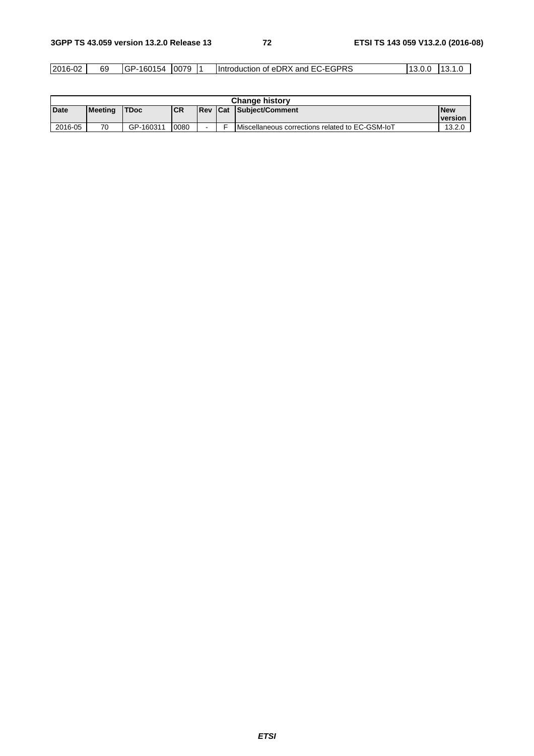| 2016-02 | 69 | GP-160154 | 0079 | 1 | Introduction of eDRX and EC-EGPRS | 13.0.0 | 13.1.0 |
|---|---|---|---|---|---|---|---|

| Change history | | | | | | |
|---|---|---|---|---|---|---|
| **Date** | **Meeting** | **TDoc** | **CR** | **Rev** | **Cat** | **Subject/Comment** | **New version** |
| 2016-05 | 70 | GP-160311 | 0080 | - | F | Miscellaneous corrections related to EC-GSM-IoT | 13.2.0 |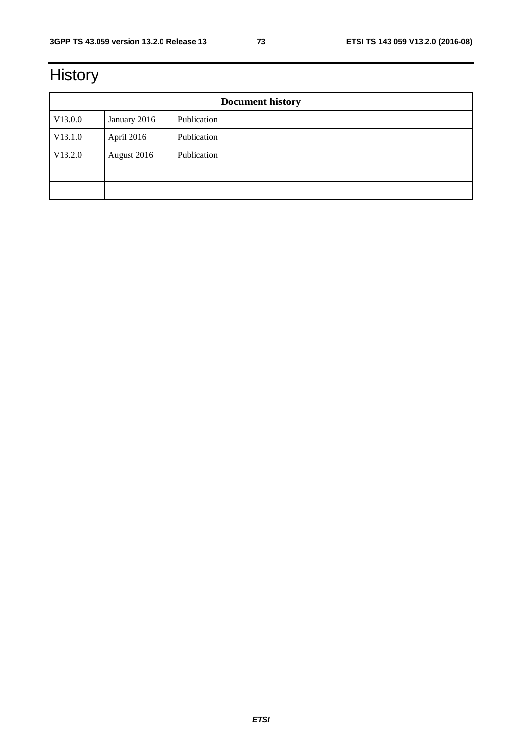# History

| Document history | | |
|---|---|---|
| V13.0.0 | January 2016 | Publication |
| V13.1.0 | April 2016 | Publication |
| V13.2.0 | August 2016 | Publication |
| | | |
| | | |